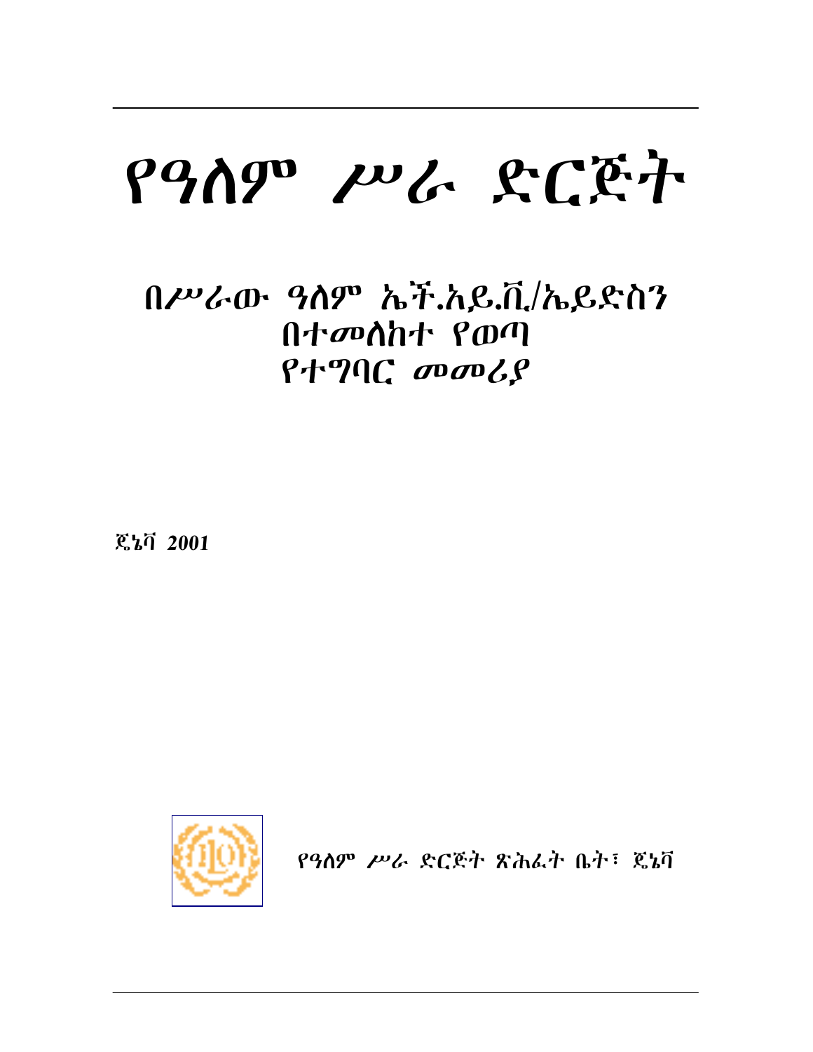# የዓለም ሥራ ድርጅት

## በሥራው ዓለም ኤች.አይ.ቪ/ኤይድስን በተመለከተ የወጣ የተግባር መመሪያ

**ጄኔቫ 2001**

የዓለም ሥራ ድርጅት ጽሕፈት ቤት፣ ጄኔቫ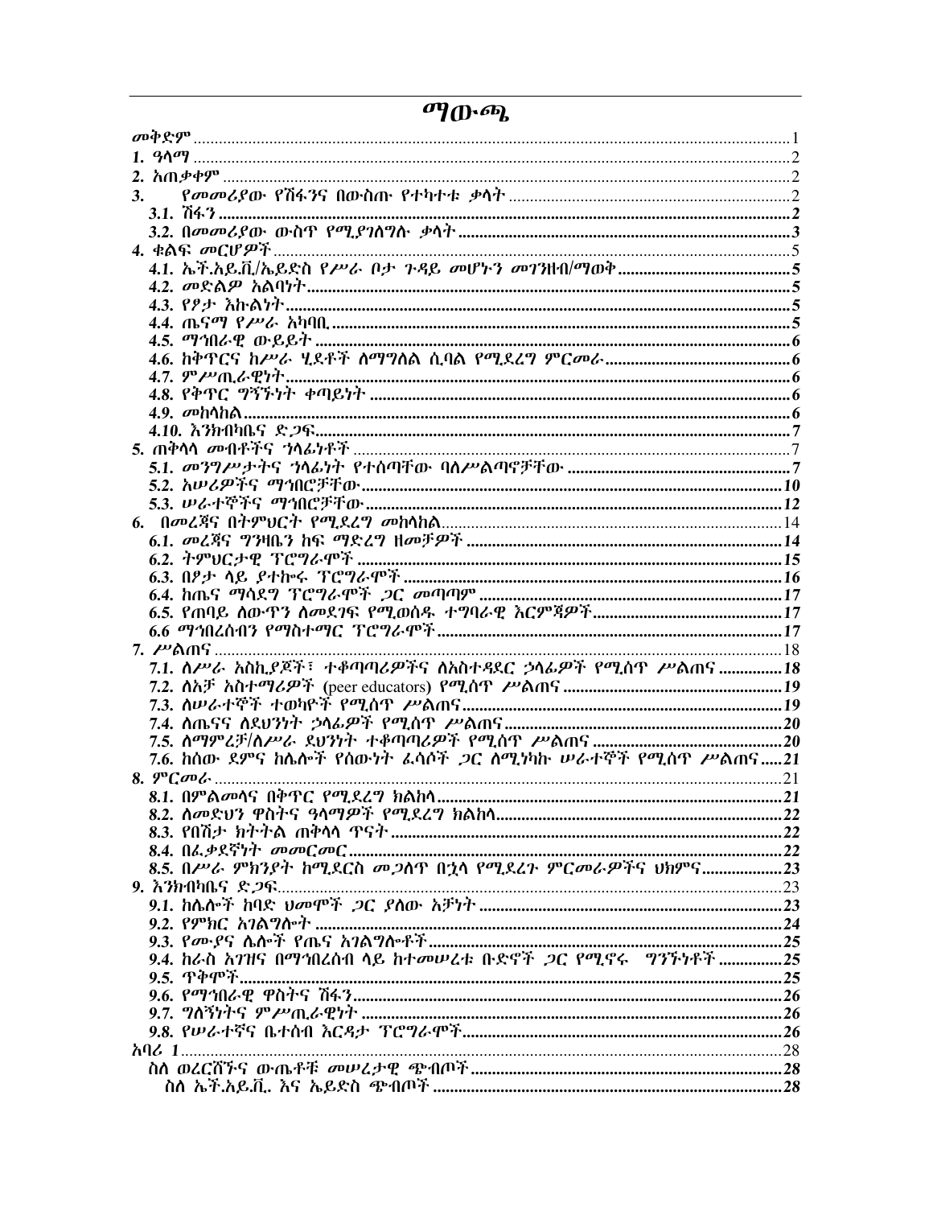# ማውጫ

| | |
|---|---|
| መቅድም | 1 |
| 1. ዓላማ | 2 |
| 2. አጠቃቀም | 2 |
| 3. የመመሪያው የሽፋንና በውስጡ የተካተቱ ቃላት | 2 |
| **3.1. ሽፋን** | **2** |
| **3.2. በመመሪያው ውስጥ የሚያገለግሉ ቃላት** | **3** |
| 4. ቁልፍ መርሆዎች | 5 |
| **4.1. ኤች.አይ.ቪ/ኤይድስ የሥራ ቦታ ጉዳይ መሆኑን መገንዘብ/ማወቅ** | **5** |
| **4.2. መድልዎ አልባነት** | **5** |
| **4.3. የፆታ እኩልነት** | **5** |
| **4.4. ጤናማ የሥራ አካባቢ** | **5** |
| **4.5. ማኅበራዊ ውይይት** | **6** |
| **4.6. ከቅጥርና ከሥራ ሂደቶች ለማግለል ሲባል የሚደረግ ምርመራ** | **6** |
| **4.7. ምሥጢራዊነት** | **6** |
| **4.8. የቅጥር ግኝኙነት ቀጣይነት** | **6** |
| **4.9. መከላከል** | **6** |
| **4.10. እንክብካቤና ድጋፍ** | **7** |
| 5. ጠቅላላ መብቶችና ኃላፊነቶች | 7 |
| **5.1. መንግሥታትና ኃላፊነት የተሰጣቸው ባለሥልጣኖቻቸው** | **7** |
| **5.2. አሠሪዎችና ማኅበሮቻቸው** | **10** |
| **5.3. ሠራተኞችና ማኅበሮቻቸው** | **12** |
| 6. በመረጃና በትምህርት የሚደረግ መከላከል | 14 |
| **6.1. መረጃና ግንዛቤን ከፍ ማድረግ ዘመቻዎች** | **14** |
| **6.2. ትምህርታዊ ፕሮግራሞች** | **15** |
| **6.3. በፆታ ላይ ያተኮሩ ፕሮግራሞች** | **16** |
| **6.4. ከጤና ማሳደግ ፕሮግራሞች ጋር መጣጣም** | **17** |
| **6.5. የጠባይ ለውጥን ለመደገፍ የሚወሰዱ ተግባራዊ እርምጃዎች** | **17** |
| **6.6 ማኅበረሰብን የማስተማር ፕሮግራሞች** | **17** |
| 7. ሥልጠና | 18 |
| **7.1. ለሥራ አስኪያጆች፣ ተቆጣጣሪዎችና ለአስተዳደር ኃላፊዎች የሚሰጥ ሥልጠና** | **18** |
| **7.2. ለአቻ አስተማሪዎች (peer educators) የሚሰጥ ሥልጠና** | **19** |
| **7.3. ለሠራተኞች ተወካዮች የሚሰጥ ሥልጠና** | **19** |
| **7.4. ለጤናና ለደህንነት ኃላፊዎች የሚሰጥ ሥልጠና** | **20** |
| **7.5. ለማምረቻ/ለሥራ ደህንነት ተቆጣጣሪዎች የሚሰጥ ሥልጠና** | **20** |
| **7.6. ከሰው ደምና ከሌሎች የሰውነት ፈሳሾች ጋር ለሚነካኩ ሠራተኞች የሚሰጥ ሥልጠና** | **21** |
| 8. ምርመራ | 21 |
| **8.1. በምልመላና በቅጥር የሚደረግ ክልከላ** | **21** |
| **8.2. ለመድህን ዋስትና ዓላማዎች የሚደረግ ክልከላ** | **22** |
| **8.3. የበሽታ ክትትል ጠቅላላ ጥናት** | **22** |
| **8.4. በፈቃደኛነት መመርመር** | **22** |
| **8.5. በሥራ ምክንያት ከሚደርስ መጋለጥ በኋላ የሚደረጉ ምርመራዎችና ህክምና** | **23** |
| 9. እንክብካቤና ድጋፍ | 23 |
| **9.1. ከሌሎች ከባድ ህመሞች ጋር ያለው አቻነት** | **23** |
| **9.2. የምክር አገልግሎት** | **24** |
| **9.3. የሙያና ሌሎች የጤና አገልግሎቶች** | **25** |
| **9.4. ከራስ አገዝና በማኅበረሰብ ላይ ከተመሠረቱ ቡድኖች ጋር የሚኖሩ ግንኙነቶች** | **25** |
| **9.5. ጥቅሞች** | **25** |
| **9.6. የማኅበራዊ ዋስትና ሽፋን** | **26** |
| **9.7. ግለኝነትና ምሥጢራዊነት** | **26** |
| **9.8. የሠራተኛና ቤተሰብ እርዳታ ፕሮግራሞች** | **26** |
| አባሪ 1 | 28 |
| **ስለ ወረርሽኙና ውጤቶቹ መሠረታዊ ጭብጦች** | **28** |
| **ስለ ኤች.አይ.ቪ. እና ኤይድስ ጭብጦች** | **28** |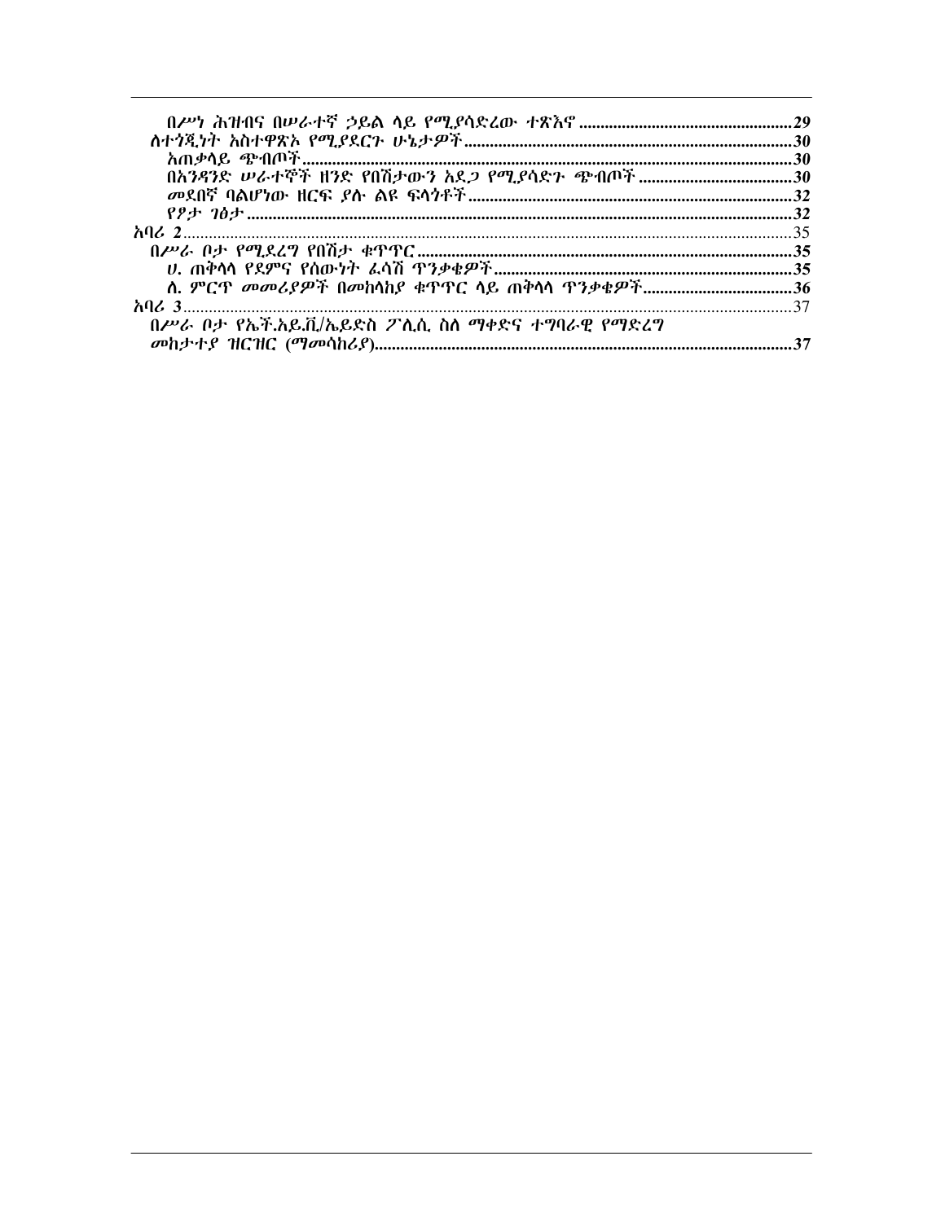በሥነ ሕዝብና በሠራተኛ ኃይል ላይ የሚያሳድረው ተጽእኖ ......29
ለተጎጂነት አስተዋጽኦ የሚያደርጉ ሁኔታዎች ......30
አጠቃላይ ጭብጦች ......30
በአንዳንድ ሠራተኞች ዘንድ የበሽታውን አደጋ የሚያሳድጉ ጭብጦች ......30
መደበኛ ባልሆነው ዘርፍ ያሉ ልዩ ፍላጎቶች ......32
የፆታ ገፅታ ......32
አባሪ 2 ......35
በሥራ ቦታ የሚደረግ የበሽታ ቁጥጥር ......35
ሀ. ጠቅላላ የደምና የሰውነት ፈሳሽ ጥንቃቄዎች ......35
ለ. ምርጥ መመሪያዎች በመከላከያ ቁጥጥር ላይ ጠቅላላ ጥንቃቄዎች ......36
አባሪ 3 ......37
በሥራ ቦታ የኤች.አይ.ቪ/ኤይድስ ፖሊሲ ስለ ማቀድና ተግባራዊ የማድረግ መከታተያ ዝርዝር (ማመሳከሪያ) ......37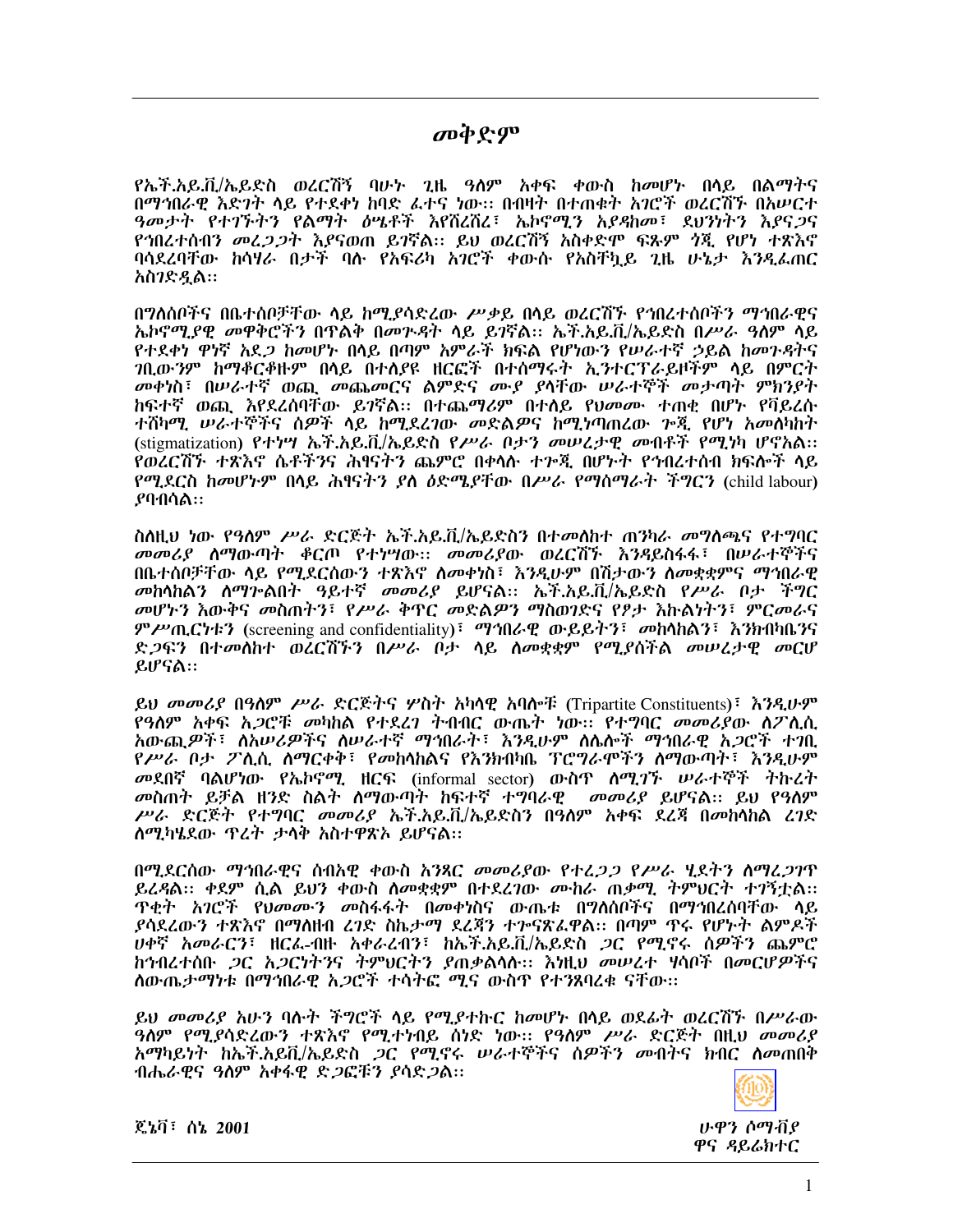# መቅድም

የኤች.አይ.ቪ/ኤይድስ ወረርሽኝ ባሁኑ ጊዜ ዓለም አቀፍ ቀውስ ከመሆኑ በላይ በልማትና በማኅበራዊ እድገት ላይ የተደቀነ ከባድ ፈተና ነው፡፡ በብዛት በተጠቁት አገሮች ወረርሽኙ በአሠርተ ዓመታት የተገኙትን የልማት ዕሤቶች እየሸረሸረ፣ ኤኮኖሚን እያዳከመ፣ ደህንነትን እያናጋና የኅበረተሰብን መረጋጋት እያናወጠ ይገኛል፡፡ ይህ ወረርሽኝ አስቀድሞ ፍጹም ጎጂ የሆነ ተጽእኖ ባሳደረባቸው ከሳሃራ በታች ባሉ የአፍሪካ አገሮች ቀውሱ የአስቸኳይ ጊዜ ሁኔታ እንዲፈጠር አስገድዷል፡፡

በግለሰቦችና በቤተሰቦቻቸው ላይ ከሚያሳድረው ሥቃይ በላይ ወረርሽኙ የኅበረተሰቦችን ማኅበራዊና ኤኮኖሚያዊ መዋቅሮችን በጥልቅ በመጉዳት ላይ ይገኛል፡፡ ኤች.አይ.ቪ/ኤይድስ በሥራ ዓለም ላይ የተደቀነ ዋነኛ አደጋ ከመሆኑ በላይ በጣም አምራች ክፍል የሆነውን የሠራተኛ ኃይል ከመጉዳቱና ገቢውንም ከማቆርቆዙም በላይ በተለያዩ ዘርፎች በተሰማሩት ኢንተርፕራይዞችም ላይ በምርት መቀነስ፣ በሠራተኛ ወጪ መጨመርና ልምድና ሙያ ያላቸው ሠራተኞች መታጣት ምክንያት ከፍተኛ ወጪ እየደረሰባቸው ይገኛል፡፡ በተጨማሪም በተለይ የህመሙ ተጠቂ በሆኑ የቫይረሱ ተሸካሚ ሠራተኞችና ሰዎች ላይ ከሚደረገው መድልዎና ከሚነጣጠረው ጉጂ የሆነ አመለካከት (stigmatization) የተነሣ ኤች.አይ.ቪ/ኤይድስ የሥራ ቦታን መሠረታዊ መብቶች የሚነካ ሆኖአል፡፡ የወረርሽኙ ተጽእኖ ሴቶችንና ሕፃናትን ጨምሮ በቀላሉ ተጐጂ በሆኑት የኅብረተሰብ ክፍሎች ላይ የሚደርስ ከመሆኑም በላይ ሕፃናትን ያለ ዕድሜያቸው በሥራ የማሰማራት ችግርን (child labour) ያባብሳል፡፡

ስለዚህ ነው የዓለም ሥራ ድርጅት ኤች.አይ.ቪ/ኤይድስን በተመለከተ ጠንካራ መግለጫና የተግባር መመሪያ ለማውጣት ቆርጦ የተነሣው፡፡ መመሪያው ወረርሽኙ እንዳይስፋፋ፣ በሠራተኞችና በቤተሰቦቻቸው ላይ የሚደርሰውን ተጽእኖ ለመቀነስ፣ እንዲሁም በሽታውን ለመቋቋምና ማኅበራዊ መከላከልን ለማጐልበት ዓይተኛ መመሪያ ይሆናል፡፡ ኤች.አይ.ቪ/ኤይድስ የሥራ ቦታ ችግር መሆኑን እውቅና መስጠትን፣ የሥራ ቅጥር መድልዎን ማስወገድና የፆታ እኩልነትን፣ ምርመራና ምሥጢርነቱን (screening and confidentiality)፣ ማኅበራዊ ውይይትን፣ መከላከልን፣ እንክብካቤንና ድጋፍን በተመለከተ ወረርሽኙን በሥራ ቦታ ላይ ለመቋቋም የሚያስችል መሠረታዊ መርሆ ይሆናል፡፡

ይህ መመሪያ በዓለም ሥራ ድርጅትና ሦስት አካላዊ አባሎቹ (Tripartite Constituents)፣ እንዲሁም የዓለም አቀፍ አጋሮቹ መካከል የተደረገ ትብብር ውጤት ነው፡፡ የተግባር መመሪያው ለፖሊሲ አውጪዎች፣ ለአሠሪዎችና ለሠራተኛ ማኅበራት፣ እንዲሁም ለሌሎች ማኅበራዊ አጋሮች ተገቢ የሥራ ቦታ ፖሊሲ ለማርቀቅ፣ የመከላከልና የእንክብካቤ ፕሮግራሞችን ለማውጣት፣ እንዲሁም መደበኛ ባልሆነው የኤኮኖሚ ዘርፍ (informal sector) ውስጥ ለሚገኙ ሠራተኞች ትኩረት መስጠት ይቻል ዘንድ ስልት ለማውጣት ከፍተኛ ተግባራዊ መመሪያ ይሆናል፡፡ ይህ የዓለም ሥራ ድርጅት የተግባር መመሪያ ኤች.አይ.ቪ/ኤይድስን በዓለም አቀፍ ደረጃ በመከላከል ረገድ ለሚካሄደው ጥረት ታላቅ አስተዋጽኦ ይሆናል፡፡

በሚደርሰው ማኅበራዊና ሰብአዊ ቀውስ አንጻር መመሪያው የተረጋጋ የሥራ ሂደትን ለማረጋገጥ ይረዳል፡፡ ቀደም ሲል ይህን ቀውስ ለመቋቋም በተደረገው ሙከራ ጠቃሚ ትምህርት ተገኝቷል፡፡ ጥቂት አገሮች የህመሙን መስፋፋት በመቀነስና ውጤቱ በግለሰቦችና በማኅበረሰባቸው ላይ ያሳደረውን ተጽእኖ በማለዘብ ረገድ ስኬታማ ደረጃን ተጐናጽፈዋል፡፡ በጣም ጥሩ የሆኑት ልምዶች ሀቀኛ አመራርን፣ ዘርፈ-ብዙ አቀራረብን፣ ከኤች.አይ.ቪ/ኤይድስ ጋር የሚኖሩ ሰዎችን ጨምሮ ከኅብረተሰቡ ጋር አጋርነትንና ትምህርትን ያጠቃልላሉ፡፡ እነዚህ መሠረተ ሃሳቦች በመርሆዎችና ለውጤታማነቱ በማኅበራዊ አጋሮች ተሳትፎ ሚና ውስጥ የተንጸባረቁ ናቸው፡፡

ይህ መመሪያ አሁን ባሉት ችግሮች ላይ የሚያተኩር ከመሆኑ በላይ ወደፊት ወረርሽኙ በሥራው ዓለም የሚያሳድረውን ተጽእኖ የሚተነብይ ሰነድ ነው፡፡ የዓለም ሥራ ድርጅት በዚህ መመሪያ አማካይነት ከኤች.አይቪ/ኤይድስ ጋር የሚኖሩ ሠራተኞችና ሰዎችን መብትና ክብር ለመጠበቅ ብሔራዊና ዓለም አቀፋዊ ድጋፎቹን ያሳድጋል፡፡

ጄኔቫ፣ ሰኔ 2001

ሁዋን ሶማቪያ
ዋና ዳይሬክተር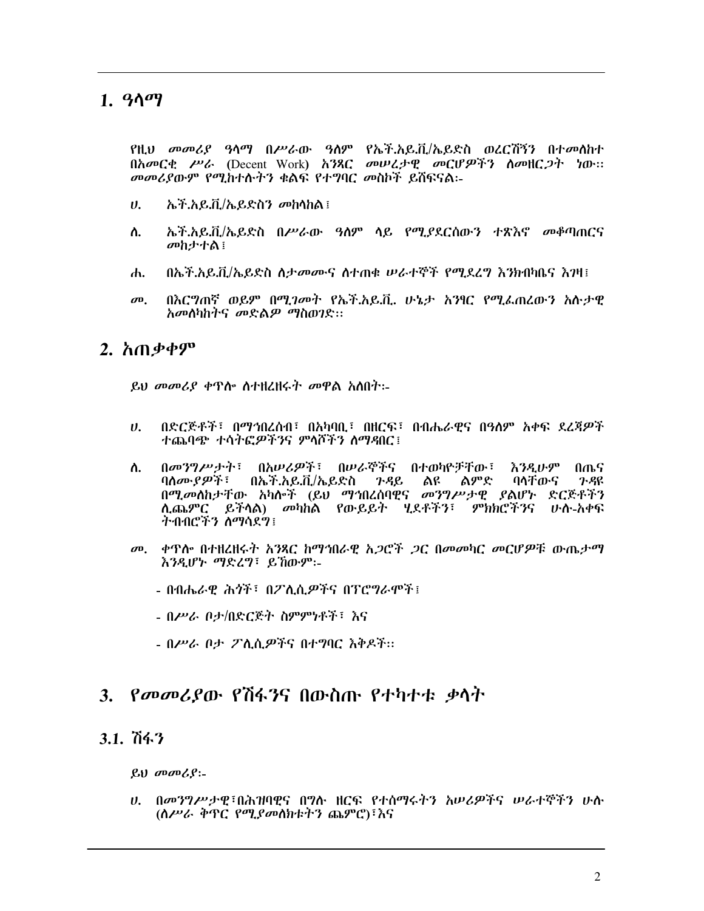# 1. ዓላማ

የዚህ *መመሪያ ዓላማ* በሥራው ዓለም የኤች.አይ.ቪ/ኤይድስ ወረርሽኝን በተመለከተ በአመርቂ *ሥራ* (Decent Work) አንጻር *መሠረታዊ መርሆዎችን* ለመዘርጋት ነው፡፡ *መመሪያውም* የሚከተሉትን ቁልፍ የተግባር መስኮች ይሸፍናል፡-

ሀ. ኤች.አይ.ቪ/ኤይድስን *መከላከል*፤

ለ. ኤች.አይ.ቪ/ኤይድስ በሥራው ዓለም ላይ የሚያደርሰውን ተጽእኖ መቆጣጠርና *መከታተል*፤

ሐ. በኤች.አይ.ቪ/ኤይድስ ለታመሙና ለተጠቁ ሠራተኞች የሚደረግ እንክብካቤና እገዛ፤

መ. በእርግጠኛ ወይም በሚገመት የኤች.አይ.ቪ. ሁኔታ አንፃር የሚፈጠረውን አሉታዊ አመለካከትና መድልዎ ማስወገድ፡፡

# 2. አጠቃቀም

ይህ *መመሪያ* ቀጥሎ ለተዘረዘሩት መዋል አለበት፡-

ሀ. በድርጅቶች፣ በማኅበረሰብ፣ በአካባቢ፣ በዘርፍ፣ በብሔራዊና በዓለም አቀፍ ደረጃዎች ተጨባጭ ተሳትፎዎችንና ምላሾችን ለማዳበር፤

ለ. በመንግሥታት፣ በአሠሪዎች፣ በሠራኞችና በተወካዮቻቸው፣ እንዲሁም በጤና ባለሙያዎች፣ በኤች.አይ.ቪ/ኤይድስ ጉዳይ ልዩ ልምድ ባላቸውና ጉዳዩ በሚመለከታቸው አካሎች (ይህ ማኅበረሰባዊና መንግሥታዊ ያልሆኑ ድርጅቶችን ሊጨምር ይችላል) መካከል የውይይት ሂደቶችን፣ ምክክሮችንና ሁሉ-አቀፍ ትብብሮችን ለማሳደግ፤

መ. ቀጥሎ በተዘረዘሩት አንጻር ከማኅበራዊ አጋሮች ጋር በመመካር መርሆዎቹ ውጤታማ እንዲሆኑ ማድረግ፣ ይኸውም፡-

- በብሔራዊ ሕጎች፣ በፖሊሲዎችና በፕሮግራሞች፤
- በሥራ ቦታ/በድርጅት ስምምነቶች፣ እና
- በሥራ ቦታ ፖሊሲዎችና በተግባር እቅዶች፡፡

# 3. የመመሪያው የሽፋንና በውስጡ የተካተቱ ቃላት

## 3.1. ሽፋን

ይህ *መመሪያ*፡-

ሀ. በመንግሥታዊ፣በሕዝባዊና በግሉ ዘርፍ የተሰማሩትን አሠሪዎችና ሠራተኞችን ሁሉ (ለሥራ ቅጥር የሚያመለክቱትን ጨምሮ)፣እና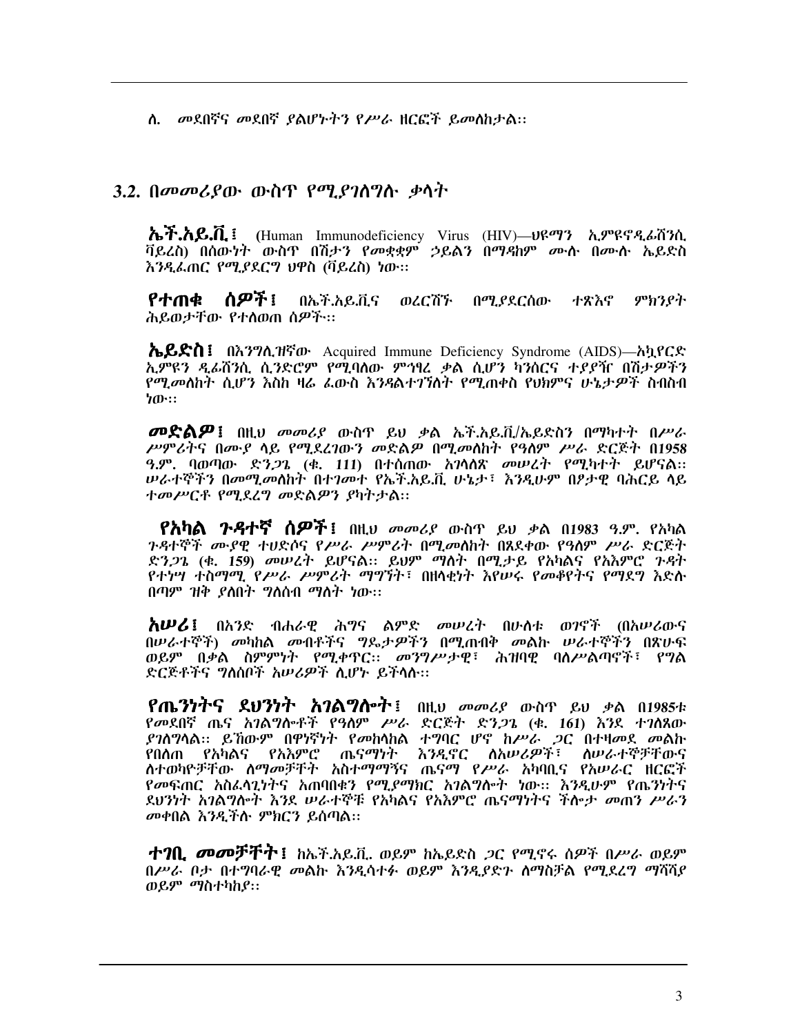ለ. *መደበኛና መደበኛ ያልሆኑትን የሥራ ዘርፎች ይመለከታል፡፡*

## 3.2. በመመሪያው ውስጥ የሚያገለግሉ ቃላት

**ኤች.አይ.ቪ፤** (Human Immunodeficiency Virus (HIV)—*ሀዩማን ኢምዩኖዲፊሸንሲ ቫይረስ) በሰውነት ውስጥ በሽታን የመቋቋም ኃይልን በማዳከም ሙሉ በሙሉ ኤይድስ እንዲፈጠር የሚያደርግ ህዋስ (ቫይረስ) ነው፡፡*

**የተጠቁ ሰዎች፤** *በኤች.አይ.ቪና ወረርሽኑ በሚያደርሰው ተጽእኖ ምክንያት ሕይወታቸው የተለወጠ ሰዎች፡፡*

**ኤይድስ፤** *በእንግሊዝኛው* Acquired Immune Deficiency Syndrome (AIDS)—*አኲየርድ ኢምዩን ዲፊሸንሲ ሲንድሮም የሚባለው ምኅፃረ ቃል ሲሆን ካንሰርና ተያያዥ በሽታዎችን የሚመለከት ሲሆን እስከ ዛሬ ፈውስ እንዳልተገኘለት የሚጠቀስ የህክምና ሁኔታዎች ስብስብ ነው፡፡*

**መድልዎ፤** *በዚህ መመሪያ ውስጥ ይህ ቃል ኤች.አይ.ቪ/ኤይድስን በማካተት በሥራ ሥምሪትና በሙያ ላይ የሚደረገውን መድልዎ በሚመለከት የዓለም ሥራ ድርጅት በ1958 ዓ.ም. ባወጣው ድንጋጌ (ቁ. 111) በተሰጠው አገላለጽ መሠረት የሚካተት ይሆናል፡፡ ሠራተኞችን በመሚመለከት በተገመተ የኤች.አይ.ቪ ሁኔታ፣ እንዲሁም በፆታዊ ባሕርይ ላይ ተመሥርቶ የሚደረግ መድልዎን ያካትታል፡፡*

**የአካል ጉዳተኛ ሰዎች፤** *በዚህ መመሪያ ውስጥ ይህ ቃል በ1983 ዓ.ም. የአካል ጉዳተኞች ሙያዊ ተሀድሶና የሥራ ሥምሪት በሚመለከት በጸደቀው የዓለም ሥራ ድርጅት ድንጋጌ (ቁ. 159) መሠረት ይሆናል፡፡ ይህም ማለት በሚታይ የአካልና የአእምሮ ጉዳት የተነሣ ተስማሚ የሥራ ሥምሪት ማግኘት፣ በዘላቂነት እየሠሩ የመቆየትና የማደግ እድሉ በጣም ዝቅ ያለበት ግለሰብ ማለት ነው፡፡*

**አሠሪ፤** *በአንድ ብሐራዊ ሕግና ልምድ መሠረት በሁለቱ ወገኖች (በአሠሪውና በሠራተኞች) መካከል መብቶችና ግዴታዎችን በሚጠብቅ መልኩ ሠራተኞችን በጽሁፍ ወይም በቃል ስምምነት የሚቀጥር፡፡ መንግሥታዊ፣ ሕዝባዊ ባለሥልጣኖች፣ የግል ድርጅቶችና ግለሰቦች አሠሪዎች ሊሆኑ ይችላሉ፡፡*

**የጤንነትና ደህንነት አገልግሎት፤** *በዚህ መመሪያ ውስጥ ይህ ቃል በ1985ቱ የመደበኛ ጤና አገልግሎቶች የዓለም ሥራ ድርጅት ድንጋጌ (ቁ. 161) እንደ ተገለጸው ያገለግላል፡፡ ይኸውም በዋነኛነት የመከላከል ተግባር ሆኖ ከሥራ ጋር በተዛመደ መልኩ የበለጠ የአካልና የአእምሮ ጤናማነት እንዲኖር ለአሠሪዎች፣ ለሠራተኞቻቸውና ለተወካዮቻቸው ለማመቻቸት አስተማማኝና ጤናማ የሥራ አካባቢና የአሠራር ዘርፎች የመፍጠር አስፈላጊነትና አጠባበቁን የሚያማክር አገልግሎት ነው፡፡ እንዲሁም የጤንነትና ደህንነት አገልግሎት እንደ ሠራተኞቹ የአካልና የአእምሮ ጤናማነትና ችሎታ መጠን ሥራን መቀበል እንዲችሉ ምክርን ይሰጣል፡፡*

**ተገቢ መመቻቸት፤** *ከኤች.አይ.ቪ. ወይም ከኤይድስ ጋር የሚኖሩ ሰዎች በሥራ ወይም በሥራ ቦታ በተግባራዊ መልኩ እንዲሳተፉ ወይም እንዲያድጉ ለማስቻል የሚደረግ ማሻሻያ ወይም ማስተካከያ፡፡*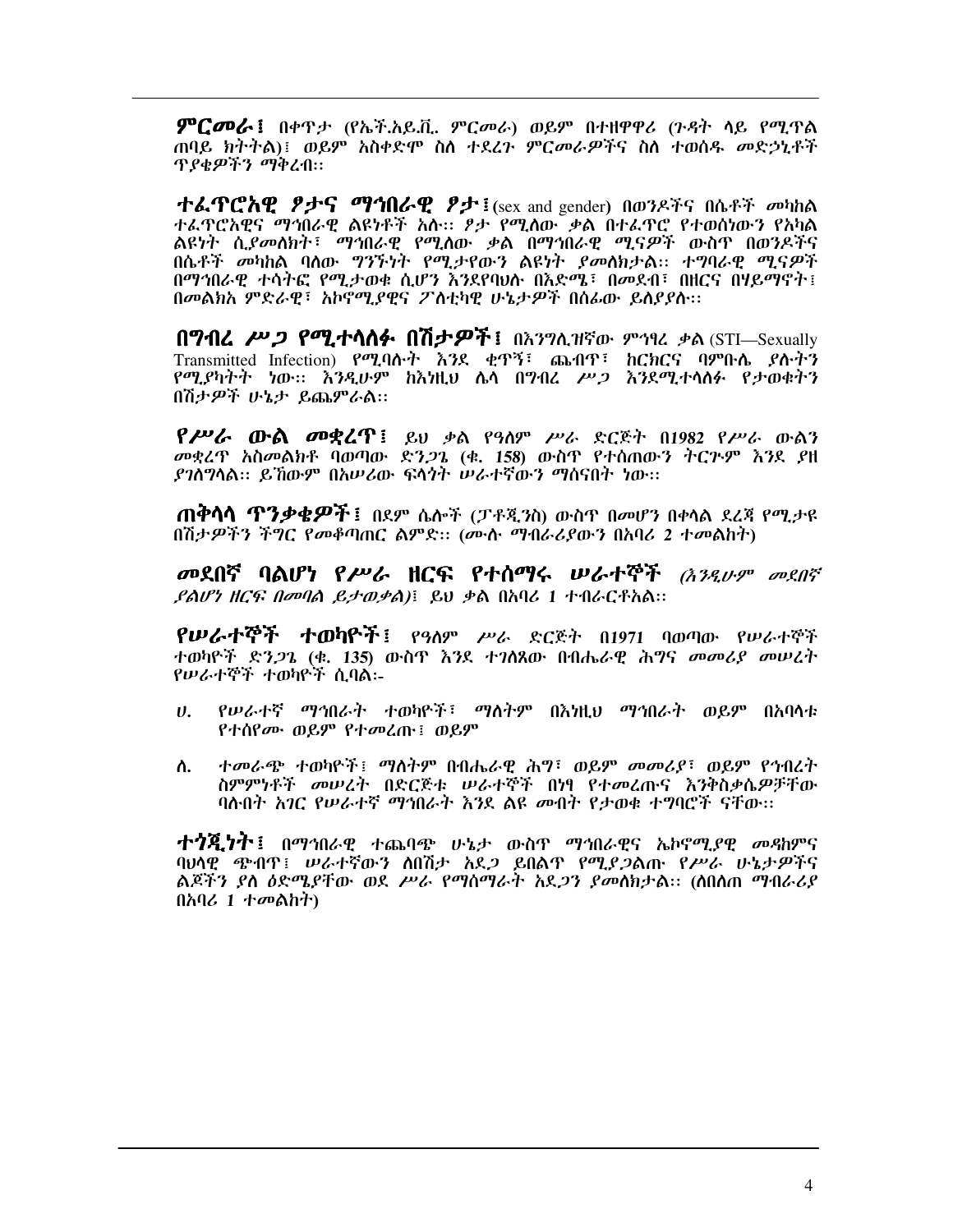**ምርመራ፤** በቀጥታ (የኤች.አይ.ቪ. ምርመራ) ወይም በተዘዋዋሪ (ጉዳት ላይ የሚጥል ጠባይ ክትትል)፤ ወይም አስቀድሞ ስለ ተደረጉ ምርመራዎችና ስለ ተወሰዱ መድኃኒቶች ጥያቄዎችን ማቅረብ።

**ተፈጥሮአዊ ፆታና ማኅበራዊ ፆታ፤** (sex and gender) በወንዶችና በሴቶች መካከል ተፈጥሮአዊና ማኅበራዊ ልዩነቶች አሉ። ፆታ የሚለው ቃል በተፈጥሮ የተወሰነውን የአካል ልዩነት ሲያመለክት፣ ማኅበራዊ የሚለው ቃል በማኅበራዊ ሚናዎች ውስጥ በወንዶችና በሴቶች መካከል ባለው ግንኙነት የሚታየውን ልዩነት ያመለክታል። ተግባራዊ ሚናዎች በማኅበራዊ ተሳትፎ የሚታወቁ ሲሆን እንደየባህሉ በእድሜ፣ በመደብ፣ በዘርና በሃይማኖት፤ በመልክአ ምድራዊ፣ አኮኖሚያዊና ፖለቲካዊ ሁኔታዎች በሰፊው ይለያያሉ።

**በግብረ ሥጋ የሚተላለፉ በሽታዎች፤** በእንግሊዝኛው ምኅፃረ ቃል (STI—Sexually Transmitted Infection) የሚባሉት እንደ ቂጥኝ፣ ጨብጥ፣ ከርክርና ባምቡሌ ያሉትን የሚያካትት ነው። እንዲሁም ከእነዚህ ሌላ በግብረ ሥጋ እንደሚተላለፉ የታወቁትን በሽታዎች ሁኔታ ይጨምራል።

**የሥራ ውል መቋረጥ፤** ይህ ቃል የዓለም ሥራ ድርጅት በ1982 የሥራ ውልን መቋረጥ አስመልክቶ ባወጣው ድንጋጌ (ቁ. 158) ውስጥ የተሰጠውን ትርጉም እንደ ያዘ ያገለግላል። ይኸውም በአሠሪው ፍላጎት ሠራተኛውን ማሰናበት ነው።

**ጠቅላላ ጥንቃቄዎች፤** በደም ሴሎች (ፓቶጂንስ) ውስጥ በመሆን በቀላል ደረጃ የሚታዩ በሽታዎችን ችግር የመቆጣጠር ልምድ። (ሙሉ ማብራሪያውን በአባሪ 2 ተመልከት)

***መደበኛ ባልሆነ የሥራ ዘርፍ የተሰማሩ ሠራተኞች*** *(እንዲሁም መደበኛ ያልሆነ ዘርፍ በመባል ይታወቃል)*፤ ይህ ቃል በአባሪ 1 ተብራርቶአል።

**የሠራተኞች ተወካዮች፤** የዓለም ሥራ ድርጅት በ1971 ባወጣው የሠራተኞች ተወካዮች ድንጋጌ (ቁ. 135) ውስጥ እንደ ተገለጸው በብሔራዊ ሕግና መመሪያ መሠረት የሠራተኞች ተወካዮች ሲባል፡-

ሀ. *የሠራተኛ ማኅበራት ተወካዮች፣ ማለትም በእነዚህ ማኅበራት ወይም በአባላቱ የተሰየሙ ወይም የተመረጡ፤ ወይም*

ለ. *ተመራጭ ተወካዮች፤ ማለትም በብሔራዊ ሕግ፣ ወይም መመሪያ፣ ወይም የኅብረት ስምምነቶች መሠረት በድርጅቱ ሠራተኞች በነፃ የተመረጡና እንቅስቃሴዎቻቸው ባሉበት አገር የሠራተኛ ማኅበራት እንደ ልዩ መብት የታወቁ ተግባሮች ናቸው።*

**ተጎጂነት፤** በማኅበራዊ ተጨባጭ ሁኔታ ውስጥ ማኅበራዊና ኤኮኖሚያዊ መዳከምና ባህላዊ ጭብጥ፤ ሠራተኛውን ለበሽታ አደጋ ይበልጥ የሚያጋልጡ የሥራ ሁኔታዎችና ልጆችን ያለ ዕድሜያቸው ወደ ሥራ የማሰማራት አደጋን ያመለክታል። (ለበለጠ ማብራሪያ በአባሪ 1 ተመልከት)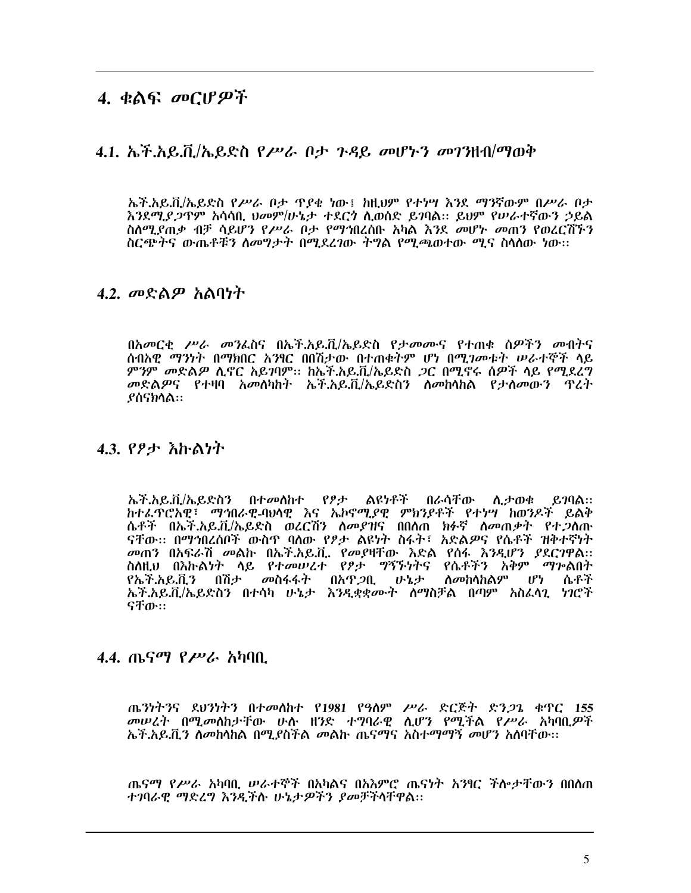# 4. ቁልፍ መርሆዎች

## 4.1. ኤች.አይ.ቪ/ኤይድስ የሥራ ቦታ ጉዳይ መሆኑን መገንዘብ/ማወቅ

ኤች.አይ.ቪ/ኤይድስ የሥራ ቦታ ጥያቄ ነው፤ ከዚህም የተነሣ እንደ ማንኛውም በሥራ ቦታ እንደሚያጋጥም አሳሳቢ ህመም/ሁኔታ ተደርጎ ሊወሰድ ይገባል። ይህም የሠራተኛውን ኃይል ስለሚያጠቃ ብቻ ሳይሆን የሥራ ቦታ የማኅበረሰቡ አካል እንደ መሆኑ መጠን የወረርሽኙን ስርጭትና ውጤቶቹን ለመግታት በሚደረገው ትግል የሚጫወተው ሚና ስላለው ነው።

## 4.2. መድልዎ አልባነት

በአመርቂ ሥራ መንፈስና በኤች.አይ.ቪ/ኤይድስ የታመሙና የተጠቁ ሰዎችን መብትና ሰብአዊ ማንነት በማክበር አንፃር በበሽታው በተጠቁትም ሆነ በሚገመቱት ሠራተኞች ላይ ምንም መድልዎ ሊኖር አይገባም። ከኤች.አይ.ቪ/ኤይድስ ጋር በሚኖሩ ሰዎች ላይ የሚደረግ መድልዎና የተዛባ አመለካከት ኤች.አይ.ቪ/ኤይድስን ለመከላከል የታለመውን ጥረት ያሰናክላል።

## 4.3. የፆታ እኩልነት

ኤች.አይ.ቪ/ኤይድስን በተመለከተ የፆታ ልዩነቶች በራሳቸው ሊታወቁ ይገባል። ከተፈጥሮአዊ፣ ማኅበራዊ-ባህላዊ እና ኤኮኖሚያዊ ምክንያቶች የተነሣ ከወንዶች ይልቅ ሴቶች በኤች.አይ.ቪ/ኤይድስ ወረርሽኝ ለመያዝና በበለጠ ክፉኛ ለመጠቃት የተጋለጡ ናቸው። በማኅበረሰቦች ውስጥ ባለው የፆታ ልዩነት ስፋት፣ አድልዎና የሴቶች ዝቅተኛነት መጠን በአፍራሽ መልኩ በኤች.አይ.ቪ. የመያዛቸው እድል የሰፋ እንዲሆን ያደርገዋል። ስለዚህ በእኩልነት ላይ የተመሠረተ የፆታ ግኝኙነትና የሴቶችን አቅም ማጎልበት የኤች.አይ.ቪ.ን በሽታ መስፋፋት በአጥጋቢ ሁኔታ ለመከላከልም ሆነ ሴቶች ኤች.አይ.ቪ/ኤይድስን በተሳካ ሁኔታ እንዲቋቋሙት ለማስቻል በጣም አስፈላጊ ነገሮች ናቸው።

## 4.4. ጤናማ የሥራ አካባቢ

ጤንነትንና ደህንነትን በተመለከተ የ1981 የዓለም ሥራ ድርጅት ድንጋጌ ቁጥር 155 መሠረት በሚመለከታቸው ሁሉ ዘንድ ተግባራዊ ሊሆን የሚችል የሥራ አካባቢዎች ኤች.አይ.ቪ.ን ለመከላከል በሚያስችል መልኩ ጤናማና አስተማማኝ መሆን አለባቸው።

ጤናማ የሥራ አካባቢ ሠራተኞች በአካልና በአእምሮ ጤናነት አንፃር ችሎታቸውን በበለጠ ተገባራዊ ማድረግ እንዲችሉ ሁኔታዎችን ያመቻችላቸዋል።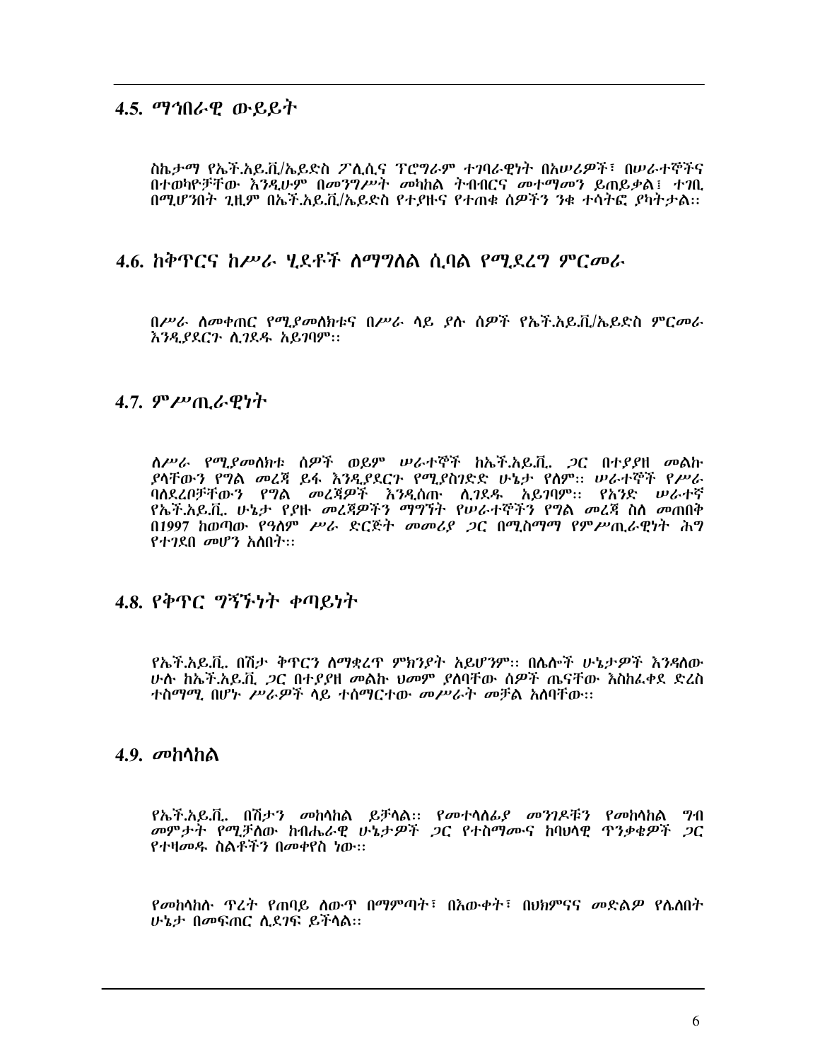## 4.5. ማኅበራዊ ውይይት

ስኬታማ የኤች.አይ.ቪ/ኤይድስ ፖሊሲና ፕሮግራም ተግባራዊነት በአሠሪዎች፣ በሠራተኞችና በተወካዮቻቸው እንዲሁም በመንግሥት መካከል ትብብርና መተማመን ይጠይቃል፤ ተገቢ በሚሆንበት ጊዜም በኤች.አይ.ቪ/ኤይድስ የተያዙና የተጠቁ ሰዎችን ንቁ ተሳትፎ ያካትታል።

## 4.6. ከቅጥርና ከሥራ ሂደቶች ለማግለል ሲባል የሚደረግ ምርመራ

በሥራ ለመቀጠር የሚያመለክቱና በሥራ ላይ ያሉ ሰዎች የኤች.አይ.ቪ/ኤይድስ ምርመራ እንዲያደርጉ ሊገደዱ አይገባም።

## 4.7. ምሥጢራዊነት

ለሥራ የሚያመለክቱ ሰዎች ወይም ሠራተኞች ከኤች.አይ.ቪ. ጋር በተያያዘ መልኩ ያላቸውን የግል መረጃ ይፋ እንዲያደርጉ የሚያስገድድ ሁኔታ የለም። ሠራተኞች የሥራ ባልደረቦቻቸውን የግል መረጃዎች እንዲሰጡ ሊገደዱ አይገባም። የአንድ ሠራተኛ የኤች.አይ.ቪ. ሁኔታ የያዙ መረጃዎችን ማግኘት የሠራተኞችን የግል መረጃ ስለ መጠበቅ በ1997 ከወጣው የዓለም ሥራ ድርጅት መመሪያ ጋር በሚስማማ የምሥጢራዊነት ሕግ የተገደበ መሆን አለበት።

## 4.8. የቅጥር ግኝኙነት ቀጣይነት

የኤች.አይ.ቪ. በሽታ ቅጥርን ለማቋረጥ ምክንያት አይሆንም። በሌሎች ሁኔታዎች እንዳለው ሁሉ ከኤች.አይ.ቪ ጋር በተያያዘ መልኩ ህመም ያለባቸው ሰዎች ጤናቸው እስከፈቀደ ድረስ ተስማሚ በሆኑ ሥራዎች ላይ ተሰማርተው መሥራት መቻል አለባቸው።

## 4.9. መከላከል

የኤች.አይ.ቪ. በሽታን መከላከል ይቻላል። የመተላለፊያ መንገዶቹን የመከላከል ግብ መምታት የሚቻለው ከብሔራዊ ሁኔታዎች ጋር የተስማሙና ከባህላዊ ጥንቃቄዎች ጋር የተዛመዱ ስልቶችን በመቀየስ ነው።

የመከላከሉ ጥረት የጠባይ ለውጥ በማምጣት፣ በእውቀት፣ በህክምናና መድልዎ የሌለበት ሁኔታ በመፍጠር ሊደገፍ ይችላል።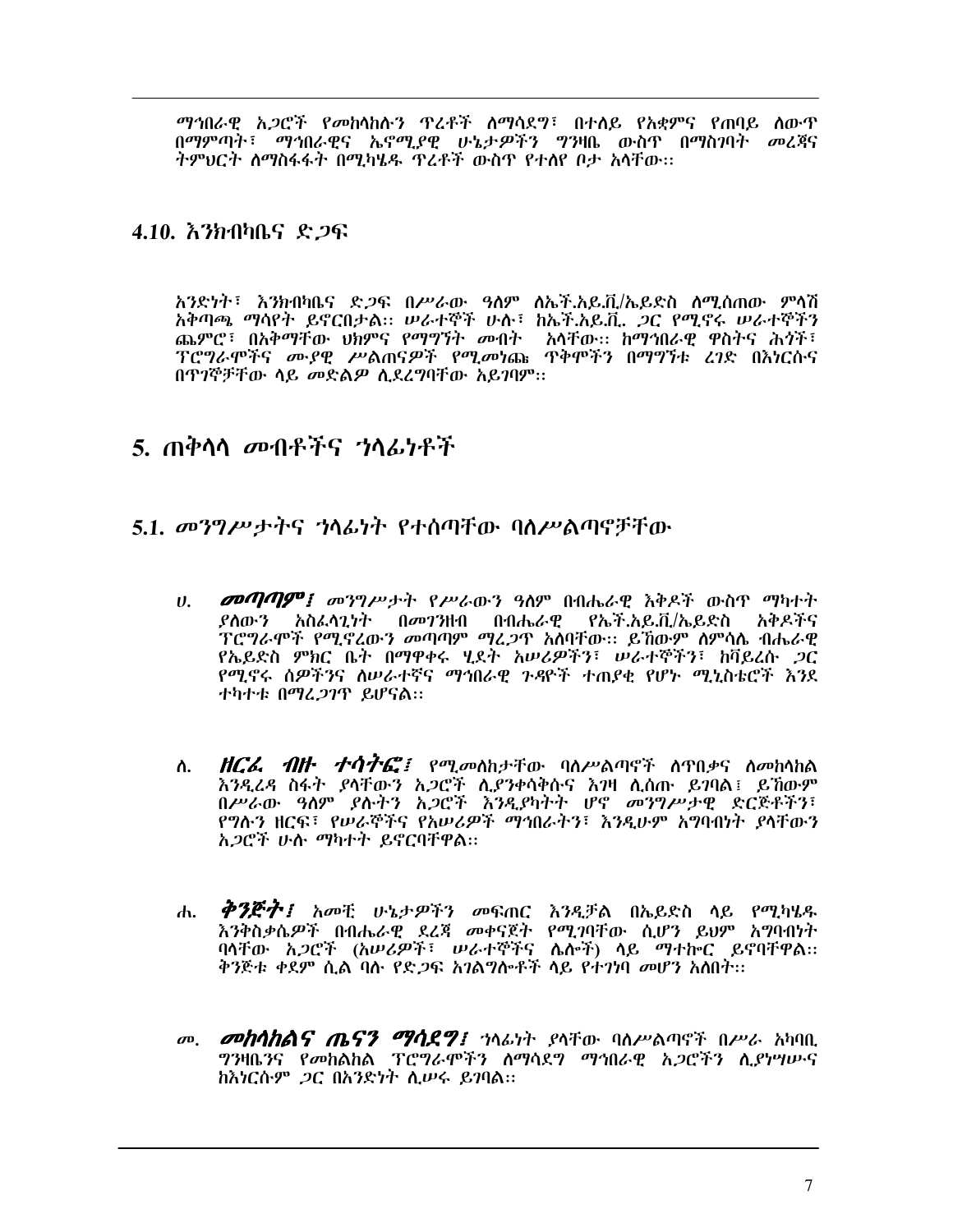*ማኅበራዊ አጋሮች የመከላከሉን ጥረቶች ለማሳደግ፣ በተለይ የአቋምና የጠባይ ለውጥ በማምጣት፣ ማኅበራዊና ኤኖሚያዊ ሁኔታዎችን ግንዛቤ ውስጥ በማስገባት መረጃና ትምህርት ለማስፋፋት በሚካሄዱ ጥረቶች ውስጥ የተለየ ቦታ አላቸው፡፡*

## 4.10. እንክብካቤና ድጋፍ

*አንድነት፣ እንክብካቤና ድጋፍ በሥራው ዓለም ለኤች.አይ.ቪ/ኤይድስ ለሚሰጠው ምላሽ አቅጣጫ ማሳየት ይኖርበታል፡፡ ሠራተኞች ሁሉ፣ ከኤች.አይ.ቪ. ጋር የሚኖሩ ሠራተኞችን ጨምሮ፣ በአቅማቸው ህክምና የማግኘት መብት አላቸው፡፡ ከማኅበራዊ ዋስትና ሕጎች፣ ፕሮግራሞችና ሙያዊ ሥልጠናዎች የሚመነጩ ጥቅሞችን በማግኘቱ ረገድ በእነርሱና በጥገኞቻቸው ላይ መድልዎ ሊደረግባቸው አይገባም፡፡*

# 5. ጠቅላላ መብቶችና ኀላፊነቶች

## 5.1. መንግሥታትና ኀላፊነት የተሰጣቸው ባለሥልጣኖቻቸው

ሀ. ***መጣጣም፤*** *መንግሥታት የሥራውን ዓለም በብሔራዊ እቅዶች ውስጥ ማካተት ያለውን አስፈላጊነት በመገንዘብ በብሔራዊ የኤች.አይ.ቪ/ኤይድስ አቅዶችና ፕሮግራሞች የሚኖረውን መጣጣም ማረጋጥ አለባቸው፡፡ ይኸውም ለምሳሌ ብሔራዊ የኤይድስ ምክር ቤት በማዋቀሩ ሂደት አሠሪዎችን፣ ሠራተኞችን፣ ከቫይረሱ ጋር የሚኖሩ ሰዎችንና ለሠራተኛና ማኅበራዊ ጉዳዮች ተጠያቂ የሆኑ ሚኒስቴሮች እንደ ተካተቱ በማረጋገጥ ይሆናል፡፡*

ለ. ***ዘርፈ ብዙ ተሳትፎ፤*** *የሚመለከታቸው ባለሥልጣኖች ለጥበቃና ለመከላከል እንዲረዳ ስፋት ያላቸውን አጋሮች ሊያንቀሳቅሱና እገዛ ሊሰጡ ይገባል፤ ይኸውም በሥራው ዓለም ያሉትን አጋሮች እንዲያካትት ሆኖ መንግሥታዊ ድርጅቶችን፣ የግሉን ዘርፍ፣ የሠራኞችና የአሠሪዎች ማኅበራትን፣ እንዲሁም አግባብነት ያላቸውን አጋሮች ሁሉ ማካተት ይኖርባቸዋል፡፡*

ሐ. ***ቅንጅት፤*** *አመቺ ሁኔታዎችን መፍጠር እንዲቻል በኤይድስ ላይ የሚካሄዱ እንቅስቃሴዎች በብሔራዊ ደረጃ መቀናጀት የሚገባቸው ሲሆን ይህም አግባብነት ባላቸው አጋሮች (አሠሪዎች፣ ሠራተኞችና ሌሎች) ላይ ማተኮር ይኖርባቸዋል፡፡ ቅንጅቱ ቀደም ሲል ባሉ የድጋፍ አገልግሎቶች ላይ የተገነባ መሆን አለበት፡፡*

መ. ***መከላከልና ጤናን ማሳደግ፤*** *ኀላፊነት ያላቸው ባለሥልጣኖች በሥራ አካባቢ ግንዛቤንና የመከልከል ፕሮግራሞችን ለማሳደግ ማኅበራዊ አጋሮችን ሊያነሣሡና ከእነርሱም ጋር በአንድነት ሊሠሩ ይገባል፡፡*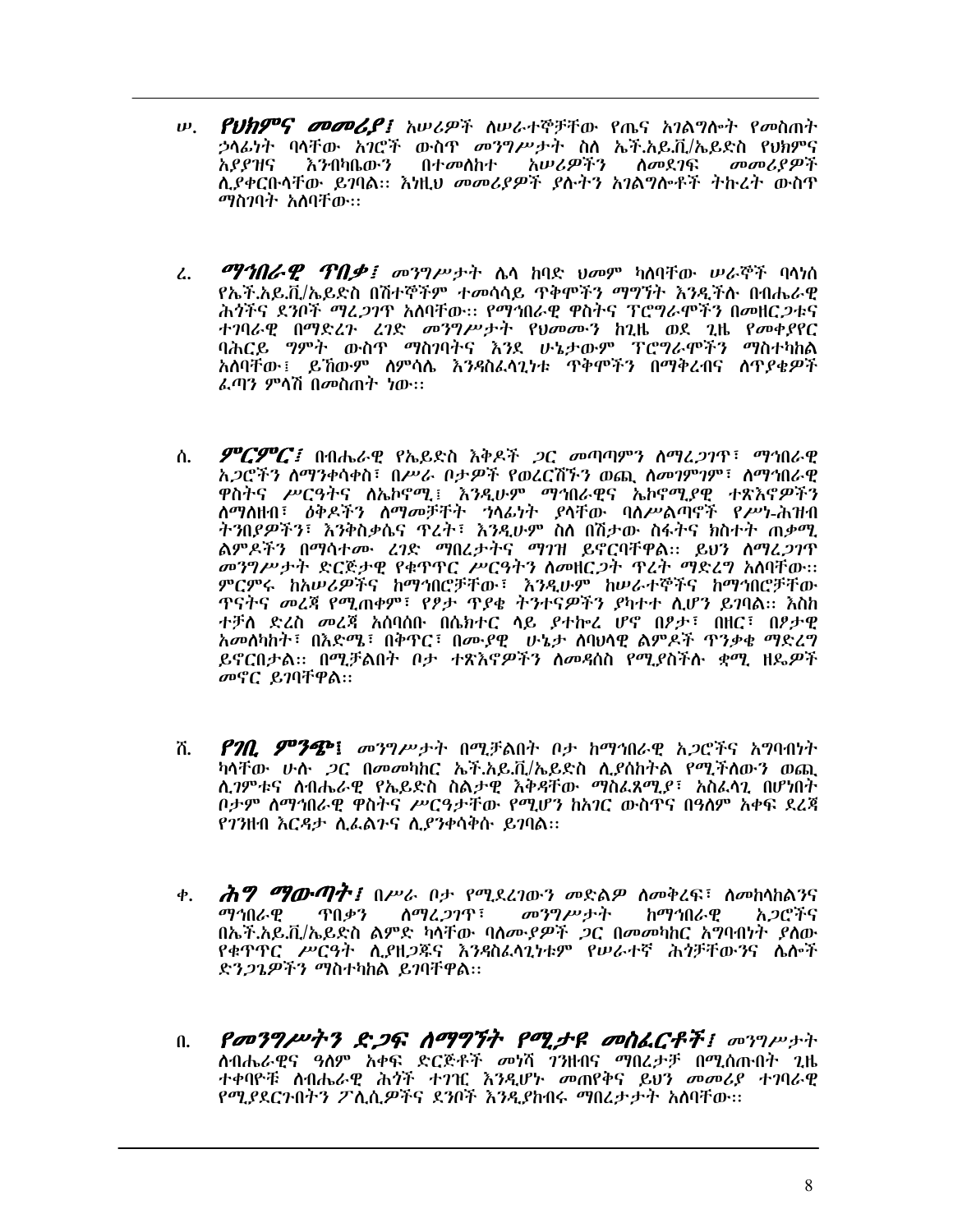ሠ. ***የህክምና መመሪያ፤*** አሠሪዎች ለሠራተኞቻቸው የጤና አገልግሎት የመስጠት ኃላፊነት ባላቸው አገሮች ውስጥ መንግሥታት ስለ ኤች.አይ.ቪ/ኤይድስ የህክምና አያያዝና እንክብካቤውን በተመለከተ አሠሪዎችን ለመደገፍ መመሪያዎች ሊያቀርቡላቸው ይገባል። እነዚህ መመሪያዎች ያሉትን አገልግሎቶች ትኩረት ውስጥ ማስገባት አለባቸው።

ረ. ***ማኅበራዊ ጥበቃ፤*** መንግሥታት ሌላ ከባድ ህመም ካለባቸው ሠራኞች ባላነሰ የኤች.አይ.ቪ/ኤይድስ በሽተኞችም ተመሳሳይ ጥቅሞችን ማግኘት እንዲችሉ በብሔራዊ ሕጎችና ደንቦች ማረጋገጥ አለባቸው። የማኅበራዊ ዋስትና ፕሮግራሞችን በመዘርጋቱና ተገባራዊ በማድረጉ ረገድ መንግሥታት የህመሙን ከጊዜ ወደ ጊዜ የመቀያየር ባሕርይ ግምት ውስጥ ማስገባትና እንደ ሁኔታውም ፕሮግራሞችን ማስተካከል አለባቸው፤ ይኸውም ለምሳሌ እንዳስፈላጊነቱ ጥቅሞችን በማቅረብና ለጥያቄዎች ፈጣን ምላሽ በመስጠት ነው።

ሰ. ***ምርምር፤*** በብሔራዊ የኤይድስ እቅዶች ጋር መጣጣምን ለማረጋገጥ፣ ማኅበራዊ አጋሮችን ለማንቀሳቀስ፣ በሥራ ቦታዎች የወረርሽኙን ወጪ ለመገምገም፣ ለማኅበራዊ ዋስትና ሥርዓትና ለኤኮኖሚ፤ እንዲሁም ማኅበራዊና ኤኮኖሚያዊ ተጽእኖዎችን ለማለዘብ፣ ዕቅዶችን ለማመቻቸት ኀላፊነት ያላቸው ባለሥልጣኖች የሥነ-ሕዝብ ትንበያዎችን፣ እንቅስቃሴና ጥረት፣ እንዲሁም ስለ በሽታው ስፋትና ክስተት ጠቃሚ ልምዶችን በማሳተሙ ረገድ ማበረታታትና ማገዝ ይኖርባቸዋል። ይህን ለማረጋገጥ መንግሥታት ድርጅታዊ የቁጥጥር ሥርዓትን ለመዘርጋት ጥረት ማድረግ አለባቸው። ምርምሩ ከአሠሪዎችና ከማኅበሮቻቸው፣ እንዲሁም ከሠራተኞችና ከማኅበሮቻቸው ጥናትና መረጃ የሚጠቀም፣ የፆታ ጥያቄ ትንተናዎችን ያካተተ ሊሆን ይገባል። እስከ ተቻለ ድረስ መረጃ አሰባሰቡ በሴክተር ላይ ያተኮረ ሆኖ በፆታ፣ በዘር፣ በፆታዊ አመለካከት፣ በእድሜ፣ በቅጥር፣ በሙያዊ ሁኔታ ለባህላዊ ልምዶች ጥንቃቄ ማድረግ ይኖርበታል። በሚቻልበት ቦታ ተጽእኖዎችን ለመዳሰስ የሚያስችሉ ቋሚ ዘዴዎች መኖር ይገባቸዋል።

ሸ. ***የገቢ ምንጭ፤*** መንግሥታት በሚቻልበት ቦታ ከማኅበራዊ አጋሮችና አግባብነት ካላቸው ሁሉ ጋር በመመካከር ኤች.አይ.ቪ/ኤይድስ ሊያስከትል የሚችለውን ወጪ ሊገምቱና ለብሔራዊ የኤይድስ ስልታዊ እቅዳቸው ማስፈጸሚያ፣ አስፈላጊ በሆነበት ቦታም ለማኅበራዊ ዋስትና ሥርዓታቸው የሚሆን ከአገር ውስጥና በዓለም አቀፍ ደረጃ የገንዘብ እርዳታ ሊፈልጉና ሊያንቀሳቅሱ ይገባል።

ቀ. ***ሕግ ማውጣት፤*** በሥራ ቦታ የሚደረገውን መድልዎ ለመቅረፍ፣ ለመከላከልንና ማኅበራዊ ጥበቃን ለማረጋገጥ፣ መንግሥታት ከማኅበራዊ አጋሮችና በኤች.አይ.ቪ/ኤይድስ ልምድ ካላቸው ባለሙያዎች ጋር በመመካከር አግባብነት ያለው የቁጥጥር ሥርዓት ሊያዘጋጁና እንዳስፈላጊነቱም የሠራተኛ ሕጎቻቸውንና ሌሎች ድንጋጌዎችን ማስተካከል ይገባቸዋል።

በ. ***የመንግሥትን ድጋፍ ለማግኘት የሚታዩ መስፈርቶች፤*** መንግሥታት ለብሔራዊና ዓለም አቀፍ ድርጅቶች መነሻ ገንዘብና ማበረታቻ በሚሰጡበት ጊዜ ተቀባዮቹ ለብሔራዊ ሕጎች ተገዢ እንዲሆኑ መጠየቅና ይህን መመሪያ ተገባራዊ የሚያደርጉበትን ፖሊሲዎችና ደንቦች እንዲያከብሩ ማበረታታት አለባቸው።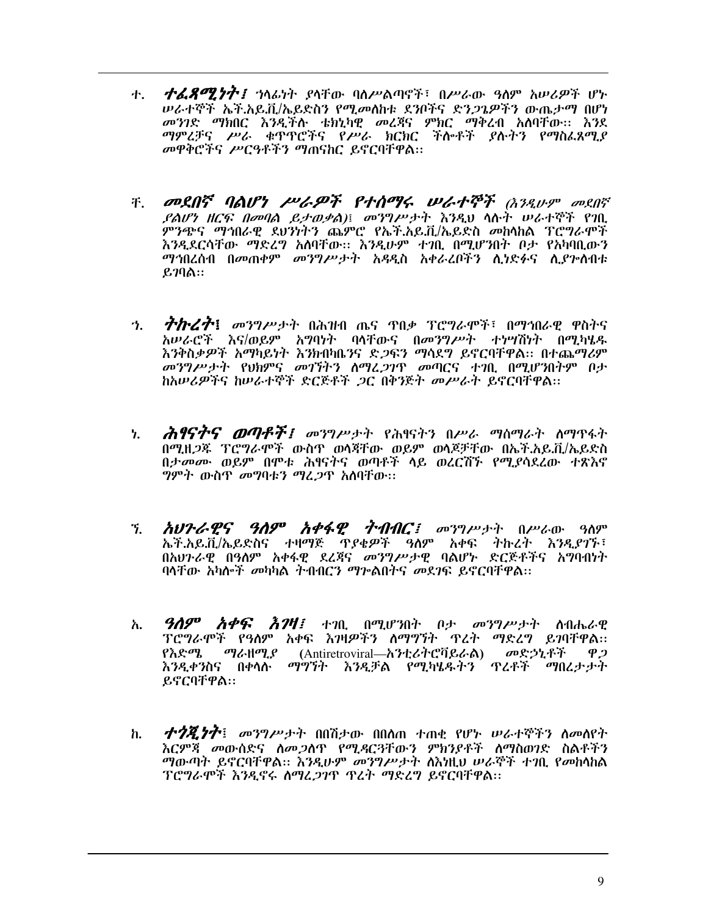ተ. ***ተፈጻሚነት፤*** ኀላፊነት ያላቸው ባለሥልጣኖች፣ በሥራው ዓለም አሠሪዎች ሆኑ ሠራተኞች ኤች.አይ.ቪ/ኤይድስን የሚመለከቱ ደንቦችና ድንጋጌዎችን ውጤታማ በሆነ መንገድ ማክበር እንዲችሉ ቴክኒካዊ መረጃና ምክር ማቅረብ አለባቸው፡፡ እንደ ማምረቻና ሥራ ቁጥጥሮችና የሥራ ክርክር ችሎቶች ያሉትን የማስፈጸሚያ መዋቅሮችና ሥርዓቶችን ማጠናከር ይኖርባቸዋል፡፡

ቸ. ***መደበኛ ባልሆነ ሥራዎች የተሰማሩ ሠራተኞች*** *(እንዲሁም መደበኛ ያልሆነ ዘርፍ በመባል ይታወቃል)፤ መንግሥታት እንዲህ ላሉት ሠራተኞች የገቢ ምንጭና ማኅበራዊ ደህንነትን ጨምሮ የኤች.አይ.ቪ/ኤይድስ መከላከል ፕሮግራሞች እንዲደርሳቸው ማድረግ አለባቸው፡፡ እንዲሁም ተገቢ በሚሆንበት ቦታ የአካባቢውን ማኅበረሰብ በመጠቀም መንግሥታት አዳዲስ አቀራረቦችን ሊነድፉና ሊያጐለብቱ ይገባል፡፡*

ኀ. ***ትኩረት፤*** *መንግሥታት በሕዝብ ጤና ጥበቃ ፕሮግራሞች፣ በማኅበራዊ ዋስትና አሠራሮች እና/ወይም አግባነት ባላቸውና በመንግሥት ተነሣሽነት በሚካሄዱ እንቅስቃዎች አማካይነት እንክብካቤንና ድጋፍን ማሳደግ ይኖርባቸዋል፡፡ በተጨማሪም መንግሥታት የህክምና መገኘትን ለማረጋገጥ መጣርና ተገቢ በሚሆንበትም ቦታ ከአሠሪዎችና ከሠራተኞች ድርጅቶች ጋር በቅንጅት መሥራት ይኖርባቸዋል፡፡*

ነ. ***ሕፃናትና ወጣቶች፤*** *መንግሥታት የሕፃናትን በሥራ ማሰማራት ለማጥፋት በሚዘጋጁ ፕሮግራሞች ውስጥ ወላጆቸው ወይም ወላጆቻቸው በኤች.አይ.ቪ/ኤይድስ በታመሙ ወይም በሞቱ ሕፃናትና ወጣቶች ላይ ወረርሽኙ የሚያሳደረው ተጽእኖ ግምት ውስጥ መግባቱን ማረጋጥ አለባቸው፡፡*

ኘ. ***አህጉራዊና ዓለም አቀፋዊ ትብብር፤*** *መንግሥታት በሥራው ዓለም ኤች.አይ.ቪ/ኤይድስና ተዛማጅ ጥያቄዎች ዓለም አቀፍ ትኩረት እንዲያገኙ፣ በአህጉራዊ በዓለም አቀፋዊ ደረጃና መንግሥታዊ ባልሆኑ ድርጅቶችና አግባብነት ባላቸው አካሎች መካካል ትብብርን ማጐልበትና መደገፍ ይኖርባቸዋል፡፡*

አ. ***ዓለም አቀፍ እገዛ፤*** *ተገቢ በሚሆንበት ቦታ መንግሥታት ለብሔራዊ ፕሮግራሞች የዓለም አቀፍ እገዛዎችን ለማግኘት ጥረት ማድረግ ይገባቸዋል፡፡ የእድሜ ማራዘሚያ* (Antiretroviral—*አንቲሪትሮቫይራል*) *መድኃኒቶች ዋጋ እንዲቀንስና በቀላሉ ማግኘት እንዲቻል የሚካሄዱትን ጥረቶች ማበረታታት ይኖርባቸዋል፡፡*

ከ. ***ተጎጂነት፤*** *መንግሥታት በበሽታው በበለጠ ተጠቂ የሆኑ ሠራተኞችን ለመለየት እርምጃ መውሰድና ለመጋለጥ የሚዳርጓቸውን ምክንያቶች ለማስወገድ ስልቶችን ማውጣት ይኖርባቸዋል፡፡ እንዲሁም መንግሥታት ለእነዚህ ሠራኞች ተገቢ የመከላከል ፕሮግራሞች እንዲኖሩ ለማረጋገጥ ጥረት ማድረግ ይኖርባቸዋል፡፡*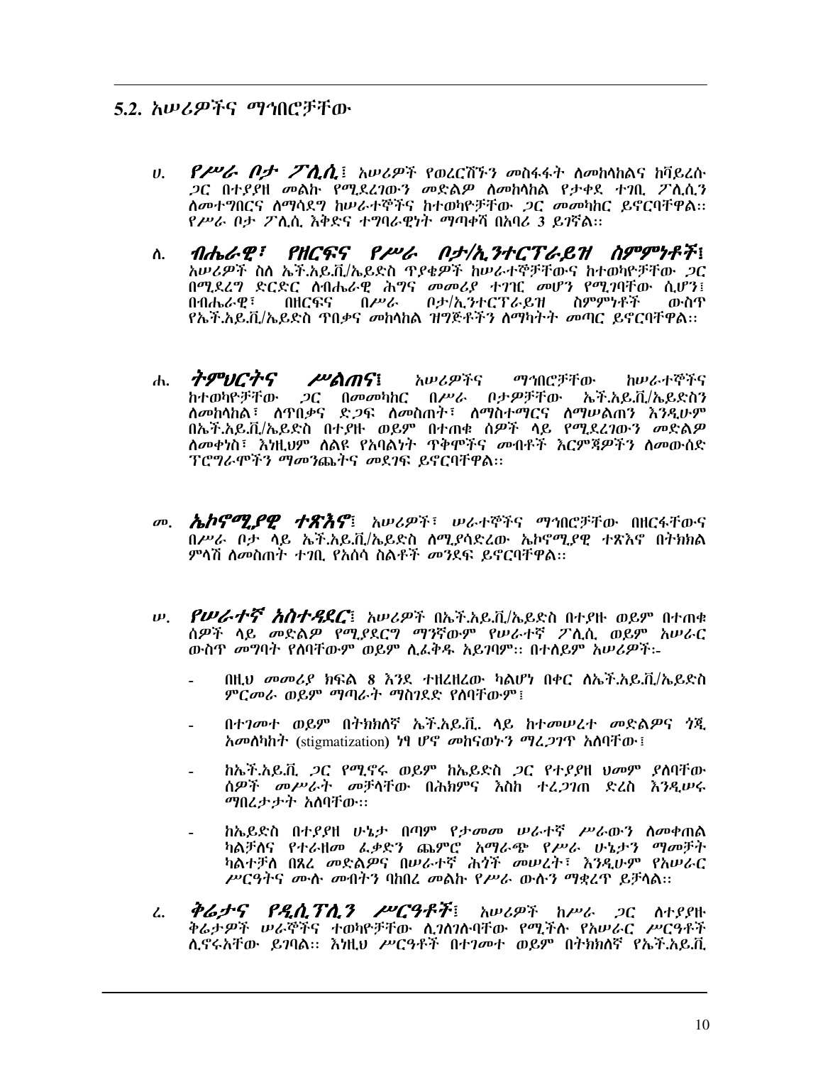## 5.2. አሠሪዎችና ማኅበሮቻቸው

ሀ. ***የሥራ ቦታ ፖሊሲ***፤ አሠሪዎች የወረርሽኙን መስፋፋት ለመከላከልና ከቫይረሱ ጋር በተያያዘ መልኩ የሚደረገውን መድልዎ ለመከላከል የታቀደ ተገቢ ፖሊሲን ለመተግበርና ለማሳደግ ከሠራተኞችና ከተወካዮቻቸው ጋር መመካከር ይኖርባቸዋል፡፡ የሥራ ቦታ ፖሊሲ እቅድና ተግባራዊነት ማጣቀሻ በአባሪ 3 ይገኛል፡፡

ለ. ***ብሔራዊ፣ የዘርፍና የሥራ ቦታ/ኢንተርፕራይዝ ስምምነቶች***፤ አሠሪዎች ስለ ኤች.አይ.ቪ/ኤይድስ ጥያቄዎች ከሠራተኞቻቸውና ከተወካዮቻቸው ጋር በሚደረግ ድርድር ለብሔራዊ ሕግና መመሪያ ተገዢ መሆን የሚገባቸው ሲሆን፤ በብሔራዊ፣ በዘርፍና በሥራ ቦታ/ኢንተርፕራይዝ ስምምነቶች ውስጥ የኤች.አይ.ቪ/ኤይድስ ጥበቃና መከላከል ዝግጅቶችን ለማካተት መጣር ይኖርባቸዋል፡፡

ሐ. ***ትምህርትና ሥልጠና***፤ አሠሪዎችና ማኅበሮቻቸው ከሠራተኞችና ከተወካዮቻቸው ጋር በመመካከር በሥራ ቦታዎቻቸው ኤች.አይ.ቪ/ኤይድስን ለመከላከል፣ ለጥበቃና ድጋፍ ለመስጠት፣ ለማስተማርና ለማሠልጠን እንዲሁም በኤች.አይ.ቪ/ኤይድስ በተያዙ ወይም በተጠቁ ሰዎች ላይ የሚደረገውን መድልዎ ለመቀነስ፣ እነዚህም ለልዩ የአባልነት ጥቅሞችና መብቶች እርምጃዎችን ለመውሰድ ፕሮግራሞችን ማመንጨትና መደገፍ ይኖርባቸዋል፡፡

መ. ***ኤኮኖሚያዊ ተጽእኖ***፤ አሠሪዎች፣ ሠራተኞችና ማኅበሮቻቸው በዘርፋቸውና በሥራ ቦታ ላይ ኤች.አይ.ቪ/ኤይድስ ለሚያሳድረው ኤኮኖሚያዊ ተጽእኖ በትክክል ምላሽ ለመስጠት ተገቢ የአሰሳ ስልቶች መንደፍ ይኖርባቸዋል፡፡

ሠ. ***የሠራተኛ አስተዳደር***፤ አሠሪዎች በኤች.አይ.ቪ/ኤይድስ በተያዙ ወይም በተጠቁ ሰዎች ላይ መድልዎ የሚያደርግ ማንኛውም የሠራተኛ ፖሊሲ ወይም አሠራር ውስጥ መግባት የለባቸውም ወይም ሊፈቅዱ አይገባም፡፡ በተለይም አሠሪዎች፡-

- በዚህ መመሪያ ክፍል 8 እንደ ተዘረዘረው ካልሆነ በቀር ለኤች.አይ.ቪ/ኤይድስ ምርመራ ወይም ማጣራት ማስገደድ የለባቸውም፤
- በተገመተ ወይም በትክክለኛ ኤች.አይ.ቪ. ላይ ከተመሠረተ መድልዎና ጎጂ አመለካከት (stigmatization) ነፃ ሆኖ መከናወኑን ማረጋገጥ አለባቸው፤
- ከኤች.አይ.ቪ. ጋር የሚኖሩ ወይም ከኤይድስ ጋር የተያያዘ ህመም ያለባቸው ሰዎች መሥራት መቻላቸው በሕክምና እስከ ተረጋገጠ ድረስ እንዲሠሩ ማበረታታት አለባቸው፡፡
- ከኤይድስ በተያያዘ ሁኔታ በጣም የታመመ ሠራተኛ ሥራውን ለመቀጠል ካልቻለና የተራዘመ ፈቃድን ጨምሮ አማራጭ የሥራ ሁኔታን ማመቻቸት ካልተቻለ በጸረ መድልዎና በሠራተኛ ሕጎች መሠረት፣ እንዲሁም የአሠራር ሥርዓትና ሙሉ መብትን ባከበረ መልኩ የሥራ ውሉን ማቋረጥ ይቻላል፡፡

ረ. ***ቅሬታና የዲሲፕሊን ሥርዓቶች***፤ አሠሪዎች ከሥራ ጋር ለተያያዙ ቅሬታዎች ሠራኞችና ተወካዮቻቸው ሊገለገሉባቸው የሚችሉ የአሠራር ሥርዓቶች ሊኖሩአቸው ይገባል፡፡ እነዚህ ሥርዓቶች በተገመተ ወይም በትክክለኛ የኤች.አይ.ቪ.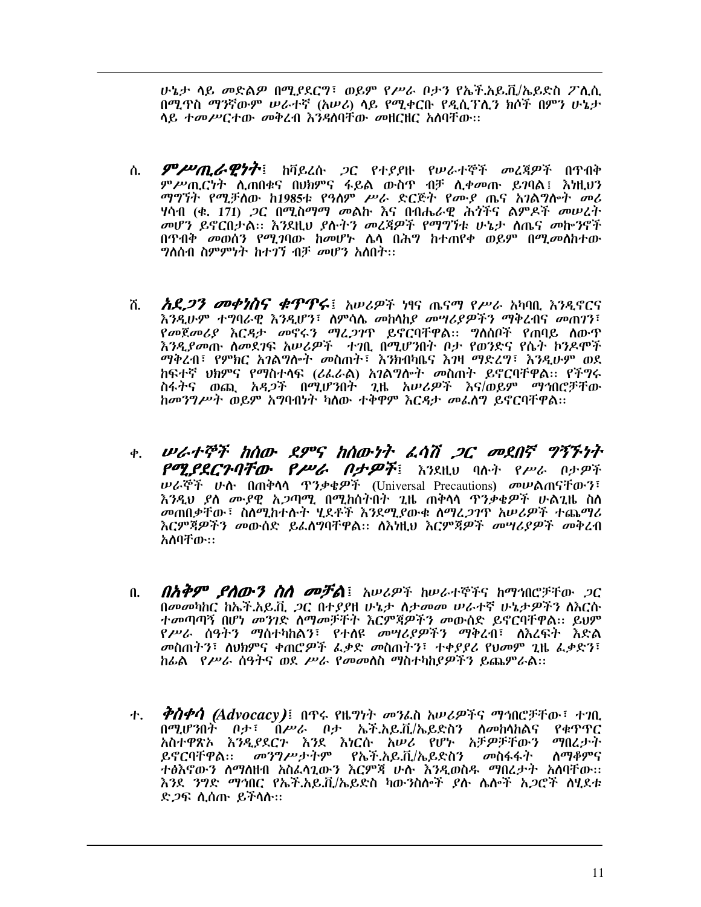ሁኔታ ላይ መድልዎ በሚያደርግ፣ ወይም የሥራ ቦታን የኤች.አይ.ቪ/ኤይድስ ፖሊሲ በሚጥስ ማንኛውም ሠራተኛ (አሠሪ) ላይ የሚቀርቡ የዲሲፕሊን ክሶች በምን ሁኔታ ላይ ተመሥርተው መቅረብ እንዳለባቸው መዘርዘር አለባቸው፡፡

ሰ. ***ምሥጢራዊነት*** ፤ ከቫይረሱ ጋር የተያያዙ የሠራተኞች መረጃዎች በጥብቅ ምሥጢርነት ሊጠበቁና በህክምና ፋይል ውስጥ ብቻ ሊቀመጡ ይገባል፤ እነዚህን ማግኘት የሚቻለው ከ1985ቱ የዓለም ሥራ ድርጅት የሙያ ጤና አገልግሎት መሪ ሃሳብ (ቁ. 171) ጋር በሚስማማ መልኩ እና በብሔራዊ ሕጎችና ልምዶች መሠረት መሆን ይኖርበታል፡፡ እንደዚህ ያሉትን መረጃዎች የማግኘቱ ሁኔታ ለጤና መኰንኖች በጥብቅ መወሰን የሚገባው ከመሆኑ ሌላ በሕግ ከተጠየቀ ወይም በሚመለከተው ግለሰብ ስምምነት ከተገኘ ብቻ መሆን አለበት፡፡

ሸ. ***አደጋን መቀነስና ቁጥጥሩ*** ፤ አሠሪዎች ነፃና ጤናማ የሥራ አካባቢ እንዲኖርና እንዲሁም ተግባራዊ እንዲሆን፣ ለምሳሌ መከላከያ መሣሪያዎችን ማቅረብና መጠገን፣ የመጀመሪያ እርዳታ መኖሩን ማረጋገጥ ይኖርባቸዋል፡፡ ግለሰቦች የጠባይ ለውጥ እንዲያመጡ ለመደገፍ አሠሪዎች ተገቢ በሚሆንበት ቦታ የወንድና የሴት ኮንዶሞች ማቅረብ፣ የምክር አገልግሎት መስጠት፣ እንክብካቤና እገዛ ማድረግ፣ እንዲሁም ወደ ከፍተኛ ህክምና የማስተላፍ (ሪፈራል) አገልግሎት መስጠት ይኖርባቸዋል፡፡ የችግሩ ስፋትና ወጪ አዳጋች በሚሆንበት ጊዜ አሠሪዎች እና/ወይም ማኅበሮቻቸው ከመንግሥት ወይም አግባብነት ካለው ተቋም እርዳታ መፈለግ ይኖርባቸዋል፡፡

ቀ. ***ሠራተኞች ከሰው ደምና ከሰውነት ፈሳሽ ጋር መደበኛ ግኝኙነት የሚያደርጉባቸው የሥራ ቦታዎች*** ፤ እንደዚህ ባሉት የሥራ ቦታዎች ሠራኞች ሁሉ በጠቅላላ ጥንቃቄዎች (Universal Precautions) መሠልጠናቸውን፣ እንዲህ ያለ ሙያዊ አጋጣሚ በሚከሰትበት ጊዜ ጠቅላላ ጥንቃቄዎች ሁልጊዜ ስለ መጠበቃቸው፣ ስለሚከተሉት ሂደቶች እንደሚያውቁ ለማረጋገጥ አሠሪዎች ተጨማሪ እርምጃዎችን መውሰድ ይፈለግባቸዋል፡፡ ለእነዚህ እርምጃዎች መሣሪያዎች መቅረብ አለባቸው፡፡

በ. ***በአቅም ያለውን ስለ መቻል*** ፤ አሠሪዎች ከሠራተኞችና ከማኅበሮቻቸው ጋር በመመካከር ከኤች.አይ.ቪ ጋር በተያያዘ ሁኔታ ለታመሙ ሠራተኛ ሁኔታዎችን ለእርሱ ተመጣጣኝ በሆነ መንገድ ለማመቻቸት እርምጃዎችን መውሰድ ይኖርባቸዋል፡፡ ይህም የሥራ ሰዓትን ማስተካከልን፣ የተለዩ መሣሪያዎችን ማቅረብ፣ ለእረፍት እድል መስጠትን፣ ለህክምና ቀጠሮዎች ፈቃድ መስጠትን፣ ተቀያያሪ የህመም ጊዜ ፈቃድን፣ ከፊል የሥራ ሰዓትና ወደ ሥራ የመመለስ ማስተካከያዎችን ይጨምራል፡፡

ተ. ***ቅስቀሳ (Advocacy)*** ፤ በጥሩ የዜግነት መንፈስ አሠሪዎችና ማኅበሮቻቸው፣ ተገቢ በሚሆንበት ቦታ፣ በሥራ ቦታ ኤች.አይ.ቪ/ኤይድስን ለመከላከልና የቁጥጥር አስተዋጽኦ እንዲያደርጉ እንደ እነርሱ አሠሪ የሆኑ አቻዎቻቸውን ማበረታት ይኖርባቸዋል፡፡ መንግሥታትም የኤች.አይ.ቪ/ኤይድስን መስፋፋት ለማቆምና ተፅእኖውን ለማለዘብ አስፈላጊውን እርምጃ ሁሉ እንዲወስዱ ማበረታታት አለባቸው፡፡ እንደ ንግድ ማኅበር የኤች.አይ.ቪ/ኤይድስ ካውንስሎች ያሉ ሌሎች አጋሮች ለሂደቱ ድጋፍ ሊሰጡ ይችላሉ፡፡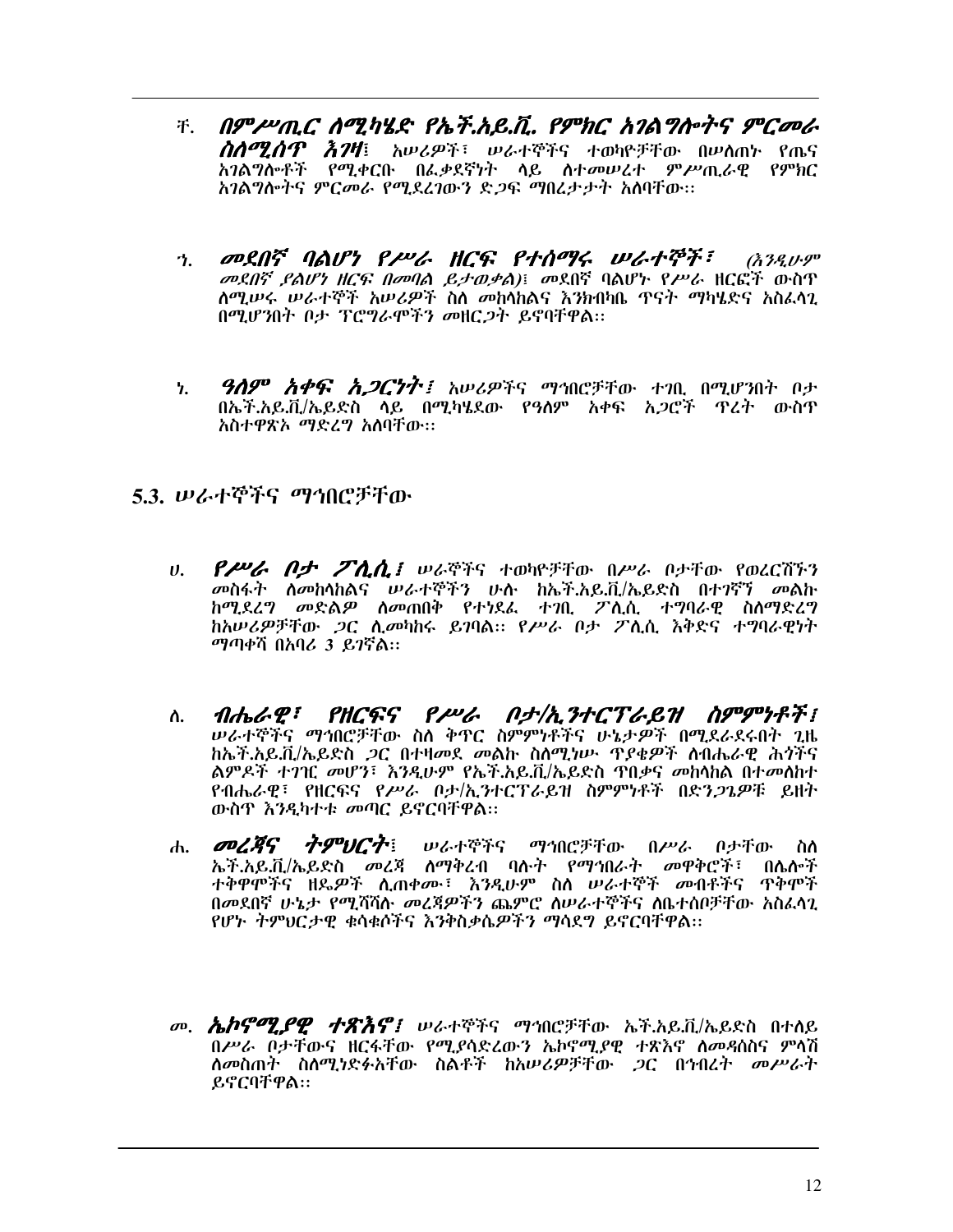ቸ. ***በምሥጢር ለሚካሄድ የኤች.አይ.ቪ. የምክር አገልግሎትና ምርመራ ስለሚሰጥ እገዛ***፤ አሠሪዎች፣ ሠራተኞችና ተወካዮቻቸው በሠለጠኑ የጤና አገልግሎቶች የሚቀርቡ በፈቃደኛነት ላይ ለተመሠረተ ምሥጢራዊ የምክር አገልግሎትና ምርመራ የሚደረገውን ድጋፍ ማበረታታት አለባቸው፡፡

ኀ. ***መደበኛ ባልሆነ የሥራ ዘርፍ የተሰማሩ ሠራተኞች፣*** *(እንዲሁም መደበኛ ያልሆነ ዘርፍ በመባል ይታወቃል)*፤ መደበኛ ባልሆኑ የሥራ ዘርፎች ውስጥ ለሚሠሩ ሠራተኞች አሠሪዎች ስለ መከላከልና እንክብካቤ ጥናት ማካሄድና አስፈላጊ በሚሆንበት ቦታ ፕሮግራሞችን መዘርጋት ይኖርባቸዋል፡፡

ነ. ***ዓለም አቀፍ አጋርነት፤*** አሠሪዎችና ማኅበሮቻቸው ተገቢ በሚሆንበት ቦታ በኤች.አይ.ቪ/ኤይድስ ላይ በሚካሄደው የዓለም አቀፍ አጋሮች ጥረት ውስጥ አስተዋጽኦ ማድረግ አለባቸው፡፡

## 5.3. ሠራተኞችና ማኅበሮቻቸው

ሀ. ***የሥራ ቦታ ፖሊሲ፤*** ሠራኞችና ተወካዮቻቸው በሥራ ቦታቸው የወረርሽኙን መስፋት ለመከላከልና ሠራተኞችን ሁሉ ከኤች.አይ.ቪ/ኤይድስ በተገኘ መልኩ ከሚደረግ መድልዎ ለመጠበቅ የተነደፈ ተገቢ ፖሊሲ ተግባራዊ ስለማድረግ ከአሠሪዎቻቸው ጋር ሊመካከሩ ይገባል፡፡ የሥራ ቦታ ፖሊሲ እቅድና ተግባራዊነት ማጣቀሻ በአባሪ 3 ይገኛል፡፡

ለ. ***ብሔራዊ፣ የዘርፍና የሥራ ቦታ/ኢንተርፕራይዝ ስምምነቶች፤*** ሠራተኞችና ማኅበሮቻቸው ስለ ቅጥር ስምምነቶችና ሁኔታዎች በሚደራደሩበት ጊዜ ከኤች.አይ.ቪ/ኤይድስ ጋር በተዛመደ መልኩ ስለሚነሡ ጉዳዮች ለብሔራዊ ሕጎችና ልምዶች ተገዢ መሆን፣ እንዲሁም የኤች.አይ.ቪ/ኤይድስ ጥበቃና መከላከል በተመለከተ የብሔራዊ፣ የዘርፍና የሥራ ቦታ/ኢንተርፕራይዝ ስምምነቶች በድንጋጌዎቹ ይዘት ውስጥ እንዲካተቱ መጣር ይኖርባቸዋል፡፡

ሐ. ***መረጃና ትምህርት***፤ ሠራተኞችና ማኅበሮቻቸው በሥራ ቦታቸው ስለ ኤች.አይ.ቪ/ኤይድስ መረጃ ለማቅረብ ባሉት የማኅበራት መዋቅሮች፣ በሌሎች ተቋሞችና ዘዴዎች ሊጠቀሙ፣ እንዲሁም ስለ ሠራተኞች መብቶችና ጥቅሞች በመደበኛ ሁኔታ የሚሻሻሉ መረጃዎችን ጨምሮ ለሠራተኞችና ለቤተሰቦቻቸው አስፈላጊ የሆኑ ትምህርታዊ ቁሳቁሶችና እንቅስቃሴዎችን ማሳደግ ይኖርባቸዋል፡፡

መ. ***ኤኮኖሚያዊ ተጽእኖ፤*** ሠራተኞችና ማኅበሮቻቸው ኤች.አይ.ቪ/ኤይድስ በተለይ በሥራ ቦታቸውና ዘርፋቸው የሚያሳድረውን ኤኮኖሚያዊ ተጽእኖ ለመዳሰስና ምላሽ ለመስጠት ስለሚነድፉአቸው ስልቶች ከአሠሪዎቻቸው ጋር በኅብረት መሥራት ይኖርባቸዋል፡፡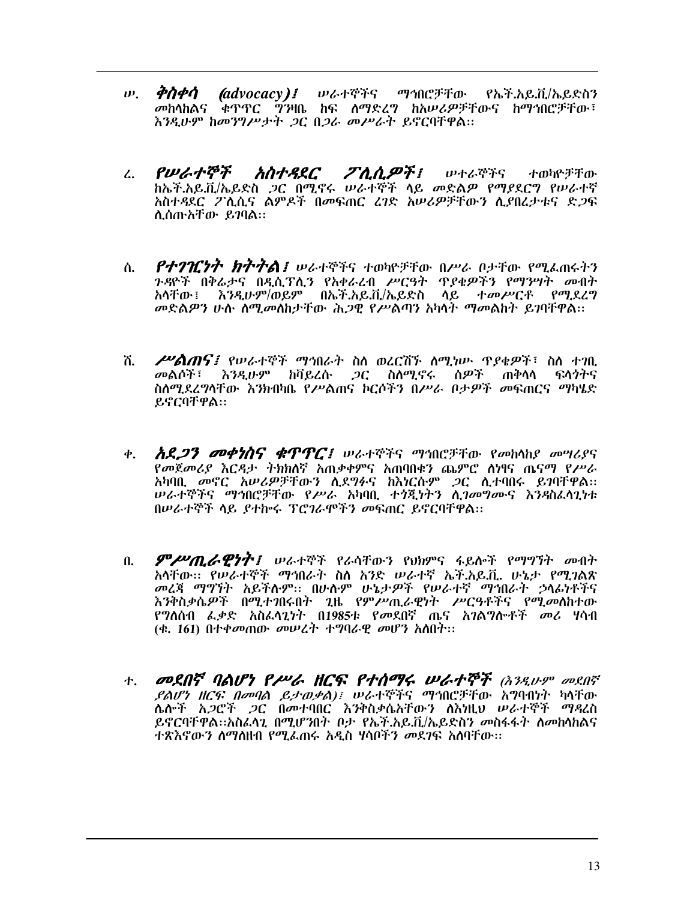ሠ. ***ቅስቀሳ (advocacy)፤*** *ሠራተኞችና ማኅበሮቻቸው የኤች.አይ.ቪ/ኤይድስን መከላከልና ቁጥጥር ግንዛቤ ከፍ ለማድረግ ከአሠሪዎቻቸውና ከማኅበሮቻቸው፣ እንዲሁም ከመንግሥታት ጋር በጋራ መሥራት ይኖርባቸዋል፡፡*

ረ. ***የሠራተኞች አስተዳደር ፖሊሲዎች፤*** *ሠተራኞችና ተወካዮቻቸው ከኤች.አይ.ቪ/ኤይድስ ጋር በሚኖሩ ሠራተኞች ላይ መድልዎ የማያደርግ የሠራተኛ አስተዳደር ፖሊሲና ልምዶች በመፍጠር ረገድ አሠሪዎቻቸውን ሊያበረታቱና ድጋፍ ሊሰጡአቸው ይገባል፡፡*

ሰ. ***የተገዢነት ክትትል፤*** *ሠራተኞችና ተወካዮቻቸው በሥራ ቦታቸው የሚፈጠሩትን ጉዳዮች በቅሬታና በዲሲፕሊን የአቀራረብ ሥርዓት ጥያቄዎችን የማንሣት መብት አላቸው፤ እንዲሁም/ወይም በኤች.አይ.ቪ/ኤይድስ ላይ ተመሥርቶ የሚደረግ መድልዎን ሁሉ ለሚመለከታቸው ሕጋዊ የሥልጣን አካላት ማመልከት ይገባቸዋል፡፡*

ሸ. ***ሥልጠና፤*** *የሠራተኞች ማኅበራት ስለ ወረርሽኙ ለሚነሡ ጥያቄዎች፣ ስለ ተገቢ መልሶች፣ እንዲሁም ከቫይረሱ ጋር ስለሚኖሩ ሰዎች ጠቅላላ ፍላጎትና ስለሚደረግላቸው እንክብካቤ የሥልጠና ኮርሶችን በሥራ ቦታዎች መፍጠርና ማካሄድ ይኖርባቸዋል፡፡*

ቀ. ***አደጋን መቀነስና ቁጥጥር፤*** *ሠራተኞችና ማኅበሮቻቸው የመከላከያ መሣሪያና የመጀመሪያ እርዳታ ትክክለኛ አጠቃቀምና አጠባበቁን ጨምሮ ለነፃና ጤናማ የሥራ አካባቢ መኖር አሠሪዎቻቸውን ሊደግፉና ከእነርሱም ጋር ሊተባበሩ ይገባቸዋል፡፡ ሠራተኞችና ማኅበሮቻቸው የሥራ አካባቢ ተጎጂነትን ሊገመግሙና እንዳስፈላጊነቱ በሠራተኞች ላይ ያተኰሩ ፕሮግራሞችን መፍጠር ይኖርባቸዋል፡፡*

በ. ***ምሥጢራዊነት፤*** *ሠራተኞች የራሳቸውን የህክምና ፋይሎች የማግኘት መብት አላቸው፡፡ የሠራተኞች ማኅበራት ስለ አንድ ሠራተኛ ኤች.አይ.ቪ. ሁኔታ የሚገልጽ መረጃ ማግኘት አይችሉም፡፡ በሁሉም ሁኔታዎች የሠራተኛ ማኅበራት ኃላፊነቶችና እንቅስቃሴዎች በሚተገበሩበት ጊዜ የምሥጢራዊነት ሥርዓቶችና የሚመለከተው የግለሰብ ፈቃድ አስፈላጊነት በ1985ቱ የመደበኛ ጤና አገልግሎቶች መሪ ሃሳብ (ቁ. 161) በተቀመጠው መሠረት ተግባራዊ መሆን አለበት፡፡*

ተ. ***መደበኛ ባልሆነ የሥራ ዘርፍ የተሰማሩ ሠራተኞች*** *(እንዲሁም መደበኛ ያልሆነ ዘርፍ በመባል ይታወቃል)፤ ሠራተኞችና ማኅበሮቻቸው አግባብነት ካላቸው ሌሎች አጋሮች ጋር በመተባበር እንቅስቃሴአቸውን ለእነዚህ ሠራተኞች ማዳረስ ይኖርባቸዋል፡፡አስፈላጊ በሚሆንበት ቦታ የኤች.አይ.ቪ/ኤይድስን መስፋፋት ለመከላከልና ተጽእኖውን ለማለዘብ የሚፈጠሩ አዲስ ሃሳቦችን መደገፍ አለባቸው፡፡*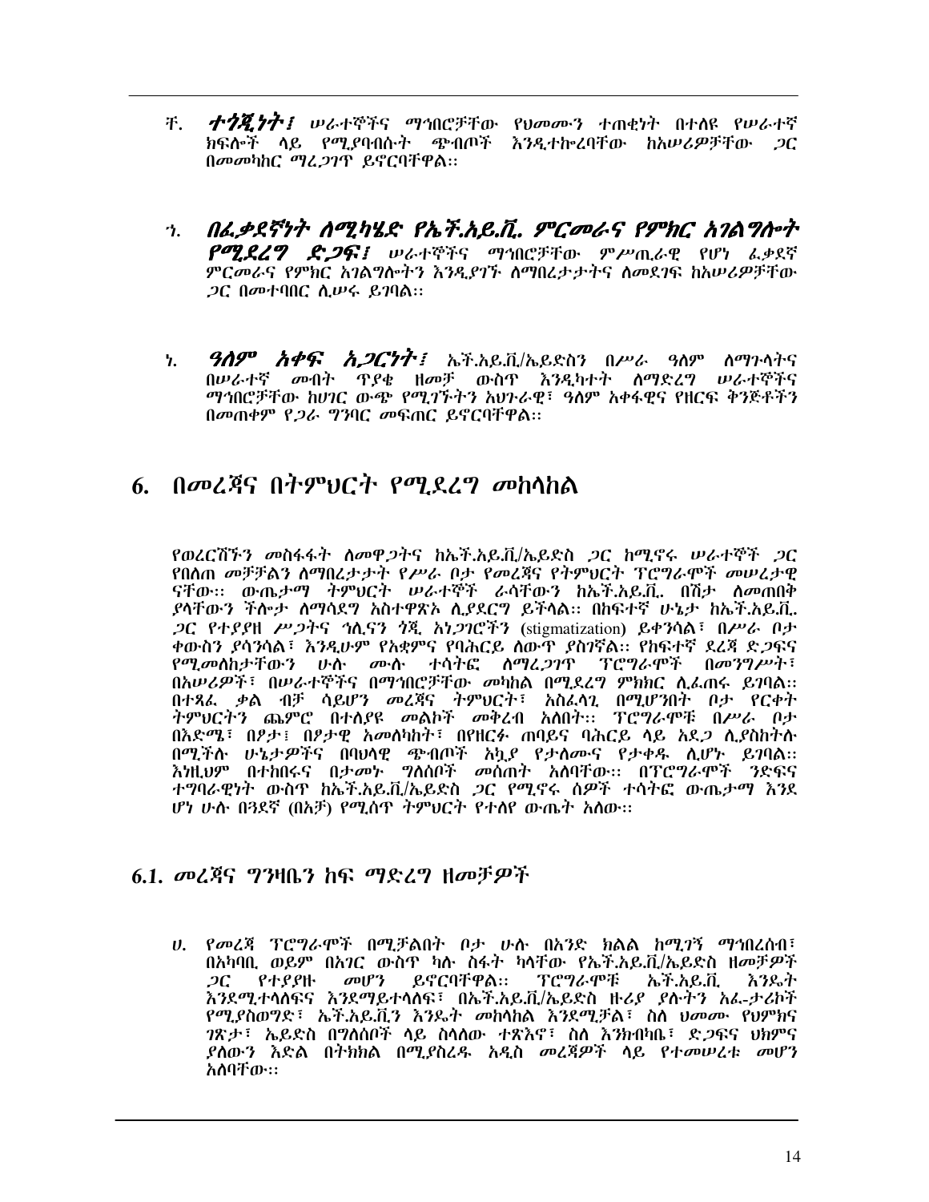ቸ. ***ተጎጂነት፤*** *ሠራተኞችና ማኅበሮቻቸው የህመሙን ተጠቂነት በተለዩ የሠራተኛ ክፍሎች ላይ የሚያባብሱት ጭብጦች እንዲተኰረባቸው ከአሠሪዎቻቸው ጋር በመመካከር ማረጋገጥ ይኖርባቸዋል፡፡*

ኀ. ***በፈቃደኛነት ለሚካሄድ የኤች.አይ.ቪ. ምርመራና የምክር አገልግሎት የሚደረግ ድጋፍ፤*** *ሠራተኞችና ማኅበሮቻቸው ምሥጢራዊ የሆነ ፈቃደኛ ምርመራና የምክር አገልግሎትን እንዲያገኙ ለማበረታታትና ለመደገፍ ከአሠሪዎቻቸው ጋር በመተባበር ሊሠሩ ይገባል፡፡*

ነ. ***ዓለም አቀፍ አጋርነት፤*** ኤች.አይ.ቪ/ኤይድስን በሥራ ዓለም ለማጉላትና በሠራተኛ መብት ጥያቄ ዘመቻ ውስጥ እንዲካተት ለማድረግ ሠራተኞችና ማኅበሮቻቸው ከሀገር ውጭ የሚገኙትን አህጉራዊ፣ ዓለም አቀፋዊና የዘርፍ ቅንጅቶችን በመጠቀም የጋራ ግንባር መፍጠር ይኖርባቸዋል፡፡

# 6. በመረጃና በትምህርት የሚደረግ መከላከል

*የወረርሽኙን መስፋፋት ለመዋጋትና ከኤች.አይ.ቪ/ኤይድስ ጋር ከሚኖሩ ሠራተኞች ጋር የበለጠ መቻቻልን ለማበረታታት የሥራ ቦታ የመረጃና የትምህርት ፕሮግራሞች መሠረታዊ ናቸው፡፡ ውጤታማ ትምህርት ሠራተኞች ራሳቸውን ከኤች.አይ.ቪ. በሽታ ለመጠበቅ ያላቸውን ችሎታ ለማሳደግ አስተዋጽኦ ሊያደርግ ይችላል፡፡ በከፍተኛ ሁኔታ ከኤች.አይ.ቪ. ጋር የተያያዘ ሥጋትና ኀሊናን ጎጂ አነጋገሮችን (stigmatization) ይቀንሳል፣ በሥራ ቦታ ቀውስን ያሳንሳል፣ እንዲሁም የአቋምና የባሕርይ ለውጥ ያስገኛል፡፡ የከፍተኛ ደረጃ ድጋፍና የሚመለከታቸውን ሁሉ ሙሉ ተሳትፎ ለማረጋገጥ ፕሮግራሞች በመንግሥት፣ በአሠሪዎች፣ በሠራተኞችና በማኅበሮቻቸው መካከል በሚደረግ ምክክር ሊፈጠሩ ይገባል፡፡ በተጻፈ ቃል ብቻ ሳይሆን መረጃና ትምህርት፣ አስፈላጊ በሚሆንበት ቦታ የርቀት ትምህርትን ጨምሮ በተለያዩ መልኮች መቅረብ አለበት፡፡ ፕሮግራሞቹ በሥራ ቦታ በእድሜ፣ በፆታ፤ በፆታዊ አመለካከት፣ በየዘርፉ ጠባይና ባሕርይ ላይ አደጋ ሊያስከትሉ በሚችሉ ሁኔታዎችና በባህላዊ ጭብጦች አኳያ የታለሙና የታቀዱ ሊሆኑ ይገባል፡፡ እነዚህም በተከበሩና በታመኑ ግለሰቦች መሰጠት አለባቸው፡፡ በፕሮግራሞች ንድፍና ተግባራዊነት ውስጥ ከኤች.አይ.ቪ/ኤይድስ ጋር የሚኖሩ ሰዎች ተሳትፎ ውጤታማ እንደ ሆነ ሁሉ በጓደኛ (በአቻ) የሚሰጥ ትምህርት የተለየ ውጤት አለው፡፡*

## 6.1. መረጃና ግንዛቤን ከፍ ማድረግ ዘመቻዎች

ሀ. *የመረጃ ፕሮግራሞች በሚቻልበት ቦታ ሁሉ በአንድ ክልል ከሚገኝ ማኅበረሰብ፣ በአካባቢ ወይም በአገር ውስጥ ካሉ ሰፋት ካላቸው የኤች.አይ.ቪ/ኤይድስ ዘመቻዎች ጋር የተያያዙ መሆን ይኖርባቸዋል፡፡ ፕሮግራሞቹ ኤች.አይ.ቪ እንዴት እንደሚተላለፍና እንደማይተላለፍ፣ በኤች.አይ.ቪ/ኤይድስ ዙሪያ ያሉትን አፈ-ታሪኮች የሚያስወግድ፣ ኤች.አይ.ቪ.ን እንዴት መከላከል እንደሚቻል፣ ስለ ህመሙ የህምክና ገጽታ፣ ኤይድስ በግለሰቦች ላይ ስላለው ተጽእኖ፣ ስለ እንክብካቤ፣ ድጋፍና ህክምና ያለውን እድል በትክክል በሚያስረዱ አዲስ መረጃዎች ላይ የተመሠረቱ መሆን አለባቸው፡፡*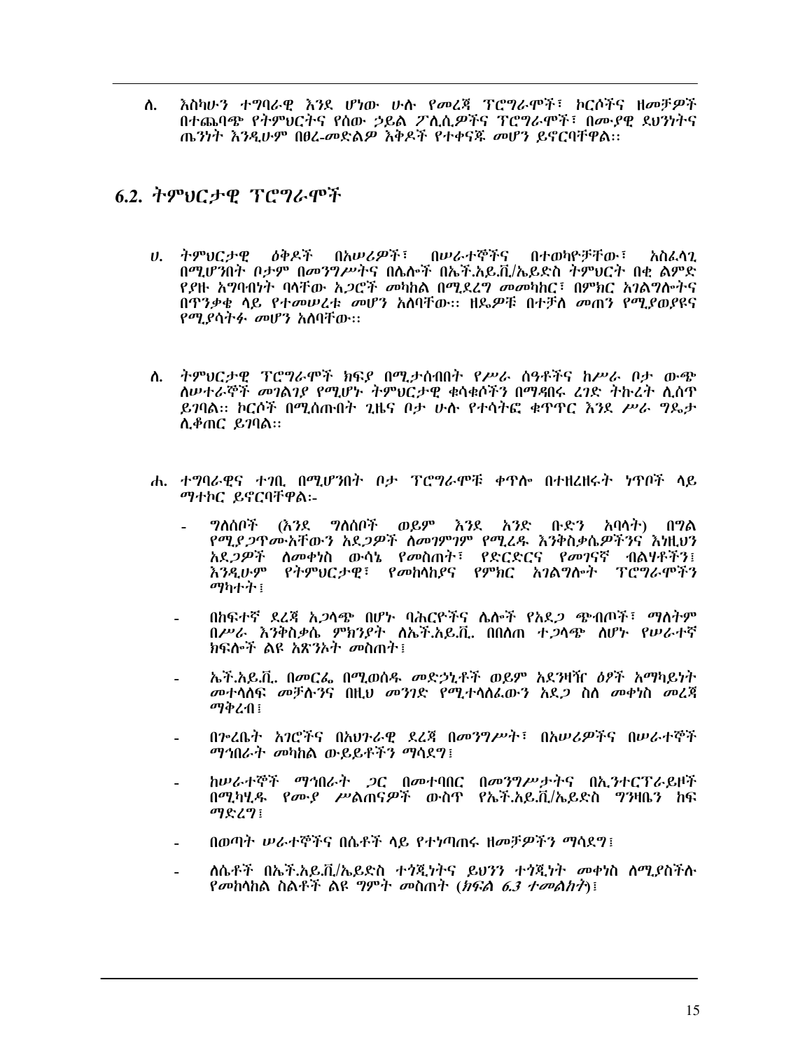ለ. እስካሁን ተግባራዊ እንደ ሆነው ሁሉ የመረጃ ፕሮግራሞች፣ ኮርሶችና ዘመቻዎች በተጨባጭ የትምህርትና የሰው ኃይል ፖሊሲዎችና ፕሮግራሞች፣ በሙያዊ ደህንነትና ጤንነት እንዲሁም በፀረ-መድልዎ እቅዶች የተቀናጁ መሆን ይኖርባቸዋል፡፡

## 6.2. ትምህርታዊ ፕሮግራሞች

ሀ. ትምህርታዊ ዕቅዶች በአሠሪዎች፣ በሠራተኞችና በተወካዮቻቸው፣ አስፈላጊ በሚሆንበት ቦታም በመንግሥትና በሌሎች በኤች.አይ.ቪ/ኤይድስ ትምህርት በቂ ልምድ የያዙ አግባብነት ባላቸው አጋሮች መካከል በሚደረግ መመካከር፣ በምክር አገልግሎትና በጥንቃቄ ላይ የተመሠረቱ መሆን አለባቸው፡፡ ዘዴዎቹ በተቻለ መጠን የሚያወያዩና የሚያሳትፉ መሆን አለባቸው፡፡

ለ. ትምህርታዊ ፕሮግራሞች ክፍያ በሚታሰብበት የሥራ ሰዓቶችና ከሥራ ቦታ ውጭ ለሠተራኞች መገልገያ የሚሆኑ ትምህርታዊ ቁሳቁሶችን በማዳበሩ ረገድ ትኩረት ሊሰጥ ይገባል፡፡ ኮርሶች በሚሰጡበት ጊዜና ቦታ ሁሉ የተሳትፎ ቁጥጥር እንደ ሥራ ግዴታ ሊቆጠር ይገባል፡፡

ሐ. ተግባራዊና ተገቢ በሚሆንበት ቦታ ፕሮግራሞቹ ቀጥሎ በተዘረዘሩት ነጥቦች ላይ ማተኮር ይኖርባቸዋል፡-

- ግለሰቦች (እንደ ግለሰቦች ወይም እንደ አንድ ቡድን አባላት) በግል የሚያጋጥሙአቸውን አደጋዎች ለመገምገም የሚረዱ እንቅስቃሴዎችንና እነዚህን አደጋዎች ለመቀነስ ውሳኔ የመስጠት፣ የድርድርና የመገናኛ ብልሃቶችን፤ እንዲሁም የትምህርታዊ፣ የመከላከያና የምክር አገልግሎት ፕሮግራሞችን ማካተት፤
- በከፍተኛ ደረጃ አጋላጭ በሆኑ ባሕርዮችና ሌሎች የአደጋ ጭብጦች፣ ማለትም በሥራ እንቅስቃሴ ምክንያት ለኤች.አይ.ቪ. በበለጠ ተጋላጭ ለሆኑ የሠራተኛ ክፍሎች ልዩ አጽንኦት መስጠት፤
- ኤች.አይ.ቪ. በመርፌ በሚወሰዱ መድኃኒቶች ወይም አደንዛዥ ዕፆች አማካይነት መተላለፍ መቻሉንና በዚህ መንገድ የሚተላለፈውን አደጋ ስለ መቀነስ መረጃ ማቅረብ፤
- በጎረቤት አገሮችና በአህጉራዊ ደረጃ በመንግሥት፣ በአሠሪዎችና በሠራተኞች ማኅበራት መካከል ውይይቶችን ማሳደግ፤
- ከሠራተኞች ማኅበራት ጋር በመተባበር በመንግሥታትና በኢንተርፕራይዞች በሚካሄዱ የሙያ ሥልጠናዎች ውስጥ የኤች.አይ.ቪ/ኤይድስ ግንዛቤን ከፍ ማድረግ፤
- በወጣት ሠራተኞችና በሴቶች ላይ የተነጣጠሩ ዘመቻዎችን ማሳደግ፤
- ለሴቶች በኤች.አይ.ቪ/ኤይድስ ተጎጂነትና ይህንን ተጎጂነት መቀነስ ለሚያስችሉ የመከላከል ስልቶች ልዩ ግምት መስጠት (*ክፍል 6.3 ተመልከት*)፤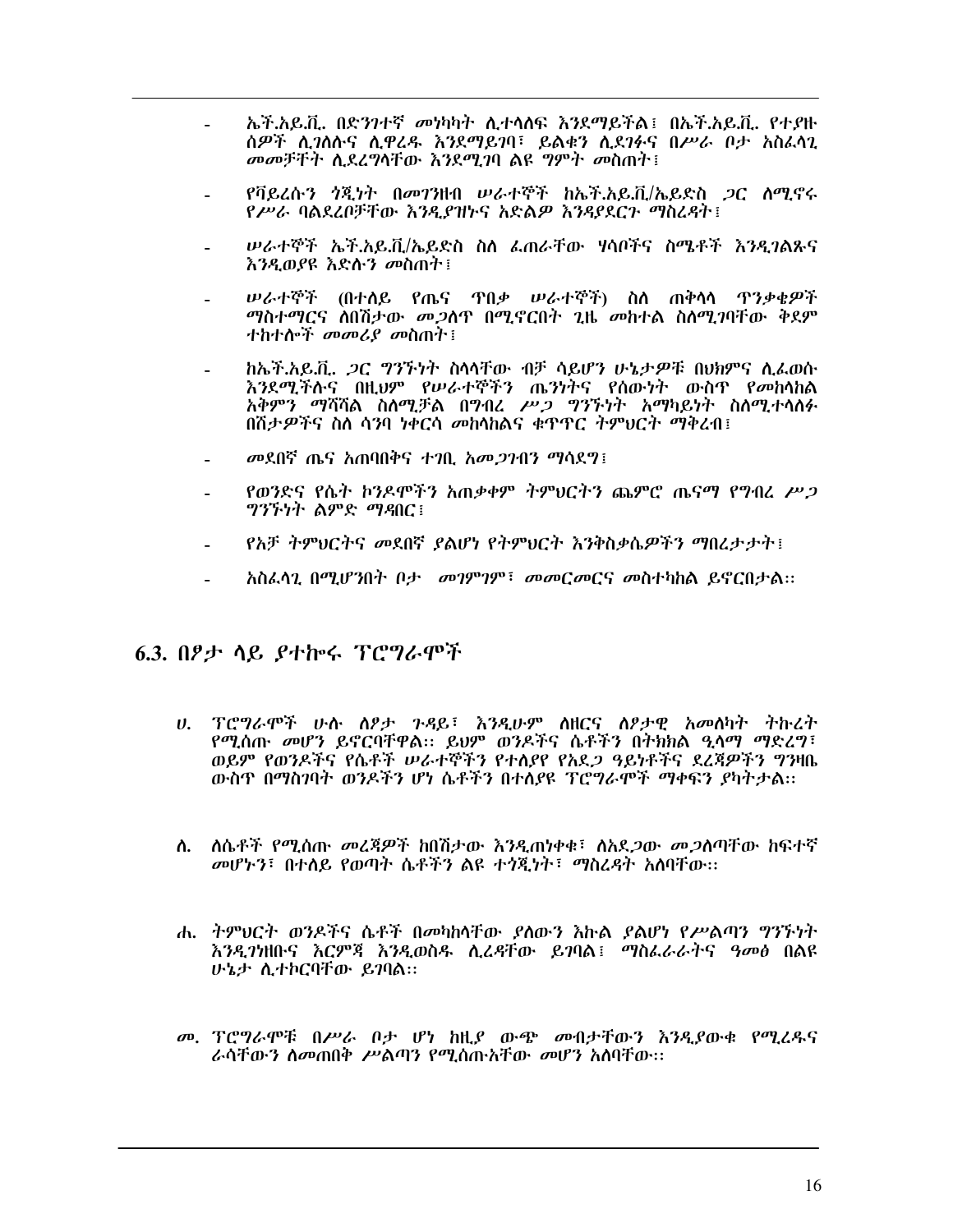- ኤች.አይ.ቪ. በድንገተኛ መነካካት ሊተላለፍ እንደማይችል፤ በኤች.አይ.ቪ. የተያዙ ሰዎች ሊገለሉና ሊዋረዱ እንደማይገባ፣ ይልቁን ሊደገፉና በሥራ ቦታ አስፈላጊ መመቻቸት ሊደረግላቸው እንደሚገባ ልዩ ግምት መስጠት፤

- የቫይረሱን ጎጂነት በመገንዘብ ሠራተኞች ከኤች.አይ.ቪ/ኤይድስ ጋር ስሚኖሩ የሥራ ባልደረቦቻቸው እንዲያዝኑና አድልዎ እንዳያደርጉ ማስረዳት፤

- ሠራተኞች ኤች.አይ.ቪ/ኤይድስ ስለ ፈጠራቸው ሃሳቦችና ስሜቶች እንዲገልጹና እንዲወያዩ እድሉን መስጠት፤

- ሠራተኞች (በተለይ የጤና ጥበቃ ሠራተኞች) ስለ ጠቅላላ ጥንቃቄዎች ማስተማርና ለበሽታው መጋለጥ በሚኖርበት ጊዜ መከተል ስለሚገባቸው ቅደም ተከተሎች መመሪያ መስጠት፤

- ከኤች.አይ.ቪ. ጋር ግንኙነት ስላላቸው ብቻ ሳይሆን ሁኔታዎቹ በህክምና ሊፈወሱ እንደሚችሉና በዚህም የሠራተኞችን ጤንነትና የሰውነት ውስጥ የመከላከል አቅምን ማሻሻል ስለሚቻል በግብረ ሥጋ ግንኙነት አማካይነት ስለሚተላለፉ በሽታዎችና ስለ ሳንባ ነቀርሳ መከላከልና ቁጥጥር ትምህርት ማቅረብ፤

- መደበኛ ጤና አጠባበቅና ተገቢ አመጋገብን ማሳደግ፤

- የወንድና የሴት ኮንዶሞችን አጠቃቀም ትምህርትን ጨምሮ ጤናማ የግብረ ሥጋ ግንኙነት ልምድ ማዳበር፤

- የአቻ ትምህርትና መደበኛ ያልሆነ የትምህርት እንቅስቃሴዎችን ማበረታታት፤

- አስፈላጊ በሚሆንበት ቦታ መገምገም፣ መመርመርና መስተካከል ይኖርበታል፡፡

## 6.3. በፆታ ላይ ያተኰሩ ፕሮግራሞች

ሀ. ፕሮግራሞች ሁሉ ስፆታ ጉዳይ፣ እንዲሁም ለዘርና ለፆታዊ አመለካት ትኩረት የሚሰጡ መሆን ይኖርባቸዋል፡፡ ይህም ወንዶችና ሴቶችን በትክክል ዒላማ ማድረግ፣ ወይም የወንዶችና የሴቶች ሠራተኞችን የተለያየ የአደጋ ዓይነቶችና ደረጃዎችን ግንዛቤ ውስጥ በማስገባት ወንዶችን ሆነ ሴቶችን በተለያዩ ፕሮግራሞች ማቀፍን ያካትታል፡፡

ለ. ለሴቶች የሚሰጡ መረጃዎች ከበሽታው እንዲጠነቀቁ፣ ለአደጋው መጋለጣቸው ከፍተኛ መሆኑን፣ በተለይ የወጣት ሴቶችን ልዩ ተጎጂነት፣ ማስረዳት አለባቸው፡፡

ሐ. ትምህርት ወንዶችና ሴቶች በመካከላቸው ያለውን እኩል ያልሆነ የሥልጣን ግንኙነት እንዲገነዘቡና እርምጃ እንዲወስዱ ሊረዳቸው ይገባል፤ ማስፈራራትና ዓመፅ በልዩ ሁኔታ ሊተኮርባቸው ይገባል፡፡

መ. ፕሮግራሞቹ በሥራ ቦታ ሆነ ከዚያ ውጭ መብታቸውን እንዲያውቁ የሚረዱና ራሳቸውን ለመጠበቅ ሥልጣን የሚሰጡአቸው መሆን አለባቸው፡፡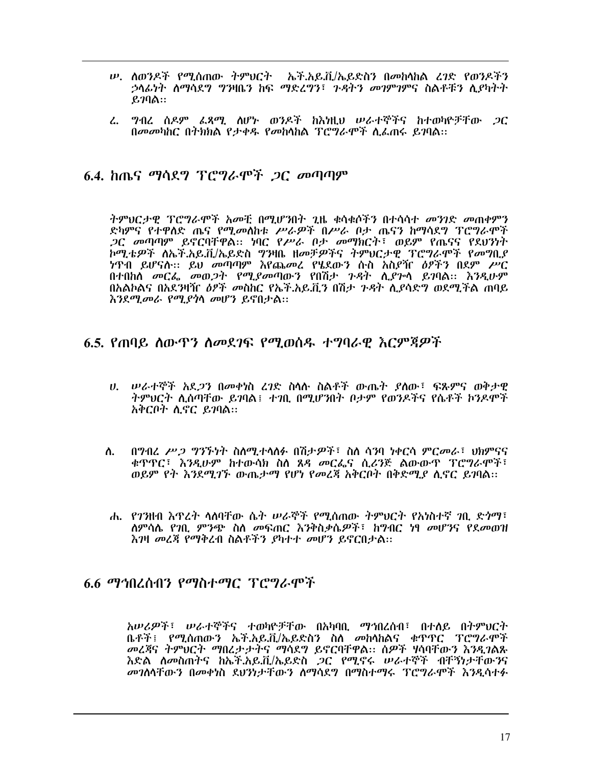ሠ. ለወንዶች የሚሰጠው ትምህርት ኤች.አይ.ቪ/ኤይድስን በመከላከል ረገድ የወንዶችን ኃላፊነት ለማሳደግ ግንዛቤን ከፍ ማድረግን፣ ጉዳትን መገምገምና ስልቶቹን ሊያካትት ይገባል፡፡

ረ. ግብረ ሰዶም ፈጻሚ ለሆኑ ወንዶች ከእነዚህ ሠራተኞችና ከተወካዮቻቸው ጋር በመመካከር በትክክል የታቀዱ የመከላከል ፕሮግራሞች ሊፈጠሩ ይገባል፡፡

## 6.4. ከጤና ማሳደግ ፕሮግራሞች ጋር መጣጣም

ትምህርታዊ ፕሮግራሞች አመቺ በሚሆንበት ጊዜ ቁሳቁሶችን በተሳሳተ መንገድ መጠቀምን ድካምና የተዋለድ ጤና የሚመለከቱ ሥራዎች በሥራ ቦታ ጤናን ከማሳደግ ፕሮግራሞች ጋር መጣጣም ይኖርባቸዋል፡፡ ነባር የሥራ ቦታ መማክርት፣ ወይም የጤናና የደህንነት ኮሚቴዎች ለኤች.አይ.ቪ/ኤይድስ ግንዛቤ ዘመቻዎችና ትምህርታዊ ፕሮግራሞች የመግቢያ ነጥብ ይሆናሉ፡፡ ይህ መጣጣም እየጨመረ የሄደውን ሱስ አስያዥ ዕፆችን በደም ሥር በተበከለ መርፌ መወጋት የሚያመጣውን የበሽታ ጉዳት ሊያጉላ ይገባል፡፡ እንዲሁም በአልኮልና በአደንዛዥ ዕፆች መስከር የኤች.አይ.ቪ.ን በሽታ ጉዳት ሊያሳድግ ወደሚችል ጠባይ እንደሚመራ የሚያጎላ መሆን ይኖበታል፡፡

## 6.5. የጠባይ ለውጥን ለመደገፍ የሚወሰዱ ተግባራዊ እርምጃዎች

ሀ. ሠራተኞች አደጋን በመቀነስ ረገድ ስላሉ ስልቶች ውጤት ያለው፣ ፍጹምና ወቅታዊ ትምህርት ሊሰጣቸው ይገባል፤ ተገቢ በሚሆንበት ቦታም የወንዶችና የሴቶች ኮንዶሞች አቅርቦት ሊኖር ይገባል፡፡

ለ. በግብረ ሥጋ ግንኙነት ስለሚተላለፉ በሽታዎች፣ ስለ ሳንባ ነቀርሳ ምርመራ፣ ህክምናና ቁጥጥር፣ እንዲሁም ከተውሳክ ስለ ጸዳ መርፌና ሲሪንጅ ልውውጥ ፕሮግራሞች፣ ወይም የት እንደሚገኙ ውጤታማ የሆነ የመረጃ አቅርቦት በቅድሚያ ሊኖር ይገባል፡፡

ሐ. የገንዘብ እጥረት ላለባቸው ሴት ሠራኞች የሚሰጠው ትምህርት የአነስተኛ ገቢ ድጎማ፣ ለምሳሌ የገቢ ምንጭ ስለ መፍጠር እንቅስቃሴዎች፣ ከግብር ነፃ መሆንና የደመወዝ እገዛ መረጃ የማቅረብ ስልቶችን ያካተተ መሆን ይኖርበታል፡፡

## 6.6 ማኅበረሰብን የማስተማር ፕሮግራሞች

አሠሪዎች፣ ሠራተኞችና ተወካዮቻቸው በአካባቢ ማኅበረሰብ፣ በተለይ በትምህርት ቤቶች፤ የሚሰጠውን ኤች.አይ.ቪ/ኤይድስን ስለ መከላከልና ቁጥጥር ፕሮግራሞች መረጃና ትምህርት ማበረታታትና ማሳደግ ይኖርባቸዋል፡፡ ሰዎች ሃሳባቸውን እንዲገልጹ እድል ለመስጠትና ከኤች.አይ.ቪ/ኤይድስ ጋር የሚኖሩ ሠራተኞች ብቸኝነታቸውንና መገለላቸውን በመቀነስ ደህንነታቸውን ለማሳደግ በማስተማሩ ፕሮግራሞች እንዲሳተፉ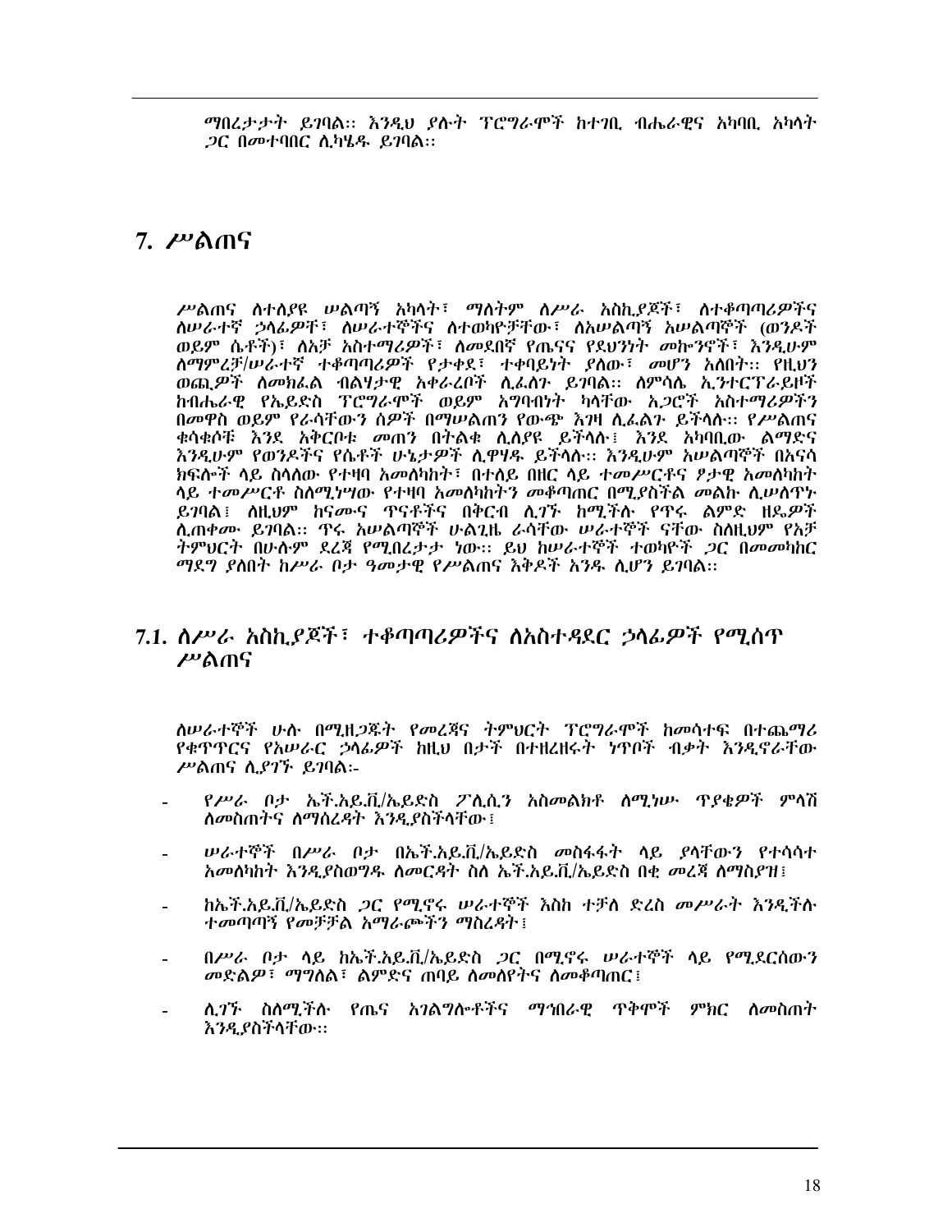ማበረታታት ይገባል፡፡ እንዲህ ያሉት ፕሮግራሞች ከተገቢ ብሔራዊና አካባቢ አካላት ጋር በመተባበር ሊካሄዱ ይገባል፡፡

# 7. ሥልጠና

ሥልጠና ለተለያዩ ሠልጣኝ አካላት፣ ማለትም ለሥራ አስኪያጆች፣ ለተቆጣጣሪዎችና ለሠራተኛ ኃላፊዎች፣ ለሠራተኞችና ለተወካዮቻቸው፣ ለአሠልጣኝ አሠልጣኞች (ወንዶች ወይም ሴቶች)፣ ለአቻ አስተማሪዎች፣ ለመደበኛ የጤናና የደህንነት መኰንኖች፣ እንዲሁም ለማምረቻ/ሠራተኛ ተቆጣጣሪዎች የታቀደ፣ ተቀባይነት ያለው፣ መሆን አለበት፡፡ የዚህን ወጪዎች ለመክፈል ብልሃታዊ አቀራረቦች ሊፈለጉ ይገባል፡፡ ለምሳሌ ኢንተርፕራይዞች ከብሔራዊ የኤይድስ ፕሮግራሞች ወይም አግባብነት ካላቸው አጋሮች አስተማሪዎችን በመዋስ ወይም የራሳቸውን ሰዎች በማሠልጠን የውጭ እገዛ ሊፈልጉ ይችላሉ፡፡ የሥልጠና ቁሳቁሶቹ እንደ አቅርቦቱ መጠን በትልቁ ሊለያዩ ይችላሉ፤ እንደ አካባቢው ልማድና እንዲሁም የወንዶችና የሴቶች ሁኔታዎች ሊዋሃዱ ይችላሉ፡፡ እንዲሁም አሠልጣኞች በአናሳ ክፍሎች ላይ ስላለው የተዛባ አመለካከት፣ በተለይ በዘር ላይ ተመሥርቶና ፆታዊ አመለካከት ላይ ተመሥርቶ ስለሚነሣው የተዛባ አመለካከትን መቆጣጠር በሚያስችል መልኩ ሊሠለጥኑ ይገባል፤ ለዚህም ከናሙና ጥናቶችና በቅርብ ሊገኙ ከሚችሉ የጥሩ ልምድ ዘዴዎች ሊጠቀሙ ይገባል፡፡ ጥሩ አሠልጣኞች ሁልጊዜ ራሳቸው ሠራተኞች ናቸው ስለዚህም የአቻ ትምህርት በሁሉም ደረጃ የሚበረታታ ነው፡፡ ይህ ከሠራተኞች ተወካዮች ጋር በመመካከር ማደግ ያለበት ከሥራ ቦታ ዓመታዊ የሥልጠና እቅዶች አንዱ ሊሆን ይገባል፡፡

## 7.1. ለሥራ አስኪያጆች፣ ተቆጣጣሪዎችና ለአስተዳደር ኃላፊዎች የሚሰጥ ሥልጠና

ለሠራተኞች ሁሉ በሚዘጋጁት የመረጃና ትምህርት ፕሮግራሞች ከመሳተፍ በተጨማሪ የቁጥጥርና የአሠራር ኃላፊዎች ከዚህ በታች በተዘረዘሩት ነጥቦች ብቃት እንዲኖራቸው ሥልጠና ሊያገኙ ይገባል፡-

- የሥራ ቦታ ኤች.አይ.ቪ/ኤይድስ ፖሊሲን አስመልክቶ ለሚነሡ ጥያቄዎች ምላሽ ለመስጠትና ለማስረዳት እንዲያስችላቸው፤
- ሠራተኞች በሥራ ቦታ በኤች.አይ.ቪ/ኤይድስ መስፋፋት ላይ ያላቸውን የተሳሳተ አመለካከት እንዲያስወግዱ ለመርዳት ስለ ኤች.አይ.ቪ/ኤይድስ በቂ መረጃ ለማስያዝ፤
- ከኤች.አይ.ቪ/ኤይድስ ጋር የሚኖሩ ሠራተኞች እስከ ተቻለ ድረስ መሥራት እንዲችሉ ተመጣጣኝ የመቻቻል አማራጮችን ማስረዳት፤
- በሥራ ቦታ ላይ ከኤች.አይ.ቪ/ኤይድስ ጋር በሚኖሩ ሠራተኞች ላይ የሚደርሰውን መድልዎ፣ ማግለል፣ ልምድና ጠባይ ለመለየትና ለመቆጣጠር፤
- ሊገኙ ስለሚችሉ የጤና አገልግሎቶችና ማኅበራዊ ጥቅሞች ምክር ለመስጠት እንዲያስችላቸው፡፡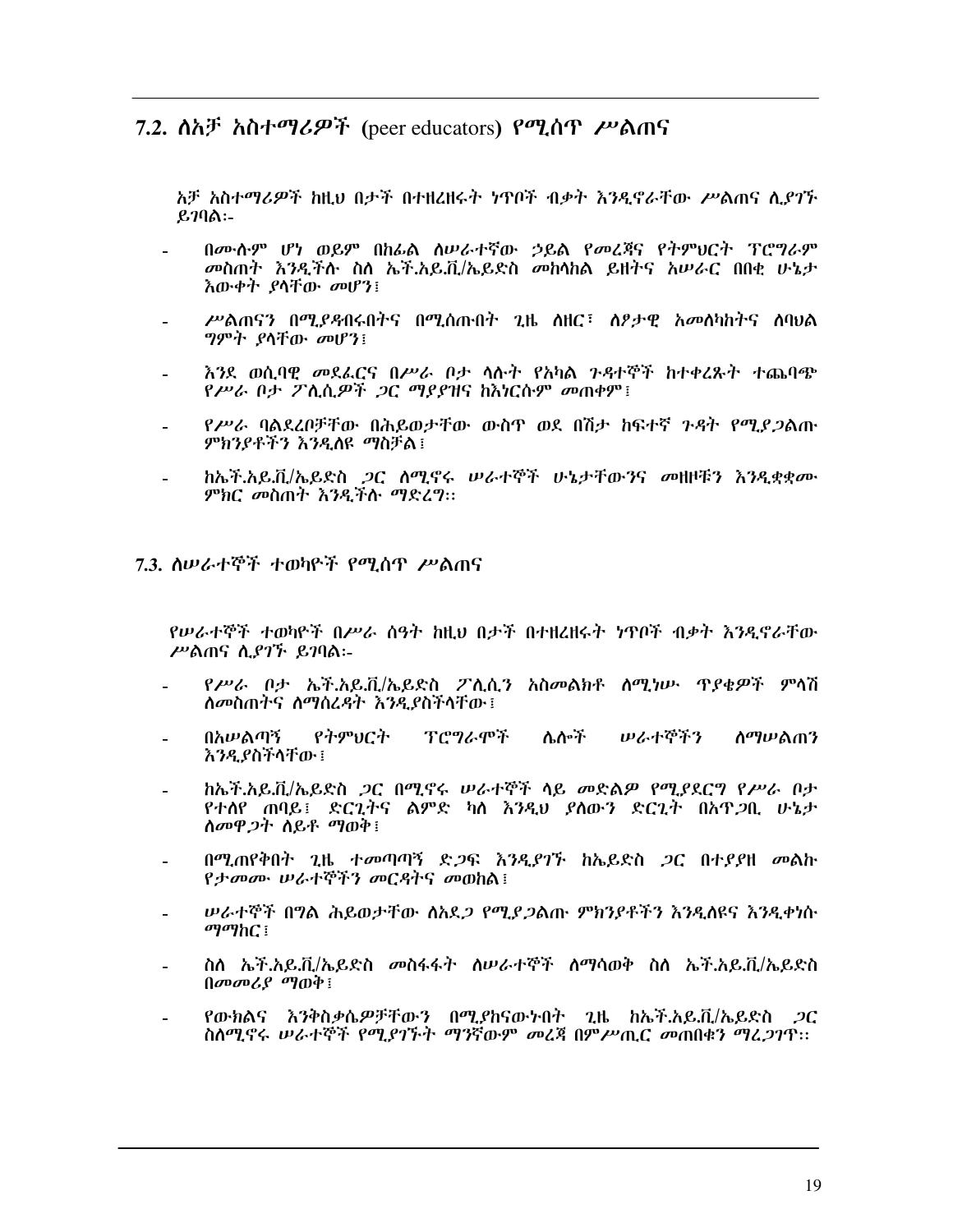## 7.2. ለአቻ አስተማሪዎች (peer educators) የሚሰጥ ሥልጠና

አቻ አስተማሪዎች ከዚህ በታች በተዘረዘሩት ነጥቦች ብቃት እንዲኖራቸው ሥልጠና ሊያገኙ ይገባል:-

- በሙሉም ሆነ ወይም በከፊል ለሠራተኛው ኃይል የመረጃና የትምህርት ፕሮግራም መስጠት እንዲችሉ ስለ ኤች.አይ.ቪ/ኤይድስ መከላከል ይዘትና አሠራር በበቂ ሁኔታ እውቀት ያላቸው መሆን፤
- ሥልጠናን በሚያዳብሩበትና በሚሰጡበት ጊዜ ለዘር፣ ለፆታዊ አመለካከትና ለባህል ግምት ያላቸው መሆን፤
- እንደ ወሲባዊ መደፈርና በሥራ ቦታ ላሉት የአካል ጉዳተኞች ከተቀረጹት ተጨባጭ የሥራ ቦታ ፖሊሲዎች ጋር ማያያዝና ከእነርሱም መጠቀም፤
- የሥራ ባልደረቦቻቸው በሕይወታቸው ውስጥ ወደ በሽታ ከፍተኛ ጉዳት የሚያጋልጡ ምክንያቶችን እንዲለዩ ማስቻል፤
- ከኤች.አይ.ቪ/ኤይድስ ጋር ለሚኖሩ ሠራተኞች ሁኔታቸውንና መዘዞቹን እንዲቋቋሙ ምክር መስጠት እንዲችሉ ማድረግ።

## 7.3. ለሠራተኞች ተወካዮች የሚሰጥ ሥልጠና

የሠራተኞች ተወካዮች በሥራ ሰዓት ከዚህ በታች በተዘረዘሩት ነጥቦች ብቃት እንዲኖራቸው ሥልጠና ሊያገኙ ይገባል:-

- የሥራ ቦታ ኤች.አይ.ቪ/ኤይድስ ፖሊሲን አስመልክቶ ለሚነሡ ጥያቄዎች ምላሽ ለመስጠትና ለማስረዳት እንዲያስችላቸው፤
- በአሠልጣኝ የትምህርት ፕሮግራሞች ሌሎች ሠራተኞችን ለማሠልጠን እንዲያስችላቸው፤
- ከኤች.አይ.ቪ/ኤይድስ ጋር በሚኖሩ ሠራተኞች ላይ መድልዎ የሚያደርግ የሥራ ቦታ የተለየ ጠባይ፣ ድርጊትና ልምድ ካለ እንዲህ ያለውን ድርጊት በአጥጋቢ ሁኔታ ለመዋጋት ለይቶ ማወቅ፤
- በሚጠየቅበት ጊዜ ተመጣጣኝ ድጋፍ እንዲያገኙ ከኤይድስ ጋር በተያያዘ መልኩ የታመሙ ሠራተኞችን መርዳትና መወከል፤
- ሠራተኞች በግል ሕይወታቸው ለአደጋ የሚያጋልጡ ምክንያቶችን እንዲለዩና እንዲቀነሱ ማማከር፤
- ስለ ኤች.አይ.ቪ/ኤይድስ መስፋፋት ለሠራተኞች ለማሳወቅ ስለ ኤች.አይ.ቪ/ኤይድስ በመመሪያ ማወቅ፤
- የውክልና እንቅስቃሴዎቻቸውን በሚያከናውኑበት ጊዜ ከኤች.አይ.ቪ/ኤይድስ ጋር ስለሚኖሩ ሠራተኞች የሚያገኙት ማንኛውም መረጃ በምሥጢር መጠበቁን ማረጋገጥ።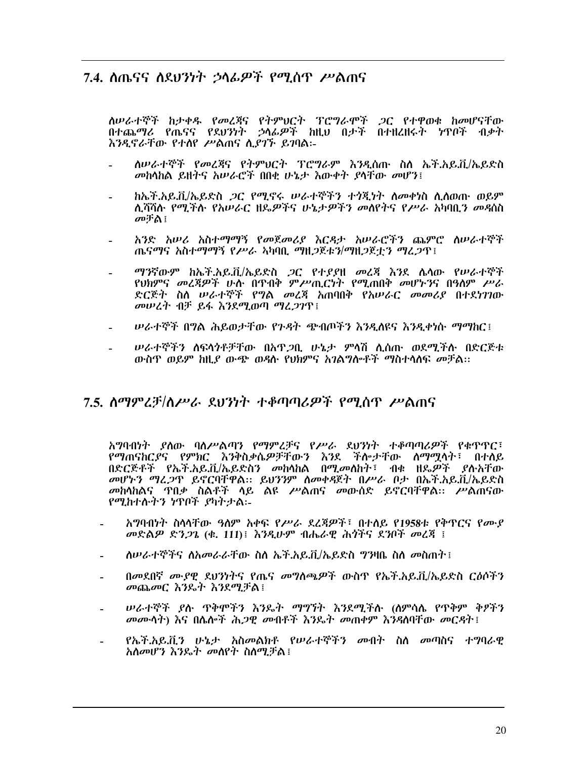## 7.4. ለጤናና ለደህንነት ኃላፊዎች የሚሰጥ ሥልጠና

*ለሠራተኞች ከታቀዱ የመረጃና የትምህርት ፕሮግራሞች ጋር የተዋወቁ ከመሆናቸው በተጨማሪ የጤናና የደህንነት ኃላፊዎች ከዚህ በታች በተዘረዘሩት ነጥቦች ብቃት እንዲኖራቸው የተለየ ሥልጠና ሊያገኙ ይገባል፡-*

- *ለሠራተኞች የመረጃና የትምህርት ፕሮግራም እንዲሰጡ ስለ ኤች.አይ.ቪ/ኤይድስ መከላከል ይዘትና አሠራሮች በበቂ ሁኔታ እውቀት ያላቸው መሆን፤*
- *ከኤች.አይ.ቪ/ኤይድስ ጋር የሚኖሩ ሠራተኞችን ተጎጂነት ለመቀነስ ሊለወጡ ወይም ሊሻሻሉ የሚችሉ የአሠራር ዘዴዎችና ሁኔታዎችን መለየትና የሥራ አካባቢን መዳሰስ መቻል፤*
- *አንድ አሠሪ አስተማማኝ የመጀመሪያ እርዳታ አሠራሮችን ጨምሮ ለሠራተኞች ጤናማና አስተማማኝ የሥራ አካባቢ ማዘጋጀቱን/ማዘጋጀቷን ማረጋገጥ፤*
- *ማንኛውም ከኤች.አይ.ቪ/ኤይድስ ጋር የተያያዘ መረጃ እንደ ሌላው የሠራተኞች የህክምና መረጃዎች ሁሉ በጥብቅ ምሥጢርነት የሚጠበቅ መሆኑንና በዓለም ሥራ ድርጅት ስለ ሠራተኞች የግል መረጃ አጠባበቅ የአሠራር መመሪያ በተደነገገው መሠረት ብቻ ይፋ እንደሚወጣ ማረጋገጥ፤*
- *ሠራተኞች በግል ሕይወታቸው የጉዳት ጭብጦችን እንዲለዩና እንዲቀንሱ ማማከር፤*
- *ሠራተኞችን ለፍላጎቶቻቸው በአጥጋቢ ሁኔታ ምላሽ ሊሰጡ ወደሚችሉ በድርጅቱ ውስጥ ወይም ከዚያ ውጭ ወዳሉ የህክምና አገልግሎቶች ማስተላለፍ መቻል፡፡*

## 7.5. ለማምረቻ/ለሥራ ደህንነት ተቆጣጣሪዎች የሚሰጥ ሥልጠና

*አግባብነት ያለው ባለሥልጣን የማምረቻና የሥራ ደህንነት ተቆጣጣሪዎች የቁጥጥር፣ የማጠናከርያና የምክር እንቅስቃሴዎቻቸውን እንደ ችሎታቸው ለማሟላት፣ በተለይ በድርጅቶች የኤች.አይ.ቪ/ኤይድስን መከላከል በሚመለከት፣ ብቁ ዘዴዎች ያሉአቸው መሆኑን ማረጋገጥ ይኖርባቸዋል፡፡ ይህንንም ለመቀዳጀት በሥራ ቦታ በኤች.አይ.ቪ/ኤይድስ መከላከልና ጥበቃ ስልቶች ላይ ልዩ ሥልጠና መውሰድ ይኖርባቸዋል፡፡ ሥልጠናው የሚከተሉትን ነጥቦች ያካትታል፡-*

- *አግባብነት ስላላቸው ዓለም አቀፍ የሥራ ደረጃዎች፣ በተለይ የ1958ቱ የቅጥርና የሙያ መድልዎ ድንጋጌ (ቁ. 111)፤ እንዲሁም ብሔራዊ ሕጎችና ደንቦች መረጃ ፤*
- *ለሠራተኞችና ለአመራራቸው ስለ ኤች.አይ.ቪ/ኤይድስ ግንዛቤ ስለ መስጠት፤*
- *በመደበኛ ሙያዊ ደህንነትና የጤና መግለጫዎች ውስጥ የኤች.አይ.ቪ/ኤይድስ ርዕሶችን መጨመር እንዴት እንደሚቻል፤*
- *ሠራተኞች ያሉ ጥቅሞችን እንዴት ማግኘት እንደሚችሉ (ለምሳሌ የጥቅም ቅፆችን መሙላት) እና በሌሎች ሕጋዊ መብቶች እንዴት መጠቀም እንዳለባቸው መርዳት፤*
- *የኤች.አይ.ቪ.ን ሁኔታ አስመልክቶ የሠራተኞችን መብት ስለ መጣስና ተግባራዊ አለመሆን እንዴት መለየት ስለሚቻል፤*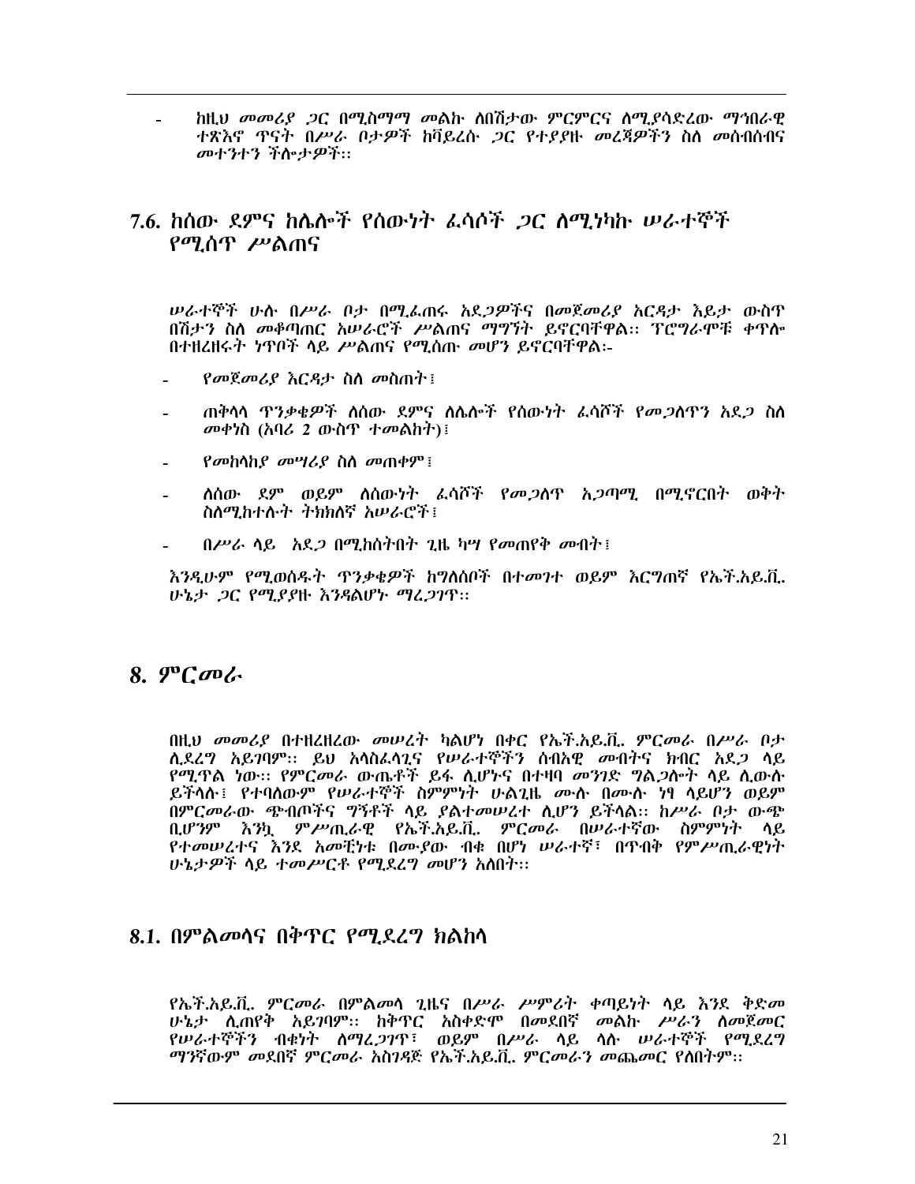- ከዚህ መመሪያ ጋር በሚስማማ መልኩ ስበሽታው ምርምርና ስሚያሳድረው ማኅበራዊ ተጽእኖ ጥናት በሥራ ቦታዎች ከቫይረሱ ጋር የተያያዙ መረጃዎችን ስለ መሰብሰብና መተንተን ችሎታዎች።

## 7.6. ከሰው ደምና ከሌሎች የሰውነት ፈሳሾች ጋር ለሚነካኩ ሠራተኞች የሚሰጥ ሥልጠና

ሠራተኞች ሁሉ በሥራ ቦታ በሚፈጠሩ አደጋዎችና በመጀመሪያ እርዳታ እይታ ውስጥ በሽታን ስለ መቆጣጠር አሠራሮች ሥልጠና ማግኘት ይኖርባቸዋል። ፕሮግራሞቹ ቀጥሎ በተዘረዘሩት ነጥቦች ላይ ሥልጠና የሚሰጡ መሆን ይኖርባቸዋል፦

- የመጀመሪያ እርዳታ ስለ መስጠት፤
- ጠቅላላ ጥንቃቄዎች ለሰው ደምና ለሌሎች የሰውነት ፈሳሾች የመጋለጥን አደጋ ስለ መቀነስ (አባሪ 2 ውስጥ ተመልከት)፤
- የመከላከያ መሣሪያ ስለ መጠቀም፤
- ለሰው ደም ወይም ለሰውነት ፈሳሾች የመጋለጥ አጋጣሚ በሚኖርበት ወቅት ስለሚከተሉት ትክክለኛ አሠራሮች፤
- በሥራ ላይ አደጋ በሚከሰትበት ጊዜ ካሣ የመጠየቅ መብት፤

እንዲሁም የሚወሰዱት ጥንቃቄዎች ከግለሰቦች በተመገተ ወይም እርግጠኛ የኤች.አይ.ቪ. ሁኔታ ጋር የሚያያዙ እንዳልሆኑ ማረጋገጥ።

# 8. ምርመራ

በዚህ መመሪያ በተዘረዘረው መሠረት ካልሆነ በቀር የኤች.አይ.ቪ. ምርመራ በሥራ ቦታ ሊደረግ አይገባም። ይህ አላስፈላጊና የሠራተኞችን ሰብአዊ መብትና ክብር አደጋ ላይ የሚጥል ነው። የምርመራ ውጤቶች ይፋ ሊሆኑና በተዛባ መንገድ ግልጋሎት ላይ ሊውሉ ይችላሉ፤ የተባለውም የሠራተኞች ስምምነት ሁልጊዜ ሙሉ በሙሉ ነፃ ላይሆን ወይም በምርመራው ጭብጦችና ግኝቶች ላይ ያልተመሠረተ ሊሆን ይችላል። ከሥራ ቦታ ውጭ ቢሆንም እንኳ ምሥጢራዊ የኤች.አይ.ቪ. ምርመራ በሠራተኛው ስምምነት ላይ የተመሠረተና እንደ አመቺነቱ በሙያው ብቁ በሆነ ሠራተኛ፣ በጥብቅ የምሥጢራዊነት ሁኔታዎች ላይ ተመሥርቶ የሚደረግ መሆን አለበት።

## 8.1. በምልመላና በቅጥር የሚደረግ ክልከላ

የኤች.አይ.ቪ. ምርመራ በምልመላ ጊዜና በሥራ ሥምሪት ቀጣይነት ላይ እንደ ቅድመ ሁኔታ ሊጠየቅ አይገባም። ከቅጥር አስቀድሞ በመደበኛ መልኩ ሥራን ለመጀመር የሠራተኞችን ብቁነት ለማረጋገጥ፣ ወይም በሥራ ላይ ላሉ ሠራተኞች የሚደረግ ማንኛውም መደበኛ ምርመራ አስገዳጅ የኤች.አይ.ቪ. ምርመራን መጨመር የለበትም።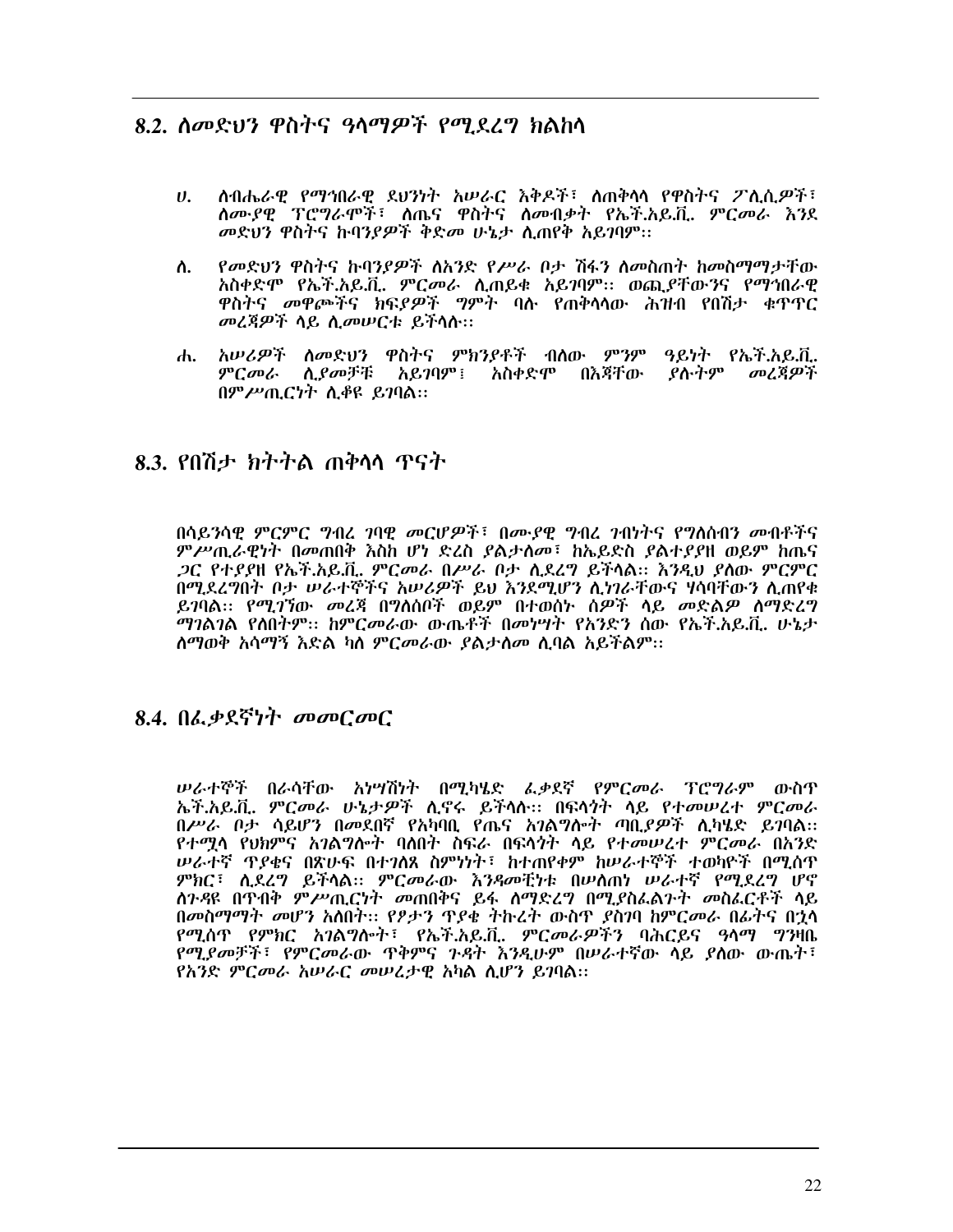## 8.2. ለመድህን ዋስትና ዓላማዎች የሚደረግ ክልከላ

ሀ. ለብሔራዊ የማኅበራዊ ደህንነት አሠራር እቅዶች፣ ለጠቅላላ የዋስትና ፖሊሲዎች፣ ለሙያዊ ፕሮግራሞች፣ ለጤና ዋስትና ለመብቃት የኤች.አይ.ቪ. ምርመራ እንደ መድህን ዋስትና ኩባንያዎች ቅድመ ሁኔታ ሊጠየቅ አይገባም።

ለ. የመድህን ዋስትና ኩባንያዎች ለአንድ የሥራ ቦታ ሽፋን ለመስጠት ከመስማማታቸው አስቀድሞ የኤች.አይ.ቪ. ምርመራ ሊጠይቁ አይገባም። ወጪያቸውንና የማኅበራዊ ዋስትና መዋጮችና ክፍያዎች ግምት ባሉ የጠቅላላው ሕዝብ የበሽታ ቁጥጥር መረጃዎች ላይ ሊመሠርቱ ይችላሉ።

ሐ. አሠሪዎች ለመድህን ዋስትና ምክንያቶች ብለው ምንም ዓይነት የኤች.አይ.ቪ. ምርመራ ሊያመቻቹ አይገባም፤ አስቀድሞ በእጃቸው ያሉትም መረጃዎች በምሥጢርነት ሊቆዩ ይገባል።

## 8.3. የበሽታ ክትትል ጠቅላላ ጥናት

በሳይንሳዊ ምርምር ግብረ ገባዊ መርሆዎች፣ በሙያዊ ግብረ ገብነትና የግለሰብን መብቶችና ምሥጢራዊነት በመጠበቅ እስከ ሆነ ድረስ ያልታለመ፣ ከኤይድስ ያልተያያዘ ወይም ከጤና ጋር የተያያዘ የኤች.አይ.ቪ. ምርመራ በሥራ ቦታ ሊደረግ ይችላል። እንዲህ ያለው ምርምር በሚደረግበት ቦታ ሠራተኞችና አሠሪዎች ይህ እንደሚሆን ሊነገራቸውና ሃሳባቸውን ሊጠየቁ ይገባል። የሚገኘው መረጃ በግለሰቦች ወይም በተወሰኑ ሰዎች ላይ መድልዎ ለማድረግ ማገልገል የለበትም። ከምርመራው ውጤቶች በመነሣት የአንድን ሰው የኤች.አይ.ቪ. ሁኔታ ለማወቅ አሳማኝ እድል ካለ ምርመራው ያልታለመ ሊባል አይችልም።

## 8.4. በፈቃደኛነት መመርመር

ሠራተኞች በራሳቸው አነሣሽነት በሚካሄድ ፈቃደኛ የምርመራ ፕሮግራም ውስጥ ኤች.አይ.ቪ. ምርመራ ሁኔታዎች ሊኖሩ ይችላሉ። በፍላጎት ላይ የተመሠረተ ምርመራ በሥራ ቦታ ሳይሆን በመደበኛ የአካባቢ የጤና አገልግሎት ጣቢያዎች ሊካሄድ ይገባል። የተሟላ የህክምና አገልግሎት ባለበት ስፍራ በፍላጎት ላይ የተመሠረተ ምርመራ በአንድ ሠራተኛ ጥያቄና በጽሁፍ በተገለጸ ስምነነት፣ ከተጠየቀም ከሠራተኞች ተወካዮች በሚሰጥ ምክር፣ ሊደረግ ይችላል። ምርመራው እንዳመቺነቱ በሠለጠነ ሠራተኛ የሚደረግ ሆኖ ለጉዳዩ በጥብቅ ምሥጢርነት መጠበቅና ይፋ ለማድረግ በሚያስፈልጉት መስፈርቶች ላይ በመስማማት መሆን አለበት። የፆታን ጥያቄ ትኩረት ውስጥ ያስገባ ከምርመራ በፊትና በኋላ የሚሰጥ የምክር አገልግሎት፣ የኤች.አይ.ቪ. ምርመራዎችን ባሕርይና ዓላማ ግንዛቤ የሚያመቻች፣ የምርመራው ጥቅምና ጉዳት እንዲሁም በሠራተኛው ላይ ያለው ውጤት፣ የአንድ ምርመራ አሠራር መሠረታዊ አካል ሊሆን ይገባል።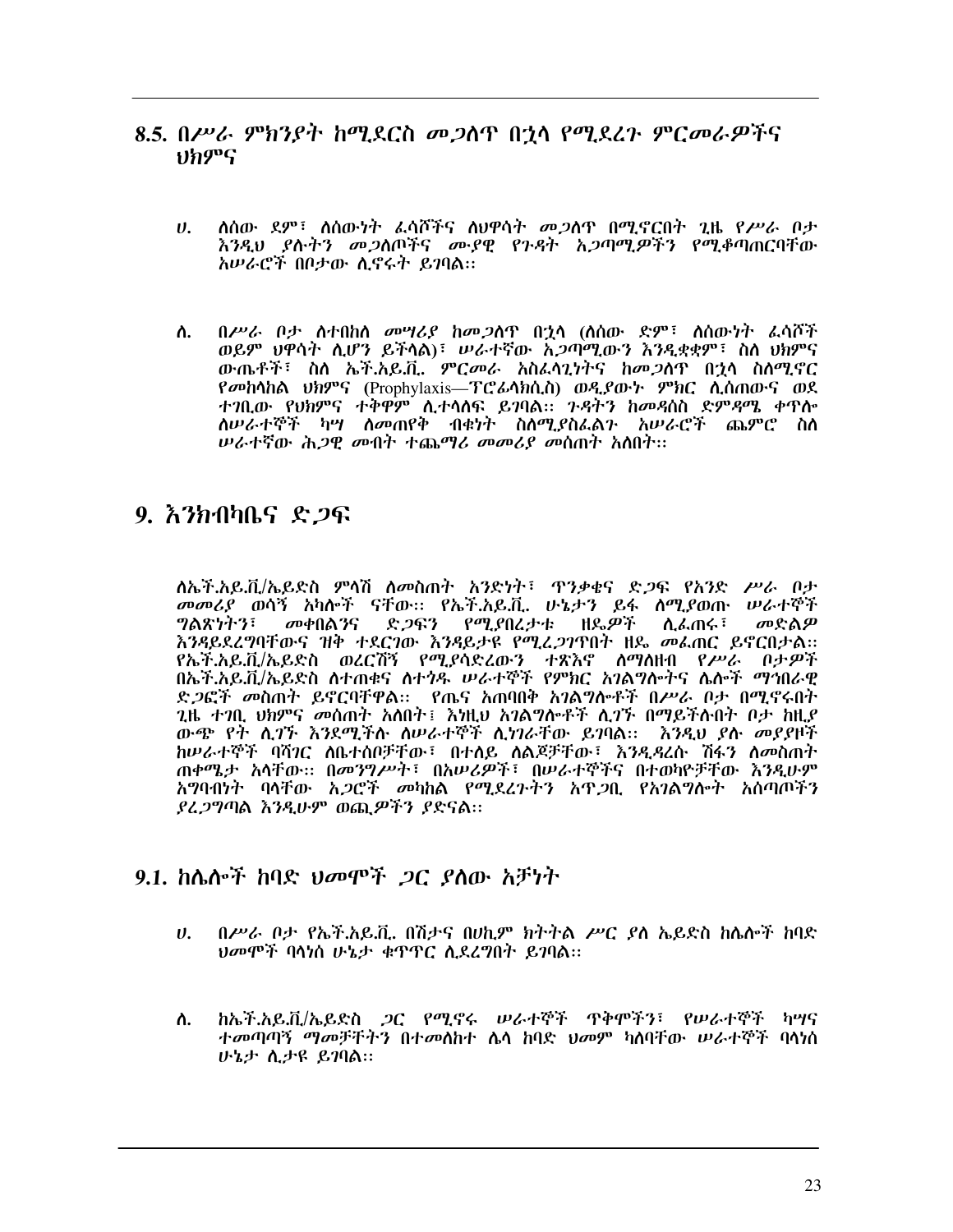## 8.5. በሥራ ምክንያት ከሚደርስ መጋለጥ በኋላ የሚደረጉ ምርመራዎችና ህክምና

ሀ. ለሰው ደም፣ ለሰውነት ፈሳሾችና ለህዋሳት መጋለጥ በሚኖርበት ጊዜ የሥራ ቦታ እንዲህ ያሉትን መጋለጦችና ሙያዊ የጉዳት አጋጣሚዎችን የሚቆጣጠርባቸው አሠራሮች በቦታው ሊኖሩት ይገባል፡፡

ለ. በሥራ ቦታ ለተበከለ መሣሪያ ከመጋለጥ በኋላ (ለሰው ድም፣ ለሰውነት ፈሳሾች ወይም ህዋሳት ሊሆን ይችላል)፣ ሠራተኛው አጋጣሚውን እንዲቋቋም፣ ስለ ህክምና ውጤቶች፣ ስለ ኤች.አይ.ቪ. ምርመራ አስፈላጊነትና ከመጋለጥ በኋላ ስለሚኖር የመከላከል ህክምና (Prophylaxis—ፕሮፊላክሲስ) ወዲያውኑ ምክር ሊሰጠውና ወደ ተገቢው የህክምና ተቋም ሊተላለፍ ይገባል፡፡ ጉዳትን ከመዳሰስ ድምዳሜ ቀጥሎ ለሠራተኞች ካሣ ለመጠየቅ ብቁነት ስለሚያስፈልጉ አሠራሮች ጨምሮ ስለ ሠራተኛው ሕጋዊ መብት ተጨማሪ መመሪያ መሰጠት አለበት፡፡

# 9. እንክብካቤና ድጋፍ

ለኤች.አይ.ቪ/ኤይድስ ምላሽ ለመስጠት አንድነት፣ ጥንቃቄና ድጋፍ የአንድ ሥራ ቦታ መመሪያ ወሳኝ አካሎች ናቸው፡፡ የኤች.አይ.ቪ. ሁኔታን ይፋ ለሚያወጡ ሠራተኞች ግልጽነትን፣ መቀበልንና ድጋፍን የሚያበረታቱ ዘዴዎች ሊፈጠሩ፣ መድልዎ እንዳይደረግባቸውና ዝቅ ተደርገው እንዳይታዩ የሚረጋገጥበት ዘዴ መፈጠር ይኖርበታል፡፡ የኤች.አይ.ቪ/ኤይድስ ወረርሽኝ የሚያሳድረውን ተጽእኖ ለማለዘብ የሥራ ቦታዎች በኤች.አይ.ቪ/ኤይድስ ለተጠቁና ለተጎዱ ሠራተኞች የምክር አገልግሎትና ሌሎች ማኅበራዊ ድጋፎች መስጠት ይኖርባቸዋል፡፡ የጤና አጠባበቅ አገልግሎቶች በሥራ ቦታ በሚኖሩበት ጊዜ ተገቢ ህክምና መሰጠት አለበት፤ እነዚህ አገልግሎቶች ሊገኙ በማይችሉበት ቦታ ከዚያ ውጭ የት ሊገኙ እንደሚችሉ ለሠራተኞች ሊነገራቸው ይገባል፡፡ እንዲህ ያሉ መያያዞች ከሠራተኞች ባሻገር ለቤተሰቦቻቸው፣ በተለይ ለልጆቻቸው፣ እንዲዳረሱ ሽፋን ለመስጠት ጠቀሜታ አላቸው፡፡ በመንግሥት፣ በአሠሪዎች፣ በሠራተኞችና በተወካዮቻቸው እንዲሁም አግባብነት ባላቸው አጋሮች መካከል የሚደረጉትን አጥጋቢ የአገልግሎት አሰጣጦችን ያረጋግጣል እንዲሁም ወጪዎችን ያድናል፡፡

## 9.1. ከሌሎች ከባድ ህመሞች ጋር ያለው አቻነት

ሀ. በሥራ ቦታ የኤች.አይ.ቪ. በሽታና በሀኪም ክትትል ሥር ያለ ኤይድስ ከሌሎች ከባድ ህመሞች ባላነሰ ሁኔታ ቁጥጥር ሊደረግበት ይገባል፡፡

ለ. ከኤች.አይ.ቪ/ኤይድስ ጋር የሚኖሩ ሠራተኞች ጥቅሞችን፣ የሠራተኞች ካሣና ተመጣጣኝ ማመቻቸትን በተመለከተ ሌላ ከባድ ህመም ካለባቸው ሠራተኞች ባላነሰ ሁኔታ ሊታዩ ይገባል፡፡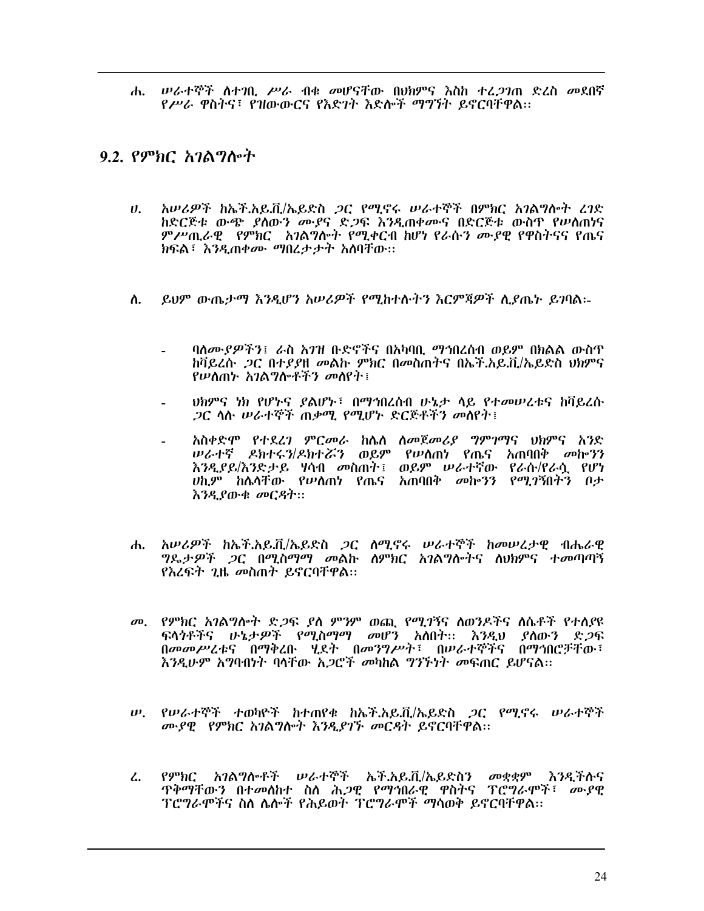ሐ. ሠራተኞች ስተገቢ ሥራ ብቁ መሆናቸው በህክምና እስከ ተረጋገጠ ድረስ መደበኛ የሥራ ዋስትና፣ የዝውውርና የእድገት እድሎች ማግኘት ይኖርባቸዋል።

## 9.2. የምክር አገልግሎት

ሀ. አሠሪዎች ከኤች.አይ.ቪ/ኤይድስ ጋር የሚኖሩ ሠራተኞች በምክር አገልግሎት ረገድ ከድርጅቱ ውጭ ያለውን ሙያና ድጋፍ እንዲጠቀሙና በድርጅቱ ውስጥ የሠለጠነና ምሥጢራዊ የምክር አገልግሎት የሚቀርብ ከሆነ የራሱን ሙያዊ የዋስትናና የጤና ክፍል፣ እንዲጠቀሙ ማበረታታት አለባቸው።

ለ. ይህም ውጤታማ እንዲሆን አሠሪዎች የሚከተሉትን እርምጃዎች ሊያጤኑ ይገባል፡-

- ባለሙያዎችን፤ ራስ አገዝ ቡድኖችና በአካባቢ ማኅበረሰብ ወይም በክልል ውስጥ ከቫይረሱ ጋር በተያያዘ መልኩ ምክር በመስጠትና በኤች.አይ.ቪ/ኤይድስ ህክምና የሠለጠኑ አገልግሎቶችን መለየት፤
- ህክምና ነክ የሆኑና ያልሆኑ፣ በማኅበረሰብ ሁኔታ ላይ የተመሠረቱና ከቫይረሱ ጋር ላሉ ሠራተኞች ጠቃሚ የሚሆኑ ድርጅቶችን መለየት፤
- አስቀድሞ የተደረገ ምርመራ ከሌለ ለመጀመሪያ ግምገማና ህክምና አንድ ሠራተኛ ዶክተሩን/ዶክተሯን ወይም የሠለጠነ የጤና አጠባበቅ መኮንን እንዲያይ/እንድታይ ሃሳብ መስጠት፤ ወይም ሠራተኛው የራሱ/የራሷ የሆነ ሀኪም ከሌላቸው የሠለጠነ የጤና አጠባበቅ መኮንን የሚገኝበትን ቦታ እንዲያውቁ መርዳት።

ሐ. አሠሪዎች ከኤች.አይ.ቪ/ኤይድስ ጋር ለሚኖሩ ሠራተኞች ከመሠረታዊ ብሔራዊ ግዴታዎች ጋር በሚስማማ መልኩ ለምክር አገልግሎትና ለህክምና ተመጣጣኝ የእረፍት ጊዜ መስጠት ይኖርባቸዋል።

መ. የምክር አገልግሎት ድጋፍ ያለ ምንም ወጪ የሚገኝና ለወንዶችና ለሴቶች የተለያዩ ፍላጎቶችና ሁኔታዎች የሚስማማ መሆን አለበት። እንዲህ ያለውን ድጋፍ በመመሥረቱና በማቅረቡ ሂደት በመንግሥት፣ በሠራተኞችና በማኅበሮቻቸው፣ እንዲሁም አግባብነት ባላቸው አጋሮች መካከል ግንኙነት መፍጠር ይሆናል።

ሠ. የሠራተኞች ተወካዮች ከተጠየቁ ከኤች.አይ.ቪ/ኤይድስ ጋር የሚኖሩ ሠራተኞች ሙያዊ የምክር አገልግሎት እንዲያገኙ መርዳት ይኖርባቸዋል።

ረ. የምክር አገልግሎቶች ሠራተኞች ኤች.አይ.ቪ/ኤይድስን መቋቋም እንዲችሉና ጥቅማቸውን በተመለከተ ስለ ሕጋዊ የማኅበራዊ ዋስትና ፕሮግራሞች፣ ሙያዊ ፕሮግራሞችና ስለ ሌሎች የሕይወት ፕሮግራሞች ማሳወቅ ይኖርባቸዋል።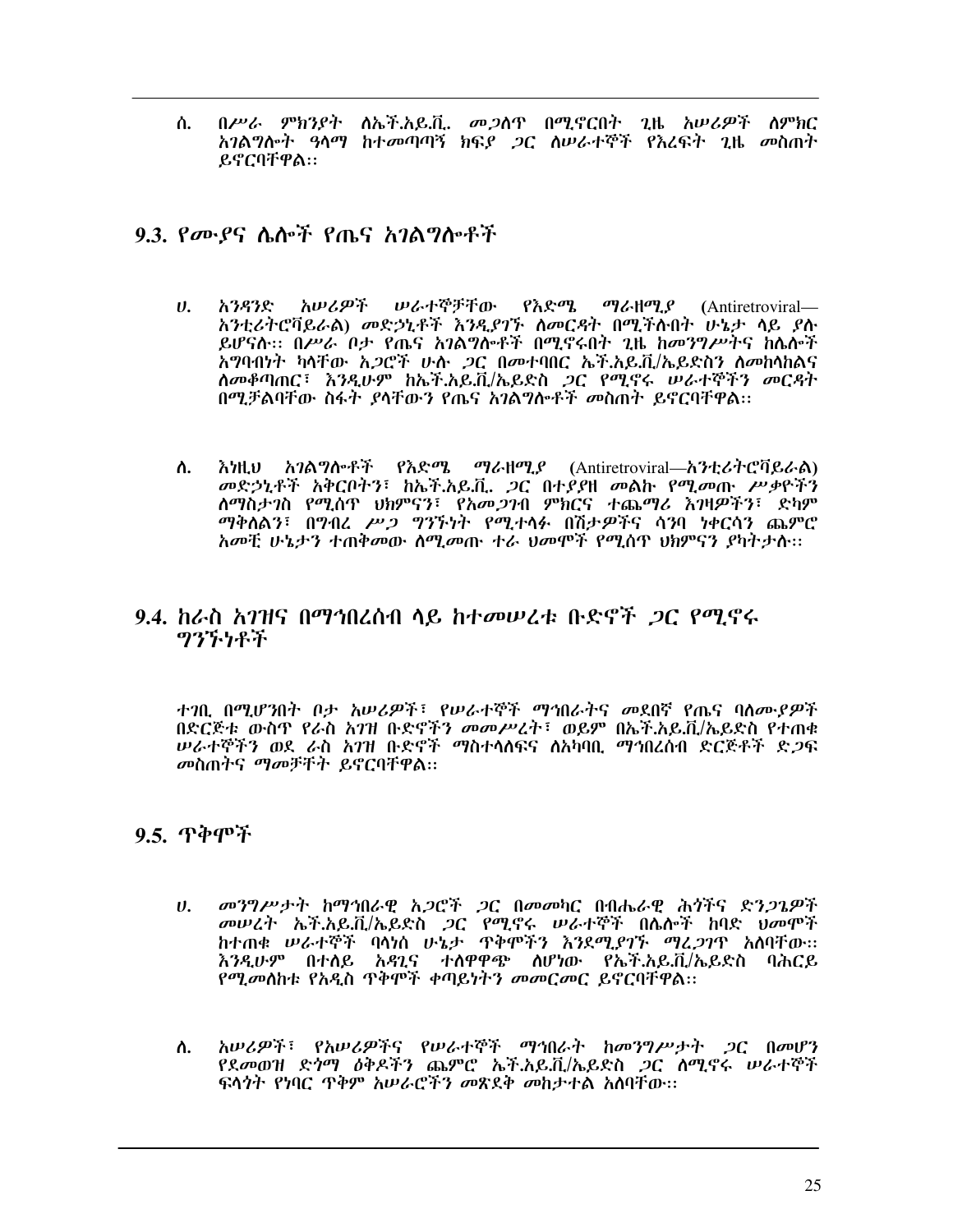*ለ. በሥራ ምክንያት ለኤች.አይ.ቪ. መጋለጥ በሚኖርበት ጊዜ አሠሪዎች ለምክር አገልግሎት ዓላማ ከተመጣጣኝ ክፍያ ጋር ለሠራተኞች የእረፍት ጊዜ መስጠት ይኖርባቸዋል፡፡*

## 9.3. የሙያና ሌሎች የጤና አገልግሎቶች

*ሀ. አንዳንድ አሠሪዎች ሠራተኞቻቸው የእድሜ ማራዘሚያ (*Antiretroviral—*አንቲሪትሮቫይራል) መድኃኒቶች እንዲያገኙ ለመርዳት በሚችሉበት ሁኔታ ላይ ያሉ ይሆናሉ፡፡ በሥራ ቦታ የጤና አገልግሎቶች በሚኖሩበት ጊዜ ከመንግሥትና ከሌሎች አግባብነት ካላቸው አጋሮች ሁሉ ጋር በመተባበር ኤች.አይ.ቪ/ኤይድስን ለመከላከልና ለመቆጣጠር፣ እንዲሁም ከኤች.አይ.ቪ/ኤይድስ ጋር የሚኖሩ ሠራተኞችን መርዳት በሚቻልባቸው ስፋት ያላቸውን የጤና አገልግሎቶች መስጠት ይኖርባቸዋል፡፡*

*ለ. እነዚህ አገልግሎቶች የእድሜ ማራዘሚያ (*Antiretroviral—*አንቲሪትሮቫይራል) መድኃኒቶች አቅርቦትን፣ ከኤች.አይ.ቪ. ጋር በተያያዘ መልኩ የሚመጡ ሥቃዮችን ለማስታገስ የሚሰጥ ህክምናን፣ የአመጋገብ ምክርና ተጨማሪ እገዛዎችን፣ ድካም ማቃለልን፣ በግብረ ሥጋ ግንኙነት የሚተላፉ በሽታዎችና ሳንባ ነቀርሳን ጨምሮ አመቺ ሁኔታን ተጠቅመው ለሚመጡ ተራ ህመሞች የሚሰጥ ህክምናን ያካትታሉ፡፡*

## 9.4. ከራስ አገዝና በማኅበረሰብ ላይ ከተመሠረቱ ቡድኖች ጋር የሚኖሩ ግንኙነቶች

*ተገቢ በሚሆንበት ቦታ አሠሪዎች፣ የሠራተኞች ማኅበራትና መደበኛ የጤና ባለሙያዎች በድርጅቱ ውስጥ የራስ አገዝ ቡድኖችን መመሥረት፣ ወይም በኤች.አይ.ቪ/ኤይድስ የተጠቁ ሠራተኞችን ወደ ራስ አገዝ ቡድኖች ማስተላለፍና ለአካባቢ ማኅበረሰብ ድርጅቶች ድጋፍ መስጠትና ማመቻቸት ይኖርባቸዋል፡፡*

## 9.5. ጥቅሞች

*ሀ. መንግሥታት ከማኅበራዊ አጋሮች ጋር በመመካር በብሔራዊ ሕጎችና ድንጋጌዎች መሠረት ኤች.አይ.ቪ/ኤይድስ ጋር የሚኖሩ ሠራተኞች በሌሎች ከባድ ህመሞች ከተጠቁ ሠራተኞች ባላነሰ ሁኔታ ጥቅሞችን እንደሚያገኙ ማረጋገጥ አለባቸው፡፡ እንዲሁም በተለይ አዳጊና ተለዋዋጭ ለሆነው የኤች.አይ.ቪ/ኤይድስ ባሕርይ የሚመለከቱ የአዲስ ጥቅሞች ቀጣይነትን መመርመር ይኖርባቸዋል፡፡*

*ለ. አሠሪዎች፣ የአሠሪዎችና የሠራተኞች ማኅበራት ከመንግሥታት ጋር በመሆን የደመወዝ ድጎማ ዕቅዶችን ጨምሮ ኤች.አይ.ቪ/ኤይድስ ጋር ለሚኖሩ ሠራተኞች ፍላጎት የነባር ጥቅም አሠራሮችን መጽደቅ መከታተል አለባቸው፡፡*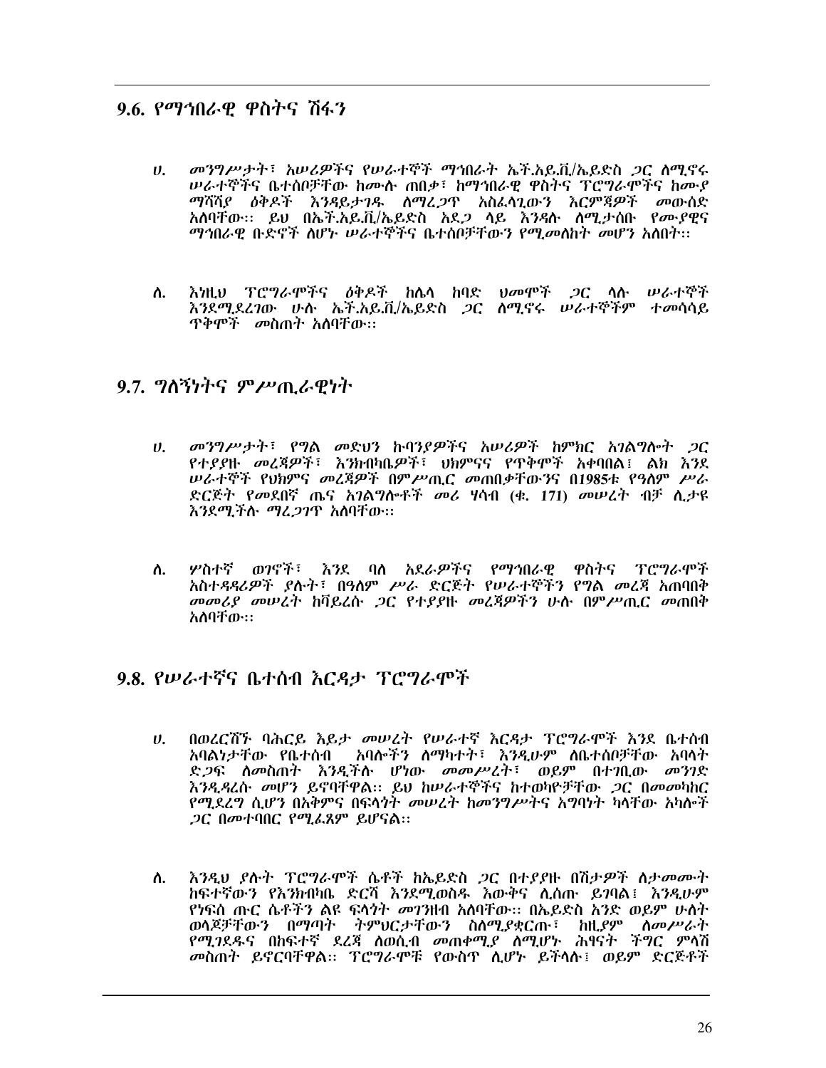## 9.6. የማኅበራዊ ዋስትና ሽፋን

ሀ. *መንግሥታት፣ አሠሪዎችና የሠራተኞች ማኅበራት ኤች.አይ.ቪ/ኤይድስ ጋር ለሚኖሩ ሠራተኞችና ቤተሰቦቻቸው ከሙሉ ጠበቃ፣ ከማኅበራዊ ዋስትና ፕሮግራሞችና ከሙያ ማሻሻያ ዕቅዶች እንዳይታገዱ ለማረጋጥ አስፈላጊውን እርምጃዎች መውሰድ አለባቸው፡፡ ይህ በኤች.አይ.ቪ/ኤይድስ አደጋ ላይ እንዳሉ ለሚታሰቡ የሙያዊና ማኅበራዊ ቡድኖች ለሆኑ ሠራተኞችና ቤተሰቦቻቸውን የሚመለከት መሆን አለበት፡፡*

ለ. *እነዚህ ፕሮግራሞችና ዕቅዶች ከሌላ ከባድ ህመሞች ጋር ላሉ ሠራተኞች እንደሚደረገው ሁሉ ኤች.አይ.ቪ/ኤይድስ ጋር ለሚኖሩ ሠራተኞችም ተመሳሳይ ጥቅሞች መስጠት አለባቸው፡፡*

## 9.7. ግለኝነትና ምሥጢራዊነት

ሀ. *መንግሥታት፣ የግል መድህን ኩባንያዎችና አሠሪዎች ከምክር አገልግሎት ጋር የተያያዙ መረጃዎች፣ እንክብካቤዎች፣ ህክምናና የጥቅሞች አቀባበል፤ ልክ እንደ ሠራተኞች የህክምና መረጃዎች በምሥጢር መጠበቃቸውንና በ1985ቱ የዓለም ሥራ ድርጅት የመደበኛ ጤና አገልግሎቶች መሪ ሃሳብ (ቁ. 171) መሠረት ብቻ ሊታዩ እንደሚችሉ ማረጋገጥ አለባቸው፡፡*

ለ. *ሦስተኛ ወገኖች፣ እንደ ባለ አደራዎችና የማኅበራዊ ዋስትና ፕሮግራሞች አስተዳዳሪዎች ያሉት፣ በዓለም ሥራ ድርጅት የሠራተኞችን የግል መረጃ አጠባበቅ መመሪያ መሠረት ከቫይረሱ ጋር የተያያዙ መረጃዎችን ሁሉ በምሥጢር መጠበቅ አለባቸው፡፡*

## 9.8. የሠራተኛና ቤተሰብ እርዳታ ፕሮግራሞች

ሀ. በወረርሽኙ ባሕርይ እይታ መሠረት የሠራተኛ እርዳታ ፕሮግራሞች እንደ ቤተሰብ አባልነታቸው የቤተሰብ አባሎችን ለማካተት፣ እንዲሁም ለቤተሰቦቻቸው አባላት ድጋፍ ለመስጠት እንዲችሉ ሆነው መመሥረት፣ ወይም በተገቢው መንገድ እንዲዳረሱ መሆን ይኖባቸዋል፡፡ ይህ ከሠራተኞችና ከተወካዮቻቸው ጋር በመመካከር የሚደረግ ሲሆን በአቅምና በፍላጎት መሠረት ከመንግሥትና አግባነት ካላቸው አካሎች ጋር በመተባበር የሚፈጸም ይሆናል፡፡

ለ. እንዲህ ያሉት ፕሮግራሞች ሴቶች ከኤይድስ ጋር በተያያዙ በሽታዎች ለታመሙት ከፍተኛውን የእንክብካቤ ድርሻ እንደሚወስዱ እውቅና ሊሰጡ ይገባል፤ እንዲሁም የነፍሰ ጡር ሴቶችን ልዩ ፍላጎት መገንዘብ አለባቸው፡፡ በኤይድስ አንድ ወይም ሁለት ወላጆቻቸውን በማጣት ትምህርታቸውን ስለሚያቋርጡ፣ ከዚያም ለመሥራት የሚገደዱና በከፍተኛ ደረጃ ለወሲብ መጠቀሚያ ለሚሆኑ ሕፃናት ችግር ምላሽ መስጠት ይኖርባቸዋል፡፡ ፕሮግራሞቹ የውስጥ ሊሆኑ ይችላሉ፤ ወይም ድርጅቶች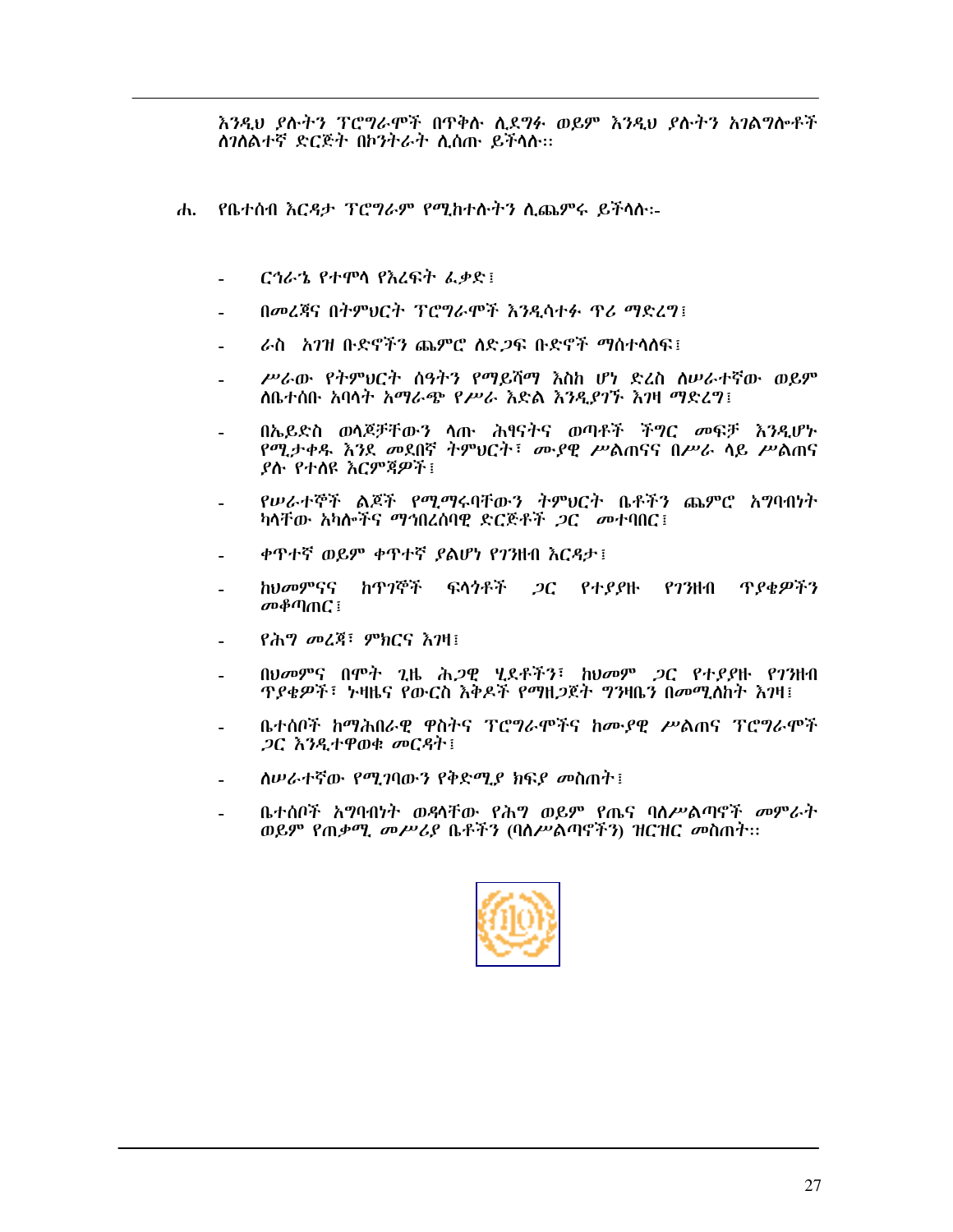እንዲህ ያሉትን ፕሮግራሞች በጥቅሉ ሊደግፉ ወይም እንዲህ ያሉትን አገልግሎቶች ለገለልተኛ ድርጅት በኮንትራት ሊሰጡ ይችላሉ።

ሐ. የቤተሰብ እርዳታ ፕሮግራም የሚከተሉትን ሊጨምሩ ይችላሉ፡-

- ርኅራኄ የተሞላ የእረፍት ፈቃድ፤
- በመረጃና በትምህርት ፕሮግራሞች እንዲሳተፉ ጥሪ ማድረግ፤
- ራስ አገዝ ቡድኖችን ጨምሮ ለድጋፍ ቡድኖች ማስተላለፍ፤
- ሥራው የትምህርት ሰዓትን የማይሻማ እስከ ሆነ ድረስ ለሠራተኛው ወይም ለቤተሰቡ አባላት አማራጭ የሥራ እድል እንዲያገኙ እገዛ ማድረግ፤
- በኤይድስ ወላጆቻቸውን ላጡ ሕፃናትና ወጣቶች ችግር መፍቻ እንዲሆኑ የሚታቀዱ እንደ መደበኛ ትምህርት፣ ሙያዊ ሥልጠናና በሥራ ላይ ሥልጠና ያሉ የተለዩ እርምጃዎች፤
- የሠራተኞች ልጆች የሚማሩባቸውን ትምህርት ቤቶችን ጨምሮ አግባብነት ካላቸው አካሎችና ማኅበረሰባዊ ድርጅቶች ጋር መተባበር፤
- ቀጥተኛ ወይም ቀጥተኛ ያልሆነ የገንዘብ እርዳታ፤
- ከህመምናና ከጥገኞች ፍላጎቶች ጋር የተያያዙ የገንዘብ ጥያቄዎችን መቆጣጠር፤
- የሕግ መረጃ፣ ምክርና እገዛ፤
- በህመምና በሞት ጊዜ ሕጋዊ ሂደቶችን፣ ከህመም ጋር የተያያዙ የገንዘብ ጥያቄዎች፣ ኑዛዜና የውርስ እቅዶች የማዘጋጀት ግንዛቤን በመሚለከት እገዛ፤
- ቤተሰቦች ከማሕበራዊ ዋስትና ፕሮግራሞችና ከሙያዊ ሥልጠና ፕሮግራሞች ጋር እንዲተዋወቁ መርዳት፤
- ለሠራተኛው የሚገባውን የቅድሚያ ክፍያ መስጠት፤
- ቤተሰቦች አግባብነት ወዳላቸው የሕግ ወይም የጤና ባለሥልጣኖች መምራት ወይም የጠቃሚ መሥሪያ ቤቶችን (ባለሥልጣኖችን) ዝርዝር መስጠት።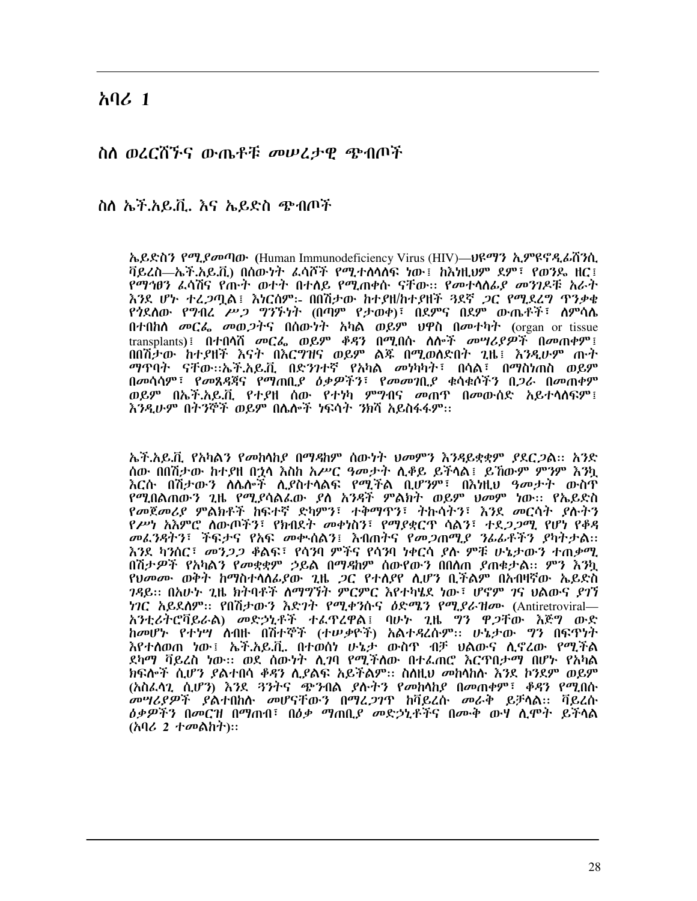# አባሪ 1

## ስለ ወረርሽኙና ውጤቶቹ መሠረታዊ ጭብጦች

### ስለ ኤች.አይ.ቪ. እና ኤይድስ ጭብጦች

*ኤይድስን የሚያመጣው (*Human Immunodeficiency Virus (HIV)*—ህዩማን ኢምዩኖዲፊሸንሲ ቫይረስ—ኤች.አይ.ቪ.) በሰውነት ፈሳሾች የሚተላለፍ ነው፤ ከእነዚህም ደም፣ የወንዶ ዘር፣ የማኅፀን ፈሳሽና የጡት ወተት በተለይ የሚጠቀሱ ናቸው። የመተላለፊያ መንገዶቹ አራት እንደ ሆኑ ተረጋግጧል፤ እነርሱም፦ በበሽታው ከተያዘ/ከተያዘች ጓደኛ ጋር የሚደረግ ጥንቃቄ የጎደለው የግብረ ሥጋ ግንኙነት (በጣም የታወቀ)፣ በደምና በደም ውጤቶች፣ ለምሳሌ በተበከለ መርፌ መወጋትና በሰውነት አካል ወይም ህዋስ በመተካት (*organ or tissue transplants*)፤ በተበላሸ መርፌ ወይም ቆዳን በሚበሱ ለሎች መሣሪያዎች በመጠቀም፤ በበሽታው ከተያዘች እናት በእርግዝና ወይም ልጁ በሚወለድበት ጊዜ፤ እንዲሁም ጡት ማጥባት ናቸው።ኤች.አይ.ቪ. በድንገተኛ የአካል መነካካት፣ በሳል፣ በማስነጠስ ወይም በመሳሳም፣ የመጸዳጃና የማጠቢያ ዕቃዎችን፣ የመመገቢያ ቁሳቁሶችን በጋራ በመጠቀም ወይም በኤች.አይ.ቪ. የተያዘ ሰው የተነካ ምግብና መጠጥ በመውሰድ አይተላለፍም፤ እንዲሁም በትንኞች ወይም በሌሎች ነፍሳት ንክሻ አይስፋፋም።*

*ኤች.አይ.ቪ. የአካልን የመከላከያ በማዳከም ሰውነት ህመምን እንዳይቋቋም ያደርጋል። አንድ ሰው በበሽታው ከተያዘ በኋላ እስከ አሥር ዓመታት ሊቆይ ይችላል፤ ይኸውም ምንም እንኳ እርሱ በሽታውን ለሌሎች ሊያስተላልፍ የሚችል ቢሆንም፣ በእነዚህ ዓመታት ውስጥ የሚበልጠውን ጊዜ የሚያሳልፈው ያለ አንዳች ምልክት ወይም ህመም ነው። የኤይድስ የመጀመሪያ ምልክቶች ከፍተኛ ድካምን፣ ተቅማጥን፣ ትኩሳትን፣ እንደ መርሳት ያሉትን የሥነ አእምሮ ለውጦችን፣ የክብደት መቀነስን፣ የማያቋርጥ ሳልን፣ ተደጋጋሚ የሆነ የቆዳ መፈንዳትን፣ ችፍታና የአፍ መቍሰልን፤ እብጠትና የመጋጠሚያ ንፊፊቶችን ያካትታል። እንደ ካንሰር፣ መንጋጋ ቆልፍ፣ የሳንባ ምችና የሳንባ ነቀርሳ ያሉ ምቹ ሁኔታውን ተጠቃሚ በሽታዎች የአካልን የመቋቋም ኃይል በማዳከም ሰውየውን በበለጠ ያጠቃታል። ምን እንኳ የህመሙ ወቅት ከማስተላለፊያው ጊዜ ጋር የተለያየ ሊሆን ቢችልም በአብዛኛው ኤይድስ ገዳይ። በአሁኑ ጊዜ ክትባቶች ለማግኘት ምርምር እየተካሄደ ነው፣ ሆኖም ገና ህልውና ያገኘ ነገር አይደለም። የበሽታውን እድገት የሚቀንሱና ዕድሜን የሚያራዝሙ (*Antiretroviral—*አንቲሪትሮቫይራል) መድኃኒቶች ተፈጥረዋል፤ ባሁኑ ጊዜ ግን ዋጋቸው እጅግ ውድ ከመሆኑ የተነሣ ለብዙ በሽተኞች (ተሠቃዮች) አልተዳረሱም። ሁኔታው ግን በፍጥነት እየተለወጠ ነው፤ ኤች.አይ.ቪ. በተወሰነ ሁኔታ ውስጥ ብቻ ህልውና ሊኖረው የሚችል ደካማ ቫይረስ ነው። ወደ ሰውነት ሊገባ የሚችለው በተፈጠሮ እርጥበታማ በሆኑ የአካል ክፍሎች ሲሆን ያልተበሳ ቆዳን ሊያልፍ አይችልም። ስለዚህ መከላከሉ እንደ ኮንደም ወይም (አስፈላጊ ሲሆን) እንደ ጓንትና ጭንብል ያሉትን የመከላከያ በመጠቀም፣ ቆዳን የሚበሱ መሣሪያዎች ያልተበከሉ መሆናቸውን በማረጋገጥ ከቫይረሱ መራቅ ይቻላል። ቫይረሱ ዕቃዎችን በመርዝ በማጠብ፣ በዕቃ ማጠቢያ መድኃኒቶችና በሙቅ ውሃ ሊሞት ይችላል (አባሪ 2 ተመልከት)።*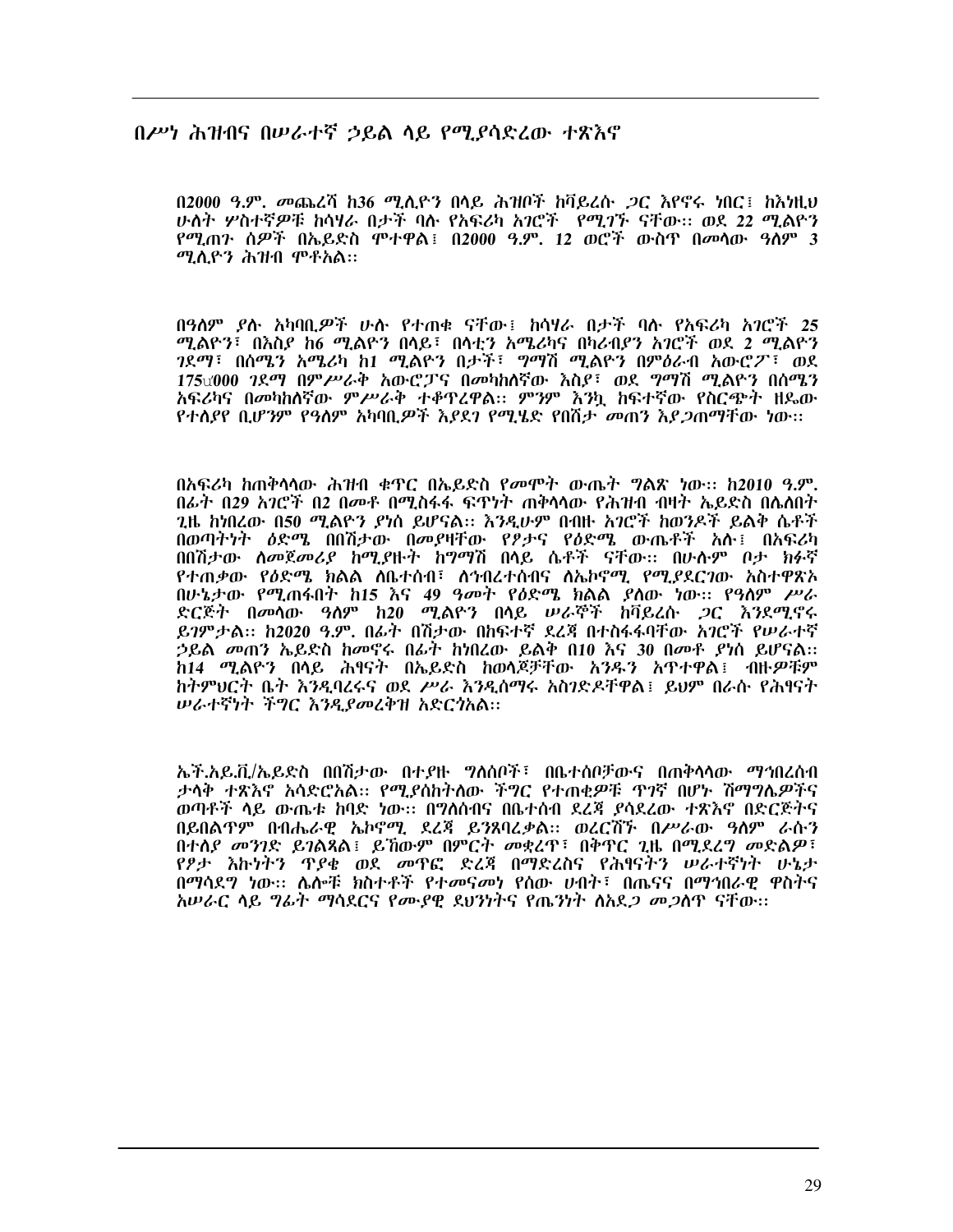## በሥነ ሕዝብና በሠራተኛ ኃይል ላይ የሚያሳድረው ተጽእኖ

*በ2000 ዓ.ም. መጨረሻ ከ36 ሚሊዮን በላይ ሕዝቦች ከቫይረሱ ጋር እየኖሩ ነበር፤ ከእነዚህ ሁለት ሦስተኛዎቹ ከሳሃራ በታች ባሉ የአፍሪካ አገሮች የሚገኙ ናቸው፡፡ ወደ 22 ሚልዮን የሚጠጉ ሰዎች በኤይድስ ሞተዋል፤ በ2000 ዓ.ም. 12 ወሮች ውስጥ በመላው ዓለም 3 ሚሊዮን ሕዝብ ሞቶአል፡፡*

*በዓለም ያሉ አካባቢዎች ሁሉ የተጠቁ ናቸው፤ ከሳሃራ በታች ባሉ የአፍሪካ አገሮች 25 ሚልዮን፣ በእስያ ከ6 ሚልዮን በላይ፣ በላቲን አሜሪካና በካሪብያን አገሮች ወደ 2 ሚልዮን ገደማ፣ በሰሜን አሜሪካ ከ1 ሚልዮን በታች፣ ግማሽ ሚልዮን በምዕራብ አውሮፖ፣ ወደ 175፣000 ገደማ በምሥራቅ አውሮፓና በመካከለኛው እስያ፣ ወደ ግማሽ ሚልዮን በሰሜን አፍሪካና በመካከለኛው ምሥራቅ ተቆጥረዋል፡፡ ምንም እንኳ ከፍተኛው የስርጭት ዘዴው የተለያየ ቢሆንም የዓለም አካባቢዎች እያደገ የሚሄድ የበሽታ መጠን እያጋጠማቸው ነው፡፡*

*በአፍሪካ ከጠቅላላው ሕዝብ ቁጥር በኤይድስ የመሞት ውጤት ግልጽ ነው፡፡ ከ2010 ዓ.ም. በፊት በ29 አገሮች በ2 በመቶ በሚስፋፋ ፍጥነት ጠቅላላው የሕዝብ ብዛት ኤይድስ በሌለበት ጊዜ ከነበረው በ50 ሚልዮን ያነሰ ይሆናል፡፡ እንዲሁም በብዙ አገሮች ከወንዶች ይልቅ ሴቶች በወጣትነት ዕድሜ በበሽታው በመያዛቸው የፆታና የዕድሜ ውጤቶች አሉ፤ በአፍሪካ በበሽታው ለመጀመሪያ ከሚያዙት ከግማሽ በላይ ሴቶች ናቸው፡፡ በሁሉም ቦታ ክፉኛ የተጠቃው የዕድሜ ክልል ለቤተሰብ፣ ለኅብረተሰብና ለኤኮኖሚ የሚያደርገው አስተዋጽኦ በሁኔታው የሚጠፋበት ከ15 እና 49 ዓመት የዕድሜ ክልል ያለው ነው፡፡ የዓለም ሥራ ድርጅት በመላው ዓለም ከ20 ሚልዮን በላይ ሠራኞች ከቫይረሱ ጋር እንደሚኖሩ ይገምታል፡፡ ከ2020 ዓ.ም. በፊት በሽታው በከፍተኛ ደረጃ በተስፋፋባቸው አገሮች የሠራተኛ ኃይል መጠን ኤይድስ ከመኖሩ በፊት ከነበረው ይልቅ በ10 እና 30 በመቶ ያነሰ ይሆናል፡፡ ከ14 ሚልዮን በላይ ሕፃናት በኤይድስ ከወላጆቻቸው አንዱን አጥተዋል፤ ብዙዎቹም ከትምህርት ቤት እንዲባረሩና ወደ ሥራ እንዲሰማሩ አስገድዶቸዋል፤ ይህም በራሱ የሕፃናት ሠራተኛነት ችግር እንዲያመረቅዝ አድርጎአል፡፡*

*ኤች.አይ.ቪ/ኤይድስ በበሽታው በተያዙ ግለሰቦች፣ በቤተሰቦቻውና በጠቅላላው ማኅበረሰብ ታላቅ ተጽእኖ አሳድሮአል፡፡ የሚያስከትለው ችግር የተጠቂዎቹ ጥገኛ በሆኑ ሽማግሌዎችና ወጣቶች ላይ ውጤቱ ከባድ ነው፡፡ በግለሰብና በቤተሰብ ደረጃ ያሳደረው ተጽእኖ በድርጅትና በይበልጥም በብሔራዊ ኤኮኖሚ ደረጃ ይንጸባረቃል፡፡ ወረርሽኙ በሥራው ዓለም ራሱን በተለየ መንገድ ይገልጻል፤ ይኸውም በምርት መቋረጥ፣ በቅጥር ጊዜ በሚደረግ መድልዎ፣ የፆታ እኩነትን ጥያቄ ወደ መጥፎ ድረጃ በማድረስና የሕፃናትን ሠራተኛነት ሁኔታ በማሳደግ ነው፡፡ ሌሎቹ ክስተቶች የተመናመነ የሰው ሀብት፣ በጤናና በማኅበራዊ ዋስትና አሠራር ላይ ግፊት ማሳደርና የሙያዊ ደህንነትና የጤንነት ለአደጋ መጋለጥ ናቸው፡፡*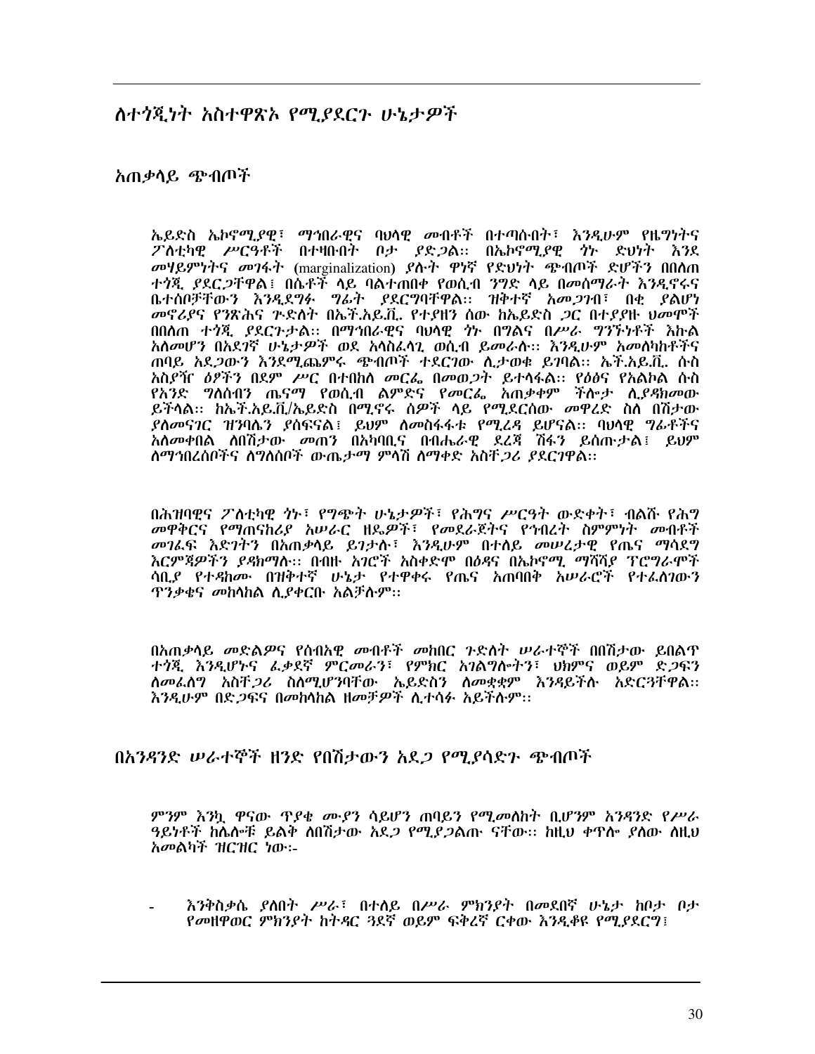## ለተጎጂነት አስተዋጽኦ የሚያደርጉ ሁኔታዎች

### አጠቃላይ ጭብጦች

ኤይድስ ኤኮኖሚያዊ፣ ማኅበራዊና ባህላዊ መብቶች በተጣሱበት፣ እንዲሁም የዜግነትና ፖለቲካዊ ሥርዓቶች በተዛቡበት ቦታ ያድጋል። በኤኮኖሚያዊ ጎኑ ድህነት እንደ መሃይምነትና መገፋት (marginalization) ያሉት ዋነኛ የድህነት ጭብጦች ድሆችን በበለጠ ተጎጂ ያደርጋቸዋል፤ በሴቶች ላይ ባልተጠበቀ የወሲብ ንግድ ላይ በመሰማራት እንዲኖሩና ቤተሰቦቻቸውን እንዲደግፉ ግፊት ያደርግባቸዋል። ዝቅተኛ አመጋገብ፣ በቂ ያልሆነ መኖሪያና የንጽሕና ጉድለት በኤች.አይ.ቪ. የተያዘን ሰው ከኤይድስ ጋር በተያያዙ ህመሞች በበለጠ ተጎጂ ያደርጉታል። በማኅበራዊና ባህላዊ ጎኑ በግልና በሥራ ግንኙነቶች እኩል አለመሆን በአደገኛ ሁኔታዎች ወደ አላስፈላጊ ወሲብ ይመራሉ። እንዲሁም አመለካከቶችና ጠባይ አደጋውን እንደሚጨምሩ ጭብጦች ተደርገው ሊታወቁ ይገባል። ኤች.አይ.ቪ. ሱስ አስያዥ ዕፆችን በደም ሥር በተበከለ መርፌ በመወጋት ይተላለፋል። የዕፅና የአልኮል ሱስ የአንድ ግለሰብን ጤናማ የወሲብ ልምድና የመርፌ አጠቃቀም ችሎታ ሊያዳክመው ይችላል። ከኤች.አይ.ቪ/ኤይድስ በሚኖሩ ሰዎች ላይ የሚደርሰው መዋረድ ስለ በሽታው ያለመናገር ዝንባሌን ያሰፍናል፤ ይህም ለመስፋፋቱ የሚረዳ ይሆናል። ባህላዊ ግፊቶችና አለመቀበል ለበሽታው መጠን በአካባቢና በብሔራዊ ደረጃ ሽፋን ይሰጡታል፤ ይህም ለማኅበረሰቦችና ለግለሰቦች ውጤታማ ምላሽ ለማቀድ አስቸጋሪ ያደርገዋል።

በሕዝባዊና ፖለቲካዊ ጎኑ፣ የግጭት ሁኔታዎች፣ የሕግና ሥርዓት ውድቀት፣ ብልሹ የሕግ መዋቅርና የማጠናከሪያ አሠራር ዘዴዎች፣ የመደራጀትና የኅብረት ስምምነት መብቶች መገፈፍ እድገትን በአጠቃላይ ይገታሉ፣ እንዲሁም በተለይ መሠረታዊ የጤና ማሳደግ እርምጃዎችን ያዳክማሉ። በብዙ አገሮች አስቀድሞ በዕዳና በኤኮኖሚ ማሻሻያ ፕሮግራሞች ሳቢያ የተዳከሙ በዝቅተኛ ሁኔታ የተዋቀሩ የጤና አጠባበቅ አሠራሮች የተፈለገውን ጥንቃቄና መከላከል ሊያቀርቡ አልቻሉም።

በአጠቃላይ መድልዎና የሰብአዊ መብቶች መከበር ጉድለት ሠራተኞች በበሽታው ይበልጥ ተጎጂ እንዲሆኑና ፈቃደኛ ምርመራን፣ የምክር አገልግሎትን፣ ህክምና ወይም ድጋፍን ለመፈለግ አስቸጋሪ ስለሚሆንባቸው ኤይድስን ለመቋቋም እንዳይችሉ አድርጓቸዋል። እንዲሁም በድጋፍና በመከላከል ዘመቻዎች ሊተሳፉ አይችሉም።

### በአንዳንድ ሠራተኞች ዘንድ የበሽታውን አደጋ የሚያሳድጉ ጭብጦች

ምንም እንኳ ዋናው ጥያቄ ሙያን ሳይሆን ጠባይን የሚመለከት ቢሆንም አንዳንድ የሥራ ዓይነቶች ከሌሎቹ ይልቅ ለበሽታው አደጋ የሚያጋልጡ ናቸው። ከዚህ ቀጥሎ ያለው ለዚህ አመልካች ዝርዝር ነው፡-

- እንቅስቃሴ ያለበት ሥራ፣ በተለይ በሥራ ምክንያት በመደበኛ ሁኔታ ከቦታ ቦታ የመዘዋወር ምክንያት ከትዳር ጓደኛ ወይም ፍቅረኛ ርቀው እንዲቆዩ የሚያደርግ፤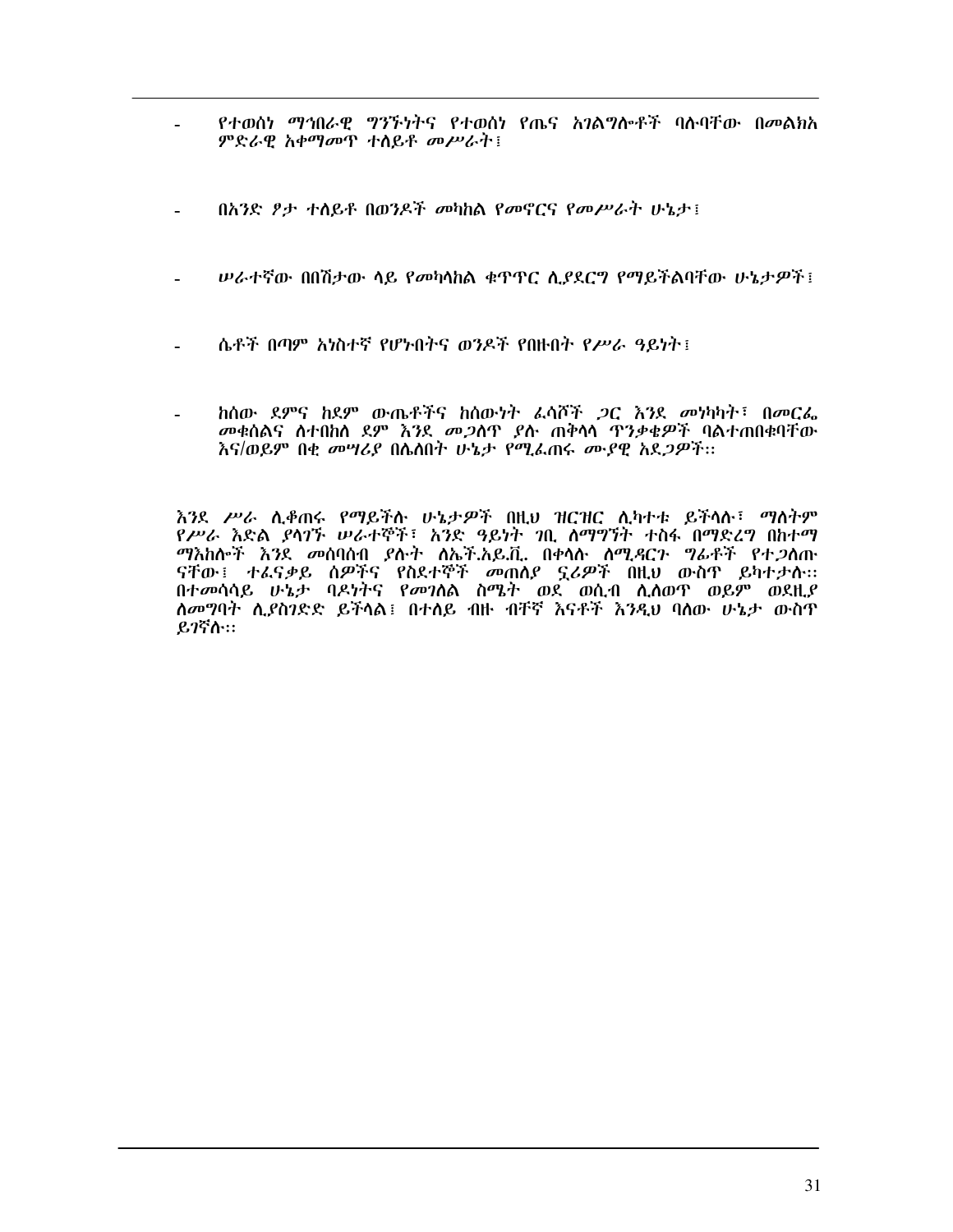- የተወሰነ ማኅበራዊ ግንኙነትና የተወሰነ የጤና አገልግሎቶች ባሉባቸው በመልክአ ምድራዊ አቀማመጥ ተለይቶ መሥራት፤

- በአንድ ፆታ ተለይቶ በወንዶች መካከል የመኖርና የመሥራት ሁኔታ፤

- ሠራተኛው በበሽታው ላይ የመካላከል ቁጥጥር ሊያደርግ የማይችልባቸው ሁኔታዎች፤

- ሴቶች በጣም አነስተኛ የሆኑበትና ወንዶች የበዙበት የሥራ ዓይነት፤

- ከሰው ደምና ከደም ውጤቶችና ከሰውነት ፈሳሾች ጋር እንደ መነካካት፣ በመርፌ መቁሰልና ለተበከለ ደም እንደ መጋለጥ ያሉ ጠቅላላ ጥንቃቄዎች ባልተጠበቁባቸው እና/ወይም በቂ መሣሪያ በሌለበት ሁኔታ የሚፈጠሩ ሙያዊ አደጋዎች።

እንደ ሥራ ሊቆጠሩ የማይችሉ ሁኔታዎች በዚህ ዝርዝር ሊካተቱ ይችላሉ፣ ማለትም የሥራ እድል ያላገኙ ሠራተኞች፣ አንድ ዓይነት ገቢ ለማግኘት ተስፋ በማድረግ በከተማ ማእከሎች እንደ መሰባሰብ ያሉት ለኤች.አይ.ቪ. በቀላሉ ለሚዳርጉ ግፊቶች የተጋለጡ ናቸው፤ ተፈናቃይ ሰዎችና የስደተኞች መጠለያ ኗሪዎች በዚህ ውስጥ ይካተታሉ። በተመሳሳይ ሁኔታ ባዶነትና የመገለል ስሜት ወደ ወሲብ ሊለወጥ ወይም ወደዚያ ለመግባት ሊያስገድድ ይችላል፤ በተለይ ብዙ ብቸኛ እናቶች እንዲህ ባለው ሁኔታ ውስጥ ይገኛሉ።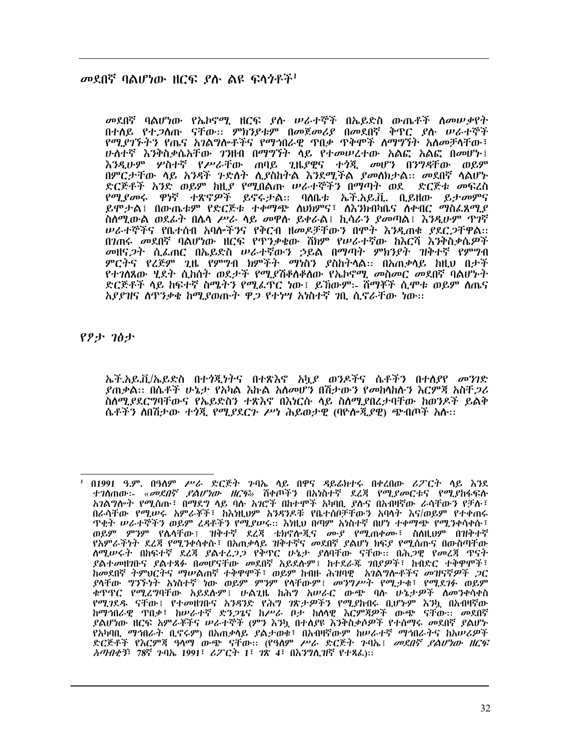## *መደበኛ ባልሆነው ዘርፍ ያሉ ልዩ ፍላጎቶች*[1]

*መደበኛ ባልሆነው የኤኮኖሚ ዘርፍ ያሉ ሠራተኞች በኤይድስ ውጤቶች ለመሠቃየት በተለይ የተጋለጡ ናቸው። ምክንያቱም በመጀመሪያ በመደበኛ ቅጥር ያሉ ሠራተኞች የሚያገኙትን የጤና አገልግሎቶችና የማኅበራዊ ጥበቃ ጥቅሞች ለማግኘት አለመቻላቸው፣ ሁለተኛ እንቅስቃሴአቸው ገንዘብ በማግኘት ላይ የተመሠረተው አልፎ አልፎ በመሆኑ፤ እንዲሁም ሦስተኛ የሥራቸው ጠባይ ጊዜያዊና ተጎጂ መሆን በንግዳቸው ወይም በምርታቸው ላይ አንዳች ጉድለት ሊያስከትል እንደሚችል ያመለክታል። መደበኛ ላልሆኑ ድርጅቶች አንድ ወይም ከዚያ የሚበልጡ ሠራተኞችን በማጣት ወደ ድርጅቱ መፍረስ የሚያመሩ ዋነኛ ተጽኖዎች ይኖሩታል። ባለቤቱ ኤች.አይ.ቪ. ቢይዘው ይታመምና ይሞታል፤ በውጤቱም የድርጅቱ ተቀማጭ ለህክምና፣ ለእንክብካቤና ለቀብር ማስፈጸሚያ ስለሚውል ወደፊት በሌላ ሥራ ላይ መዋሉ ይቀራል፤ ኪሳራን ያመጣል፤ እንዲሁም ጥገኛ ሠራተኞችና የቤተሰብ አባሎችንና የቅርብ ዘመዶቻቸውን በሞት እንዲጠቁ ያደርጋቸዋል። በገጠሩ መደበኛ ባልሆነው ዘርፍ የጥንቃቄው ሸክም የሠራተኛው ከእርሻ እንቅስቃሴዎች መዘናጋት ሲፈጠር በኤይድስ ሠራተኛውን ኃይል በማጣት ምክንያት ዝቅተኛ የምግብ ምርትና የረጅም ጊዜ የምግብ ክምችት ማነስን ያስከትላል። በአጠቃላይ ከዚህ በታች የተገለጸው ሂደት ሲከሰት ወደታች የሚያሽቆለቁለው የኤኮኖሚ መስመር መደበኛ ባልሆኑት ድርጅቶች ላይ ከፍተኛ ስሜትን የሚፈጥር ነው፤ ይኸውም፦ ሸማቾች ሲሞቱ ወይም ለጤና አያያዝና ለጥንቃቄ ከሚያወጡት ዋጋ የተነሣ አነስተኛ ገቢ ሲኖራቸው ነው።*

## *የፆታ ገፅታ*

*ኤች.አይ.ቪ/ኤይድስ በተጎጂነትና በተጽእኖ አኳያ ወንዶችና ሴቶችን በተለያየ መንገድ ያጠቃል። በሴቶች ሁኔታ የአካል እኩል አለመሆን በሽታውን የመከላከሉን እርምጃ አስቸጋሪ ስለሚያደርግባቸውና የኤይድስን ተጽእኖ በእነርሱ ላይ ስለሚያበረታባቸው ከወንዶች ይልቅ ሴቶችን ለበሽታው ተጎጂ የሚያደርጉ ሥነ ሕይወታዊ (ባዮሎጂያዊ) ጭብጦች አሉ።*

---

[1] *በ1991 ዓ.ም. በዓለም ሥራ ድርጅት ጉባኤ ላይ በዋና ዳይሬክተሩ በቀረበው ሪፖርት ላይ እንደ ተገለጠው፦ «መደበኛ ያልሆነው ዘርፍ» ሸቀጦችን በአነስተኛ ደረጃ የሚያመርቱና የሚያከፋፍሉ አገልግሎት የሚሰጡ፣ በማደግ ላይ ባሉ አገሮች በከተሞች አካባቢ ያሉና በአብዛኛው ራሳቸውን የቻሉ፣ በራሳቸው የሚሠሩ አምራቾች፣ ከእነዚህም አንዳንዶቹ የቤተሰቦቻቸውን አባላት እና/ወይም የተቀጠሩ ጥቂት ሠራተኞችን ወይም ረዳቶችን የሚያሠሩ። እነዚህ በጣም አነስተኛ በሆነ ተቀማጭ የሚንቀሳቀሱ፣ ወይም ምንም የሌላቸው፤ ዝቅተኛ ደረጃ ቴክኖሎጂና ሙያ የሚጠቀሙ፣ ስለዚህም በዝቅተኛ የአምራችነት ደረጃ የሚንቀሳቀሱ፣ በአጠቃላይ ዝቅተኛና መደበኛ ያልሆነ ክፍያ የሚሰጡና በውስጣቸው ለሚሠሩት በከፍተኛ ደረጃ ያልተረጋጋ የቅጥር ሁኔታ ያለባቸው ናቸው። በሕጋዊ የመረጃ ጥናት ያልተመዘገቡና ያልተጻፉ በመሆናቸው መደበኛ አይደሉም፤ ከተደራጁ ገበያዎች፣ ከብድር ተቋዋሞች፣ ከመደበኛ ትምህርትና ማሠልጠኛ ተቋዋሞች፣ ወይም ከብዙ ሕዝባዊ አገልግሎቶችና መዝናኛዎች ጋር ያላቸው ግንኙነት አነስተኛ ነው ወይም ምንም የላቸውም፤ መንግሥት የሚታቀ፣ የሚደገፉ ወይም ቁጥጥር የሚረግባቸው አይደሉም፤ ሁልጊዜ ከሕግ አሠራር ውጭ ባሉ ሁኔታዎች ለመንቀሳቀስ የሚገደዱ ናቸው፤ የተመዘገቡና አንዳንድ የሕግ ገጽታዎችን የሚያከብሩ ቢሆኑም እንኳ በአብዛኛው ከማኅበራዊ ጥበቃ፣ ከሠራተኛ ድንጋጌና ከሥራ ቦታ ከለላዊ እርምጃዎች ውጭ ናቸው። መደበኛ ያልሆነው ዘርፍ አምራቾችና ሠራተኞች (ምን እንኳ በተለያዩ እንቅስቃሴዎች የተሰማሩ መደበኛ ያልሆኑ የአካባቢ ማኅበራት ቢኖሩም) በአጠቃላይ ያልታወቁ፣ በአብዛኛውም ከሠራተኛ ማኅበራትና ከአሠሪዎች ድርጅቶች የእርምጃ ዓላማ ውጭ ናቸው። (የዓለም ሥራ ድርጅት ጉባኤ፤ መደበኛ ያልሆነው ዘርፍ አጣብቂኝ፣ 78ኛ ጉባኤ 1991፣ ሪፖርት 1፣ ገጽ 4፣ በእንግሊዝኛ የተጻፈ)።*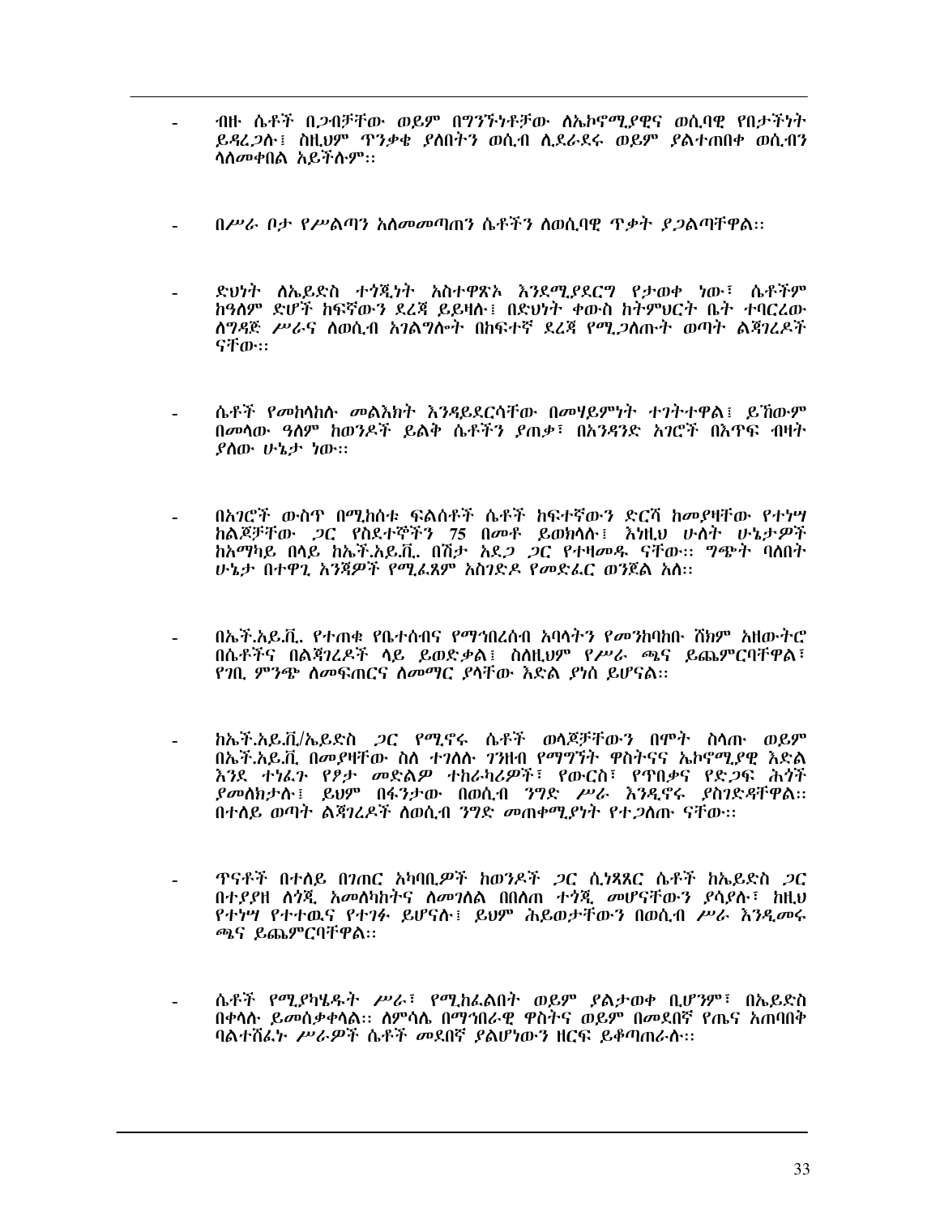- ብዙ ሴቶች በጋብቻቸው ወይም በግንኙነቶቻው ለኤኮኖሚያዊና ወሲባዊ የበታችነት ይዳረጋሉ፤ ስዚህም ጥንቃቄ ያለበትን ወሲብ ሊደራደሩ ወይም ያልተጠበቀ ወሲብን ላለመቀበል አይችሉም።

- በሥራ ቦታ የሥልጣን አለመመጣጠን ሴቶችን ለወሲባዊ ጥቃት ያጋልጣቸዋል።

- ድህነት ለኤይድስ ተጎጂነት አስተዋጽኦ እንደሚያደርግ የታወቀ ነው፣ ሴቶችም ከዓለም ድሆች ከፍኛውን ደረጃ ይይዛሉ፤ በድህነት ቀውስ ከትምህርት ቤት ተባርረው ለግዳጅ ሥራና ለወሲብ አገልግሎት በከፍተኛ ደረጃ የሚጋለጡት ወጣት ልጃገረዶች ናቸው።

- ሴቶች የመከላከሉ መልእክት እንዳይደርሳቸው በመሃይምነት ተገትተዋል፤ ይኸውም በመላው ዓለም ከወንዶች ይልቅ ሴቶችን ያጠቃ፣ በአንዳንድ አገሮች በእጥፍ ብዛት ያለው ሁኔታ ነው።

- በአገሮች ውስጥ በሚከሰቱ ፍልሰቶች ሴቶች ከፍተኛውን ድርሻ ከመያዛቸው የተነሣ ከልጆቻቸው ጋር የስደተኞችን 75 በመቶ ይወክላሉ፤ እነዚህ ሁለት ሁኔታዎች ከአማካይ በላይ ከኤች.አይ.ቪ. በሽታ አደጋ ጋር የተዛመዱ ናቸው። ግጭት ባለበት ሁኔታ በተዋጊ አንጃዎች የሚፈጸም አስገድዶ የመድፈር ወንጀል አለ።

- በኤች.አይ.ቪ. የተጠቁ የቤተሰብና የማኅበረሰብ አባላትን የመንከባከቡ ሸክም አዘውትሮ በሴቶችና በልጃገረዶች ላይ ይወድቃል፤ ስለዚህም የሥራ ጫና ይጨምርባቸዋል፣ የገቢ ምንጭ ለመፍጠርና ለመማር ያላቸው እድል ያነሰ ይሆናል።

- ከኤች.አይ.ቪ/ኤይድስ ጋር የሚኖሩ ሴቶች ወላጆቻቸውን በሞት ስላጡ ወይም በኤች.አይ.ቪ. በመያዛቸው ስለ ተገለሉ ገንዘብ የማግኘት ዋስትናና ኤኮኖሚያዊ እድል እንደ ተነፈጉ የፆታ መድልዎ ተከራካሪዎች፣ የውርስ፣ የጥበቃና የድጋፍ ሕጎች ያመለክታሉ፤ ይህም በፋንታው በወሲብ ንግድ ሥራ እንዲኖሩ ያስገድዳቸዋል። በተለይ ወጣት ልጃገረዶች ለወሲብ ንግድ መጠቀሚያነት የተጋለጡ ናቸው።

- ጥናቶች በተለይ በገጠር አካባቢዎች ከወንዶች ጋር ሲነጻጸር ሴቶች ከኤይድስ ጋር በተያያዘ ለጎጂ አመለካከትና ለመገለል በበለጠ ተጎጂ መሆናቸውን ያሳያሉ፣ ከዚህ የተነሣ የተተዉና የተገፉ ይሆናሉ፤ ይህም ሕይወታቸውን በወሲብ ሥራ እንዲመሩ ጫና ይጨምርባቸዋል።

- ሴቶች የሚያካሄዱት ሥራ፣ የሚከፈልበት ወይም ያልታወቀ ቢሆንም፣ በኤይድስ በቀላሉ ይመሰቃቀላል። ለምሳሌ በማኅበራዊ ዋስትና ወይም በመደበኛ የጤና አጠባበቅ ባልተሸፈኑ ሥራዎች ሴቶች መደበኛ ያልሆነውን ዘርፍ ይቆጣጠራሉ።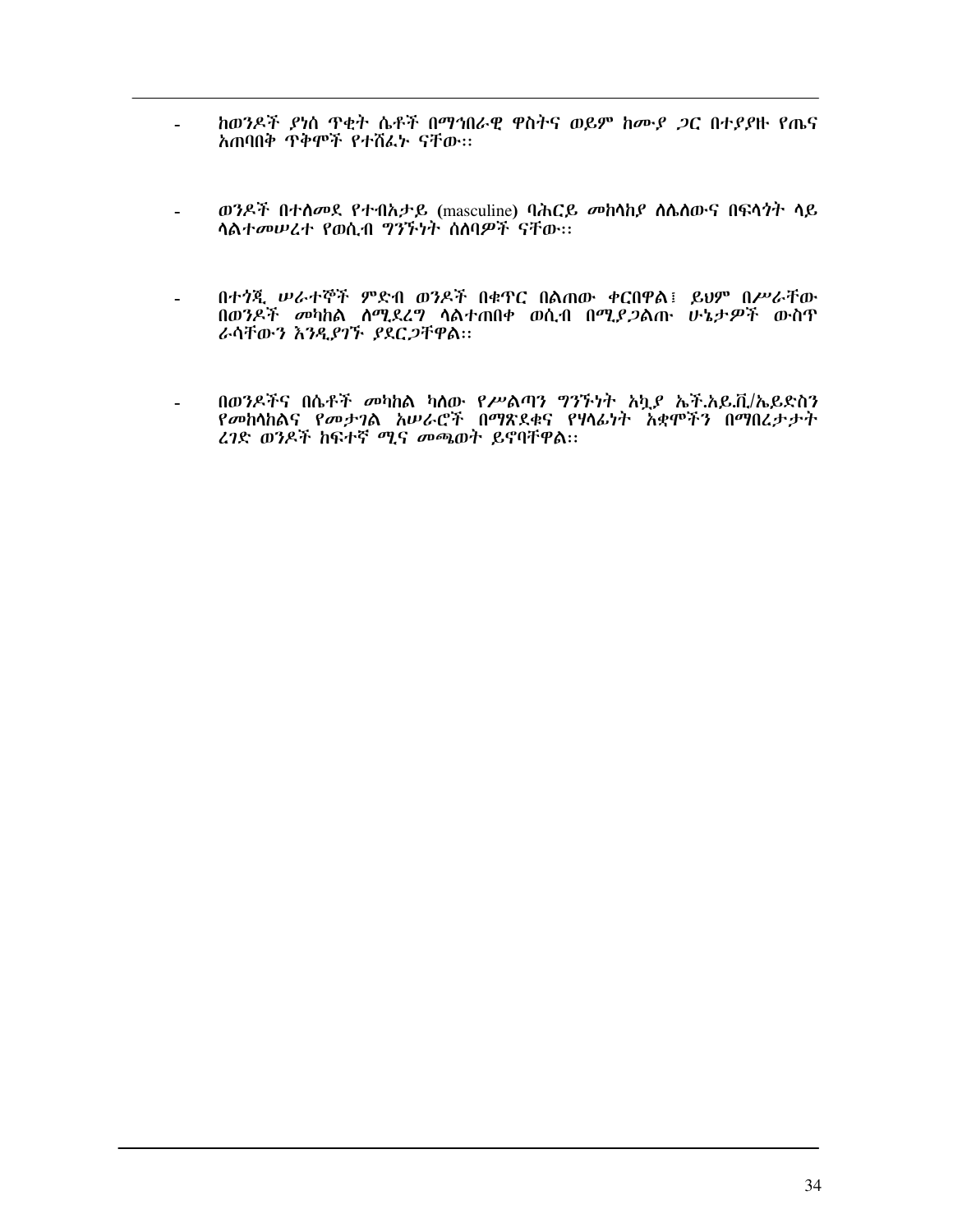- ከወንዶች ያነሰ ጥቂት ሴቶች በማኅበራዊ ዋስትና ወይም ከሙያ ጋር በተያያዙ የጤና አጠባበቅ ጥቅሞች የተሸፈኑ ናቸው።

- ወንዶች በተለመደ የተብአታይ (masculine) ባሕርይ መከላከያ ስሌለውና በፍላጎት ላይ ላልተመሠረተ የወሲብ ግንኙነት ሰለባዎች ናቸው።

- በተጎጂ ሠራተኞች ምድብ ወንዶች በቁጥር በልጠው ቀርበዋል፤ ይህም በሥራቸው በወንዶች መካከል ለሚደረግ ላልተጠበቀ ወሲብ በሚያጋልጡ ሁኔታዎች ውስጥ ራሳቸውን እንዲያገኙ ያደርጋቸዋል።

- በወንዶችና በሴቶች መካከል ካለው የሥልጣን ግንኙነት አኳያ ኤች.አይ.ቪ/ኤይድስን የመከላከልና የመታገል አሠራሮች በማጽደቁና የሃላፊነት አቋሞችን በማበረታታት ረገድ ወንዶች ከፍተኛ ሚና መጫወት ይኖባቸዋል።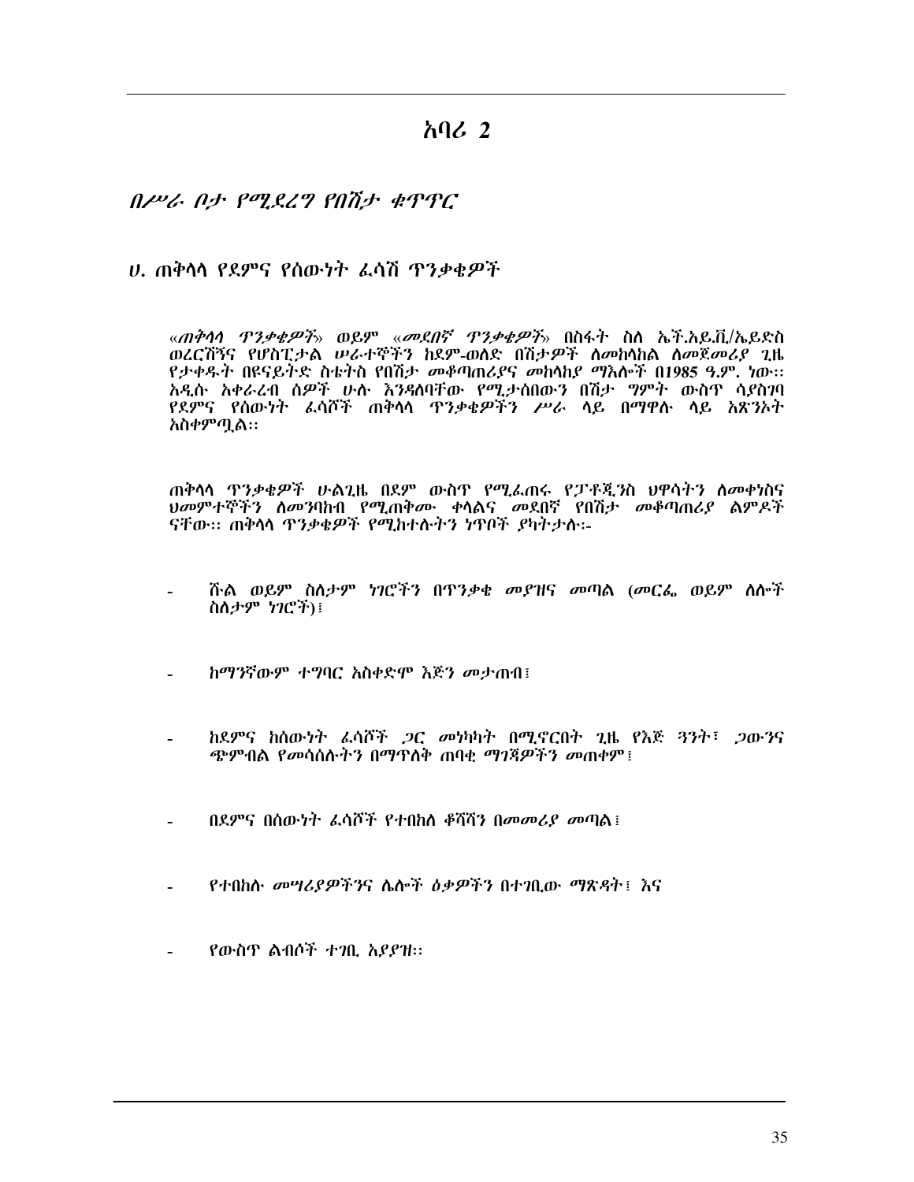# አባሪ 2

## *በሥራ ቦታ የሚደረግ የበሽታ ቁጥጥር*

### *ሀ. ጠቅላላ የደምና የሰውነት ፈሳሽ ጥንቃቄዎች*

*«ጠቅላላ ጥንቃቄዎች» ወይም «መደበኛ ጥንቃቄዎች» በስፋት ስለ ኤች.አይ.ቪ/ኤይድስ ወረርሽኝና የሆስፒታል ሠራተኞችን ከደም-ወለድ በሽታዎች ለመከላከል ለመጀመሪያ ጊዜ የታቀዱት በዩናይትድ ስቴትስ የበሽታ መቆጣጠሪያና መከላከያ ማእሎች በ1985 ዓ.ም. ነው፡፡ አዲሱ አቀራረብ ሰዎች ሁሉ እንዳለባቸው የሚታሰበውን በሽታ ግምት ውስጥ ሳያስገባ የደምና የሰውነት ፈሳሾች ጠቅላላ ጥንቃቄዎችን ሥራ ላይ በማዋሉ ላይ አጽንኦት አስቀምጧል፡፡*

*ጠቅላላ ጥንቃቄዎች ሁልጊዜ በደም ውስጥ የሚፈጠሩ የፓቶጂንስ ህዋሳትን ለመቀነስና ህመምተኞችን ለመንባከብ የሚጠቀሙ ቀላልና መደበኛ የበሽታ መቆጣጠሪያ ልምዶች ናቸው፡፡ ጠቅላላ ጥንቃቄዎች የሚከተሉትን ነጥቦች ያካትታሉ፡-*

- *ሹል ወይም ስለታም ነገሮችን በጥንቃቄ መያዝና መጣል (መርፌ ወይም ሌሎች ስለታም ነገሮች)፤*
- *ከማንኛውም ተግባር አስቀድሞ እጅን መታጠብ፤*
- *ከደምና ከሰውነት ፈሳሾች ጋር መነካካት በሚኖርበት ጊዜ የእጅ ጓንት፣ ጋውንና ጭምብል የመሳሰሉትን በማጥለቅ ጠባቂ ማገጃዎችን መጠቀም፤*
- *በደምና በሰውነት ፈሳሾች የተበከለ ቆሻሻን በመመሪያ መጣል፤*
- *የተበከሉ መሣሪያዎችንና ሌሎች ዕቃዎችን በተገቢው ማጽዳት፤ እና*
- *የውስጥ ልብሶች ተገቢ አያያዝ፡፡*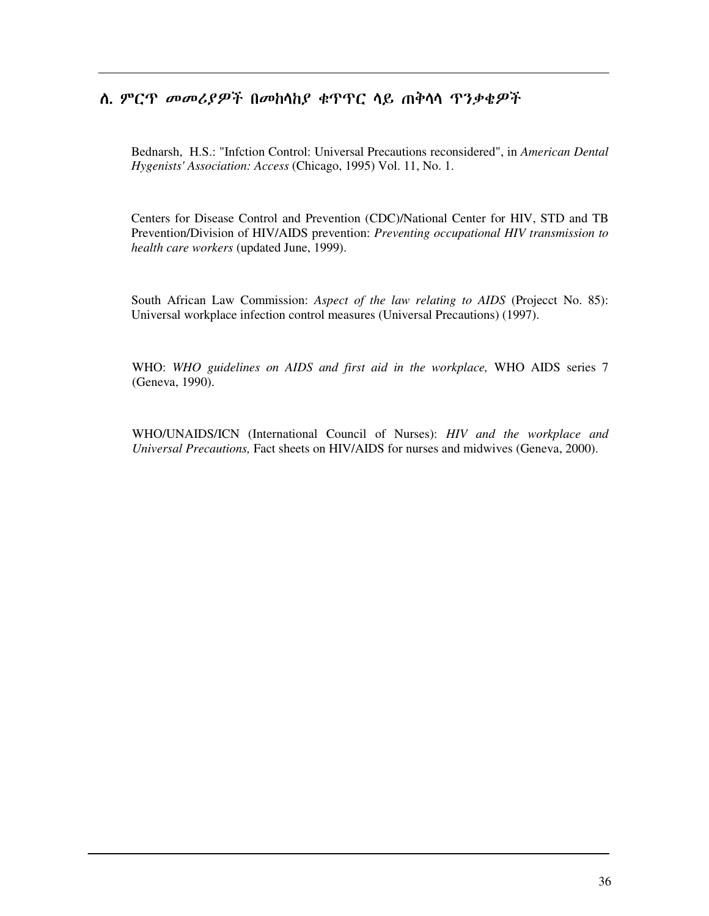## ለ. ምርጥ መመሪያዎች በመከላከያ ቁጥጥር ላይ ጠቅላላ ጥንቃቄዎች

Bednarsh, H.S.: "Infction Control: Universal Precautions reconsidered", in *American Dental Hygenists' Association: Access* (Chicago, 1995) Vol. 11, No. 1.

Centers for Disease Control and Prevention (CDC)/National Center for HIV, STD and TB Prevention/Division of HIV/AIDS prevention: *Preventing occupational HIV transmission to health care workers* (updated June, 1999).

South African Law Commission: *Aspect of the law relating to AIDS* (Projecct No. 85): Universal workplace infection control measures (Universal Precautions) (1997).

WHO: *WHO guidelines on AIDS and first aid in the workplace,* WHO AIDS series 7 (Geneva, 1990).

WHO/UNAIDS/ICN (International Council of Nurses): *HIV and the workplace and Universal Precautions,* Fact sheets on HIV/AIDS for nurses and midwives (Geneva, 2000).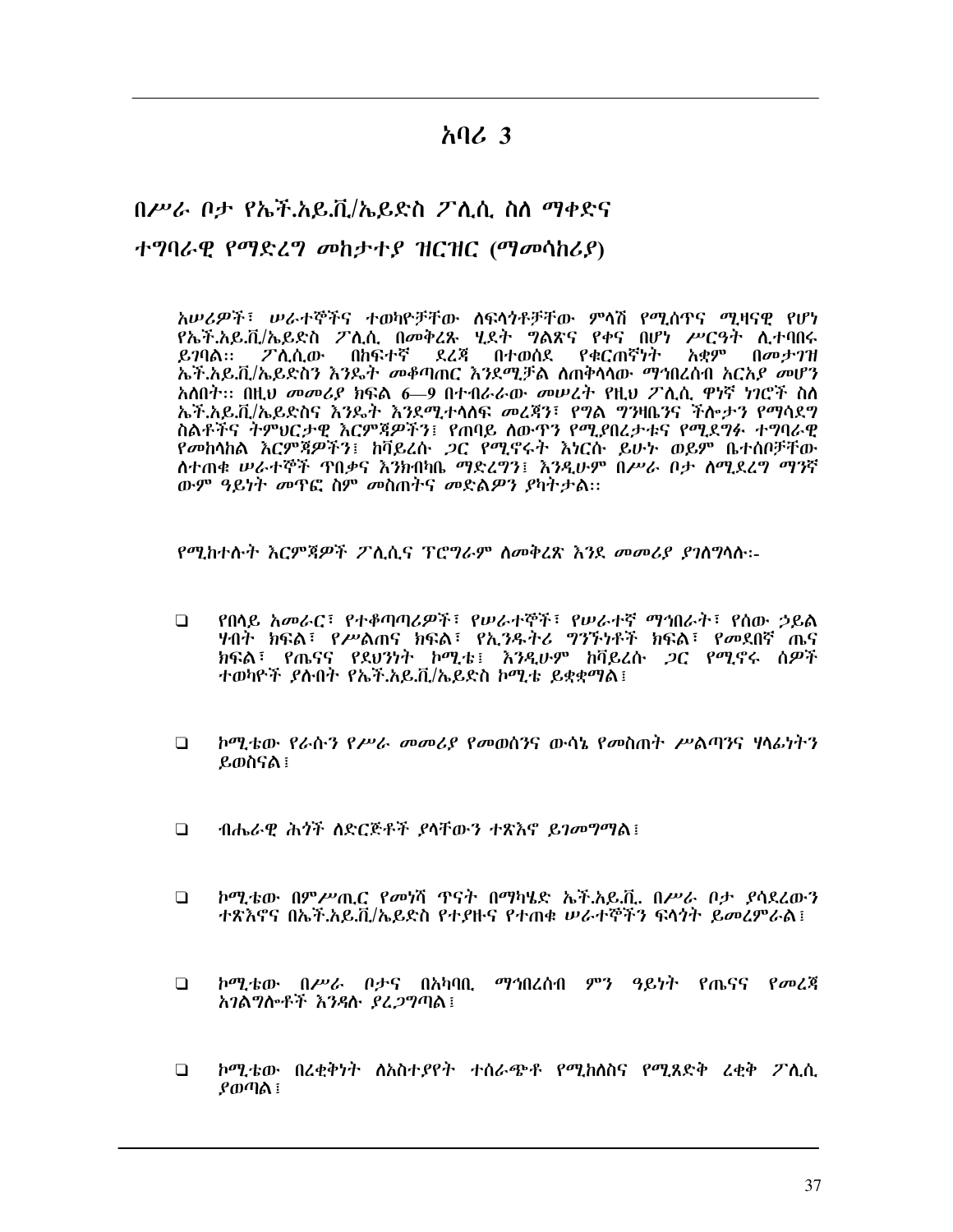# አባሪ 3

## *በሥራ ቦታ የኤች.አይ.ቪ/ኤይድስ ፖሊሲ ስለ ማቀድና ተግባራዊ የማድረግ መከታተያ ዝርዝር (ማመሳከሪያ)*

*አሠሪዎች፣ ሠራተኞችና ተወካዮቻቸው ለፍላጎቶቻቸው ምላሽ የሚሰጥና ሚዛናዊ የሆነ የኤች.አይ.ቪ/ኤይድስ ፖሊሲ በመቅረጹ ሂደት ግልጽና የቀና በሆነ ሥርዓት ሊተባበሩ ይገባል፡፡ ፖሊሲው በከፍተኛ ደረጃ በተወሰደ የቁርጠኛነት አቋም በመታገዝ ኤች.አይ.ቪ/ኤይድስን እንዴት መቆጣጠር እንደሚቻል ለጠቅላላው ማኅበረሰብ አርአያ መሆን አለበት፡፡ በዚህ መመሪያ ክፍል 6—9 በተብራራው መሠረት የዚህ ፖሊሲ ዋነኛ ነገሮች ስለ ኤች.አይ.ቪ/ኤይድስና እንዴት እንደሚተላለፍ መረጃን፣ የግል ግንዛቤንና ችሎታን የማሳደግ ስልቶችና ትምህርታዊ እርምጃዎችን፤ የጠባይ ለውጥን የሚያበረታቱና የሚደግፉ ተግባራዊ የመከላከል እርምጃዎችን፤ ከቫይረሱ ጋር የሚኖሩት እነርሱ ይሁኑ ወይም ቤተሰቦቻቸው ለተጠቁ ሠራተኞች ጥበቃና እንክብካቤ ማድረግን፤ እንዲሁም በሥራ ቦታ ለሚደረግ ማንኛ ውም ዓይነት መጥፎ ስም መስጠትና መድልዎን ያካትታል፡፡*

*የሚከተሉት እርምጃዎች ፖሊሲና ፕሮግራም ለመቅረጽ እንደ መመሪያ ያገለግላሉ፡-*

- *የበላይ አመራር፣ የተቆጣጣሪዎች፣ የሠራተኞች፣ የሠራተኛ ማኀበራት፣ የሰው ኃይል ሃብት ክፍል፣ የሥልጠና ክፍል፣ የኢንዱትሪ ግንኙነቶች ክፍል፣ የመደበኛ ጤና ክፍል፣ የጤናና የደህንነት ኮሚቴ፤ እንዲሁም ከቫይረሱ ጋር የሚኖሩ ሰዎች ተወካዮች ያሉበት የኤች.አይ.ቪ/ኤይድስ ኮሚቴ ይቋቋማል፤*

- *ኮሚቴው የራሱን የሥራ መመሪያ የመወሰንና ውሳኔ የመስጠት ሥልጣንና ሃላፊነትን ይወስናል፤*

- *ብሔራዊ ሕጎች ለድርጅቶች ያላቸውን ተጽእኖ ይገመግማል፤*

- *ኮሚቴው በምሥጢር የመነሻ ጥናት በማካሄድ ኤች.አይ.ቪ. በሥራ ቦታ ያሳደረውን ተጽእኖና በኤች.አይ.ቪ/ኤይድስ የተያዙና የተጠቁ ሠራተኞችን ፍላጎት ይመረምራል፤*

- *ኮሚቴው በሥራ ቦታና በአካባቢ ማኅበረሰብ ምን ዓይነት የጤናና የመረጃ አገልግሎቶች እንዳሉ ያረጋግጣል፤*

- *ኮሚቴው በረቂቅነት ለአስተያየት ተሰራጭቶ የሚከለስና የሚጸድቅ ረቂቅ ፖሊሲ ያወጣል፤*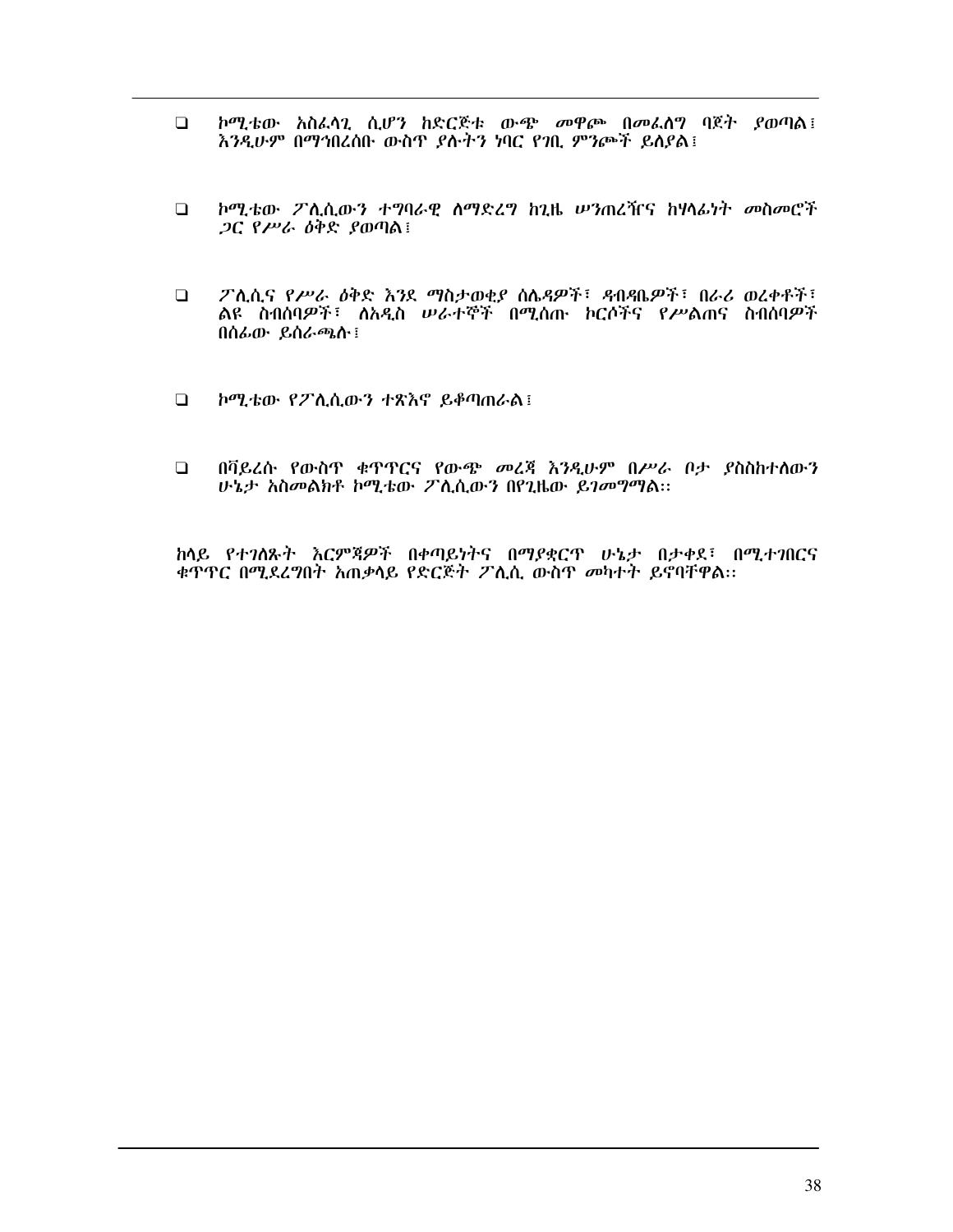- ኮሚቴው አስፈላጊ ሲሆን ከድርጅቱ ውጭ መዋጮ በመፈለግ ባጀት ያወጣል፤ እንዲሁም በማኅበረሰቡ ውስጥ ያሉትን ነባር የገቢ ምንጮች ይለያል፤

- ኮሚቴው ፖሊሲውን ተግባራዊ ለማድረግ ከጊዜ ሠንጠረዥና ከሃላፊነት መስመሮች ጋር የሥራ ዕቅድ ያወጣል፤

- ፖሊሲና የሥራ ዕቅድ እንደ ማስታወቂያ ሰሌዳዎች፣ ዳብዳቤዎች፣ በራሪ ወረቀቶች፣ ልዩ ስብሰባዎች፣ ለአዲስ ሠራተኞች በሚሰጡ ኮርሶችና የሥልጠና ስብሰባዎች በሰፊው ይሰራጫሉ፤

- ኮሚቴው የፖሊሲውን ተጽእኖ ይቆጣጠራል፤

- በቫይረሱ የውስጥ ቁጥጥርና የውጭ መረጃ እንዲሁም በሥራ ቦታ ያስከተለውን ሁኔታ አስመልክቶ ኮሚቴው ፖሊሲውን በየጊዜው ይገመግማል።

ከላይ የተገለጹት እርምጃዎች በቀጣይነትና በማያቋርጥ ሁኔታ በታቀደ፣ በሚተገበርና ቁጥጥር በሚደረግበት አጠቃላይ የድርጅት ፖሊሲ ውስጥ መካተት ይኖባቸዋል።